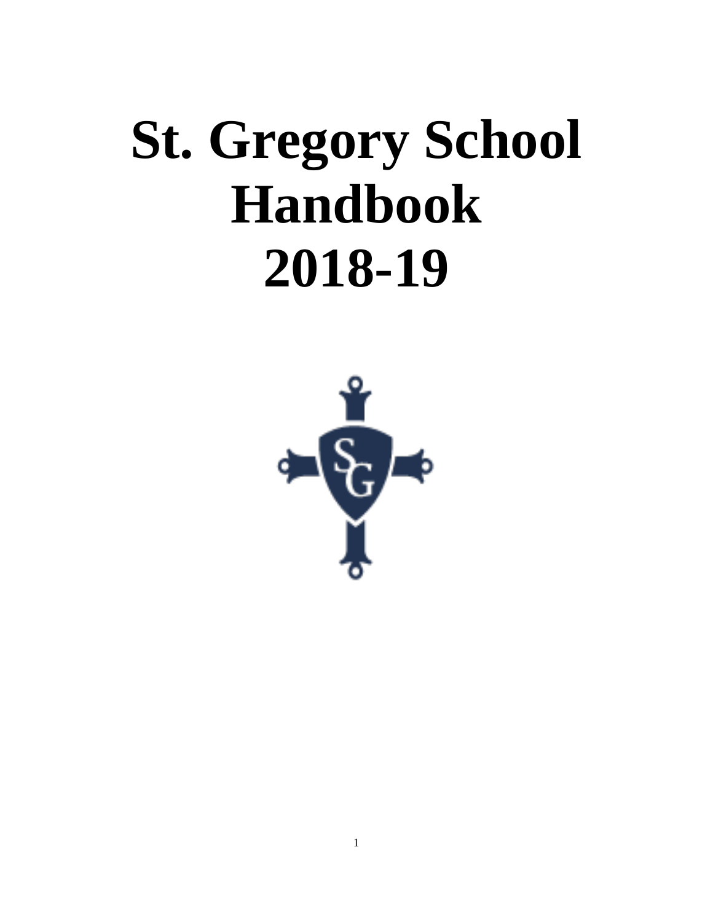# St. Gregory School Handbook 2018-19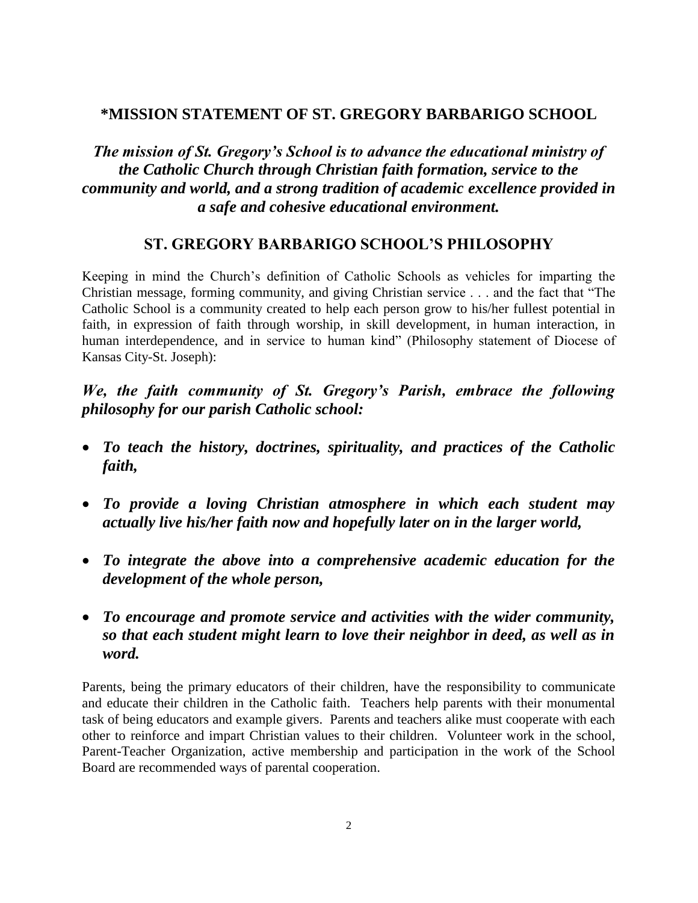## *MISSION STATEMENT OF ST. GREGORY BARBARIGO SCHOOL

***The mission of St. Gregory's School is to advance the educational ministry of the Catholic Church through Christian faith formation, service to the community and world, and a strong tradition of academic excellence provided in a safe and cohesive educational environment.***

## ST. GREGORY BARBARIGO SCHOOL'S PHILOSOPHY

Keeping in mind the Church's definition of Catholic Schools as vehicles for imparting the Christian message, forming community, and giving Christian service . . . and the fact that "The Catholic School is a community created to help each person grow to his/her fullest potential in faith, in expression of faith through worship, in skill development, in human interaction, in human interdependence, and in service to human kind" (Philosophy statement of Diocese of Kansas City-St. Joseph):

***We, the faith community of St. Gregory's Parish, embrace the following philosophy for our parish Catholic school:***

- ***To teach the history, doctrines, spirituality, and practices of the Catholic faith,***
- ***To provide a loving Christian atmosphere in which each student may actually live his/her faith now and hopefully later on in the larger world,***
- ***To integrate the above into a comprehensive academic education for the development of the whole person,***
- ***To encourage and promote service and activities with the wider community, so that each student might learn to love their neighbor in deed, as well as in word.***

Parents, being the primary educators of their children, have the responsibility to communicate and educate their children in the Catholic faith. Teachers help parents with their monumental task of being educators and example givers. Parents and teachers alike must cooperate with each other to reinforce and impart Christian values to their children. Volunteer work in the school, Parent-Teacher Organization, active membership and participation in the work of the School Board are recommended ways of parental cooperation.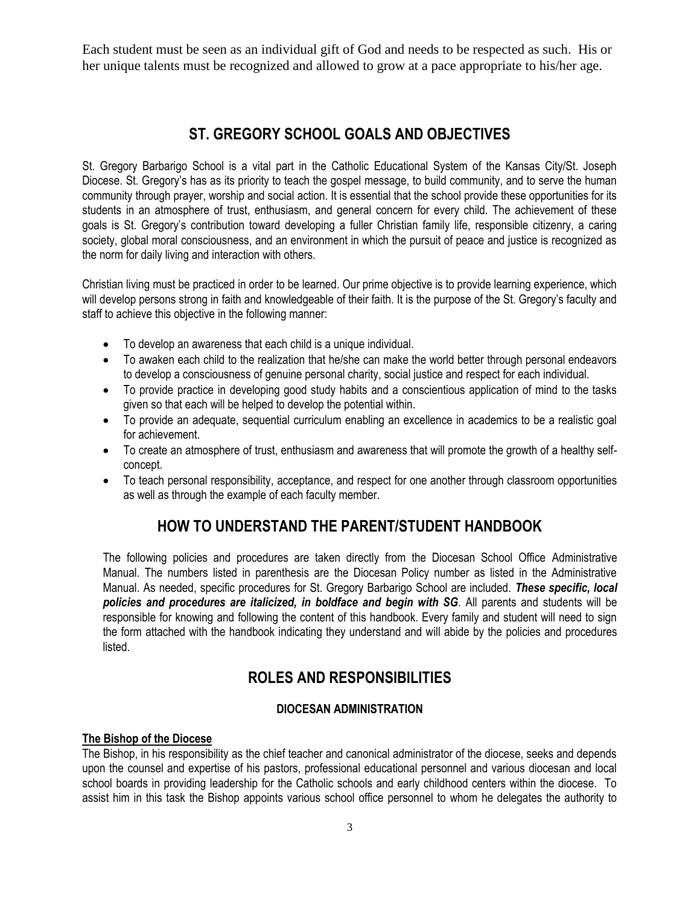Each student must be seen as an individual gift of God and needs to be respected as such. His or her unique talents must be recognized and allowed to grow at a pace appropriate to his/her age.

## ST. GREGORY SCHOOL GOALS AND OBJECTIVES

St. Gregory Barbarigo School is a vital part in the Catholic Educational System of the Kansas City/St. Joseph Diocese. St. Gregory's has as its priority to teach the gospel message, to build community, and to serve the human community through prayer, worship and social action. It is essential that the school provide these opportunities for its students in an atmosphere of trust, enthusiasm, and general concern for every child. The achievement of these goals is St. Gregory's contribution toward developing a fuller Christian family life, responsible citizenry, a caring society, global moral consciousness, and an environment in which the pursuit of peace and justice is recognized as the norm for daily living and interaction with others.

Christian living must be practiced in order to be learned. Our prime objective is to provide learning experience, which will develop persons strong in faith and knowledgeable of their faith. It is the purpose of the St. Gregory's faculty and staff to achieve this objective in the following manner:

- To develop an awareness that each child is a unique individual.
- To awaken each child to the realization that he/she can make the world better through personal endeavors to develop a consciousness of genuine personal charity, social justice and respect for each individual.
- To provide practice in developing good study habits and a conscientious application of mind to the tasks given so that each will be helped to develop the potential within.
- To provide an adequate, sequential curriculum enabling an excellence in academics to be a realistic goal for achievement.
- To create an atmosphere of trust, enthusiasm and awareness that will promote the growth of a healthy self-concept.
- To teach personal responsibility, acceptance, and respect for one another through classroom opportunities as well as through the example of each faculty member.

## HOW TO UNDERSTAND THE PARENT/STUDENT HANDBOOK

The following policies and procedures are taken directly from the Diocesan School Office Administrative Manual. The numbers listed in parenthesis are the Diocesan Policy number as listed in the Administrative Manual. As needed, specific procedures for St. Gregory Barbarigo School are included. ***These specific, local policies and procedures are italicized, in boldface and begin with SG***. All parents and students will be responsible for knowing and following the content of this handbook. Every family and student will need to sign the form attached with the handbook indicating they understand and will abide by the policies and procedures listed.

## ROLES AND RESPONSIBILITIES

### DIOCESAN ADMINISTRATION

**The Bishop of the Diocese**

The Bishop, in his responsibility as the chief teacher and canonical administrator of the diocese, seeks and depends upon the counsel and expertise of his pastors, professional educational personnel and various diocesan and local school boards in providing leadership for the Catholic schools and early childhood centers within the diocese. To assist him in this task the Bishop appoints various school office personnel to whom he delegates the authority to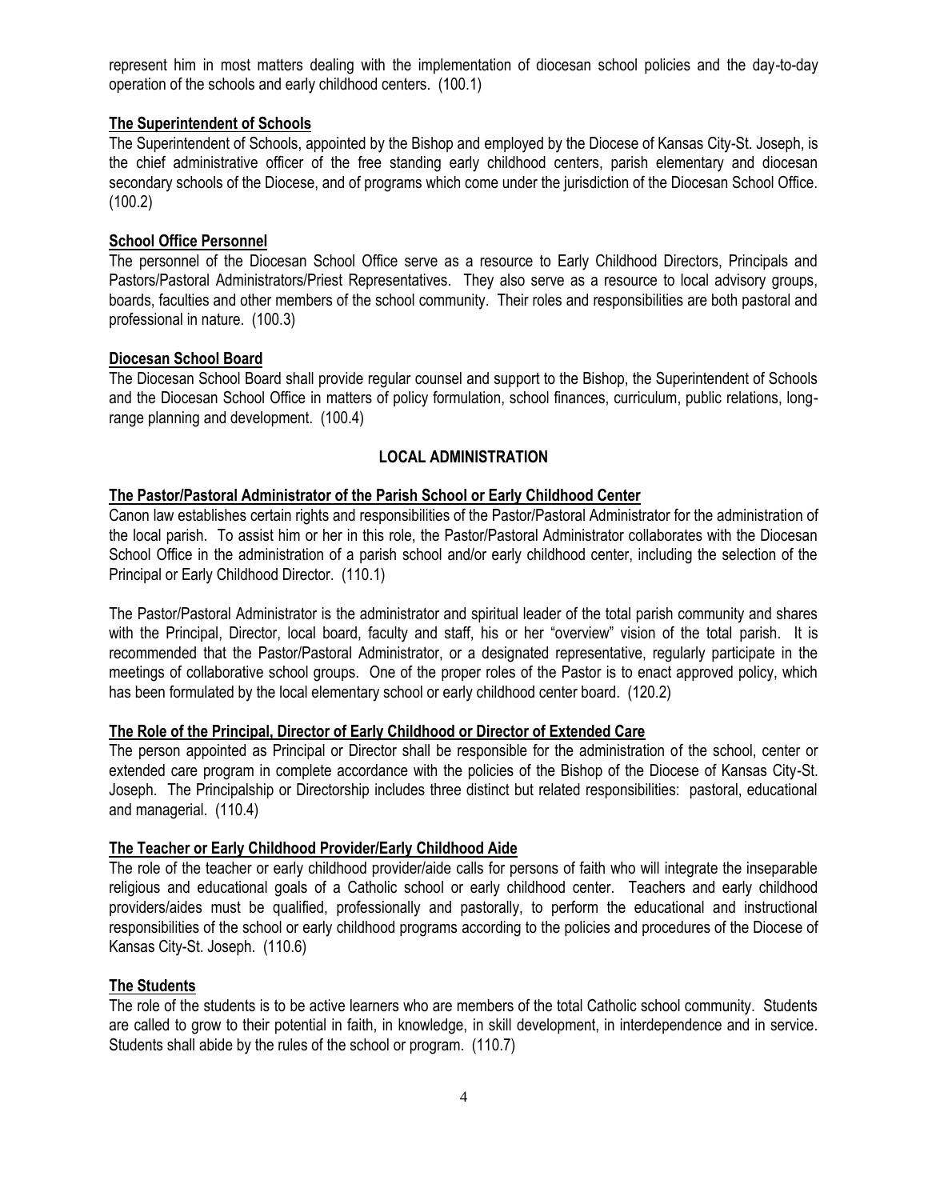represent him in most matters dealing with the implementation of diocesan school policies and the day-to-day operation of the schools and early childhood centers. (100.1)

**The Superintendent of Schools**

The Superintendent of Schools, appointed by the Bishop and employed by the Diocese of Kansas City-St. Joseph, is the chief administrative officer of the free standing early childhood centers, parish elementary and diocesan secondary schools of the Diocese, and of programs which come under the jurisdiction of the Diocesan School Office. (100.2)

**School Office Personnel**

The personnel of the Diocesan School Office serve as a resource to Early Childhood Directors, Principals and Pastors/Pastoral Administrators/Priest Representatives. They also serve as a resource to local advisory groups, boards, faculties and other members of the school community. Their roles and responsibilities are both pastoral and professional in nature. (100.3)

**Diocesan School Board**

The Diocesan School Board shall provide regular counsel and support to the Bishop, the Superintendent of Schools and the Diocesan School Office in matters of policy formulation, school finances, curriculum, public relations, long-range planning and development. (100.4)

## LOCAL ADMINISTRATION

**The Pastor/Pastoral Administrator of the Parish School or Early Childhood Center**

Canon law establishes certain rights and responsibilities of the Pastor/Pastoral Administrator for the administration of the local parish. To assist him or her in this role, the Pastor/Pastoral Administrator collaborates with the Diocesan School Office in the administration of a parish school and/or early childhood center, including the selection of the Principal or Early Childhood Director. (110.1)

The Pastor/Pastoral Administrator is the administrator and spiritual leader of the total parish community and shares with the Principal, Director, local board, faculty and staff, his or her "overview" vision of the total parish. It is recommended that the Pastor/Pastoral Administrator, or a designated representative, regularly participate in the meetings of collaborative school groups. One of the proper roles of the Pastor is to enact approved policy, which has been formulated by the local elementary school or early childhood center board. (120.2)

**The Role of the Principal, Director of Early Childhood or Director of Extended Care**

The person appointed as Principal or Director shall be responsible for the administration of the school, center or extended care program in complete accordance with the policies of the Bishop of the Diocese of Kansas City-St. Joseph. The Principalship or Directorship includes three distinct but related responsibilities: pastoral, educational and managerial. (110.4)

**The Teacher or Early Childhood Provider/Early Childhood Aide**

The role of the teacher or early childhood provider/aide calls for persons of faith who will integrate the inseparable religious and educational goals of a Catholic school or early childhood center. Teachers and early childhood providers/aides must be qualified, professionally and pastorally, to perform the educational and instructional responsibilities of the school or early childhood programs according to the policies and procedures of the Diocese of Kansas City-St. Joseph. (110.6)

**The Students**

The role of the students is to be active learners who are members of the total Catholic school community. Students are called to grow to their potential in faith, in knowledge, in skill development, in interdependence and in service. Students shall abide by the rules of the school or program. (110.7)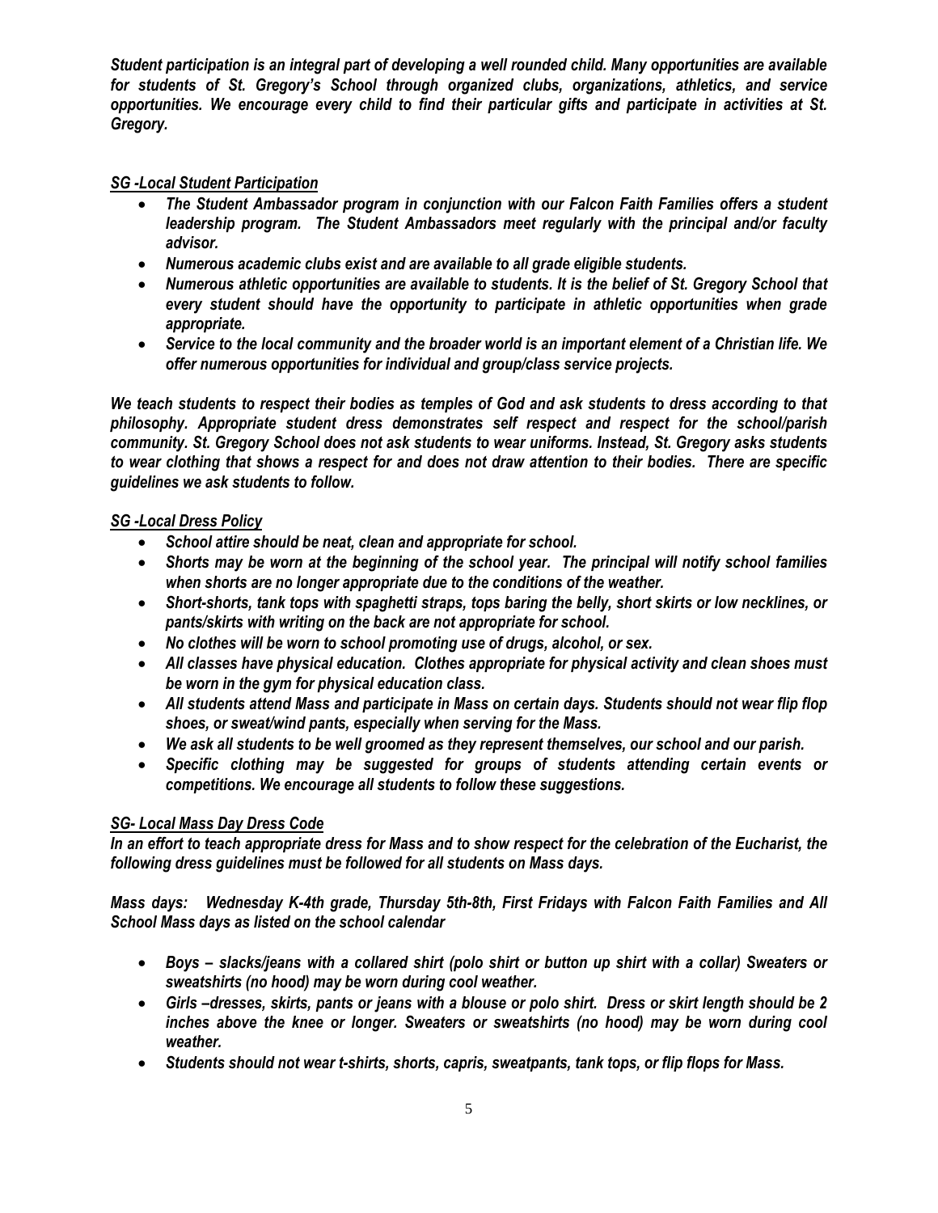***Student participation is an integral part of developing a well rounded child. Many opportunities are available for students of St. Gregory's School through organized clubs, organizations, athletics, and service opportunities. We encourage every child to find their particular gifts and participate in activities at St. Gregory.***

***SG -Local Student Participation***

- ***The Student Ambassador program in conjunction with our Falcon Faith Families offers a student leadership program. The Student Ambassadors meet regularly with the principal and/or faculty advisor.***
- ***Numerous academic clubs exist and are available to all grade eligible students.***
- ***Numerous athletic opportunities are available to students. It is the belief of St. Gregory School that every student should have the opportunity to participate in athletic opportunities when grade appropriate.***
- ***Service to the local community and the broader world is an important element of a Christian life. We offer numerous opportunities for individual and group/class service projects.***

***We teach students to respect their bodies as temples of God and ask students to dress according to that philosophy. Appropriate student dress demonstrates self respect and respect for the school/parish community. St. Gregory School does not ask students to wear uniforms. Instead, St. Gregory asks students to wear clothing that shows a respect for and does not draw attention to their bodies. There are specific guidelines we ask students to follow.***

***SG -Local Dress Policy***

- ***School attire should be neat, clean and appropriate for school.***
- ***Shorts may be worn at the beginning of the school year. The principal will notify school families when shorts are no longer appropriate due to the conditions of the weather.***
- ***Short-shorts, tank tops with spaghetti straps, tops baring the belly, short skirts or low necklines, or pants/skirts with writing on the back are not appropriate for school.***
- ***No clothes will be worn to school promoting use of drugs, alcohol, or sex.***
- ***All classes have physical education. Clothes appropriate for physical activity and clean shoes must be worn in the gym for physical education class.***
- ***All students attend Mass and participate in Mass on certain days. Students should not wear flip flop shoes, or sweat/wind pants, especially when serving for the Mass.***
- ***We ask all students to be well groomed as they represent themselves, our school and our parish.***
- ***Specific clothing may be suggested for groups of students attending certain events or competitions. We encourage all students to follow these suggestions.***

***SG- Local Mass Day Dress Code***

***In an effort to teach appropriate dress for Mass and to show respect for the celebration of the Eucharist, the following dress guidelines must be followed for all students on Mass days.***

***Mass days: Wednesday K-4th grade, Thursday 5th-8th, First Fridays with Falcon Faith Families and All School Mass days as listed on the school calendar***

- ***Boys – slacks/jeans with a collared shirt (polo shirt or button up shirt with a collar) Sweaters or sweatshirts (no hood) may be worn during cool weather.***
- ***Girls –dresses, skirts, pants or jeans with a blouse or polo shirt. Dress or skirt length should be 2 inches above the knee or longer. Sweaters or sweatshirts (no hood) may be worn during cool weather.***
- ***Students should not wear t-shirts, shorts, capris, sweatpants, tank tops, or flip flops for Mass.***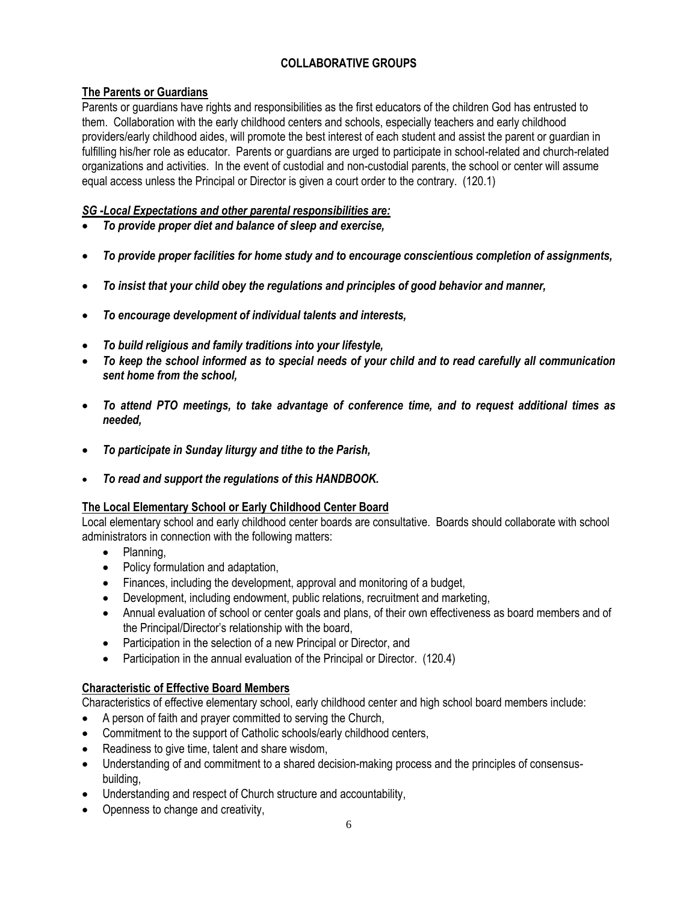# COLLABORATIVE GROUPS

## The Parents or Guardians

Parents or guardians have rights and responsibilities as the first educators of the children God has entrusted to them. Collaboration with the early childhood centers and schools, especially teachers and early childhood providers/early childhood aides, will promote the best interest of each student and assist the parent or guardian in fulfilling his/her role as educator. Parents or guardians are urged to participate in school-related and church-related organizations and activities. In the event of custodial and non-custodial parents, the school or center will assume equal access unless the Principal or Director is given a court order to the contrary. (120.1)

***SG -Local Expectations and other parental responsibilities are:***

- ***To provide proper diet and balance of sleep and exercise,***
- ***To provide proper facilities for home study and to encourage conscientious completion of assignments,***
- ***To insist that your child obey the regulations and principles of good behavior and manner,***
- ***To encourage development of individual talents and interests,***
- ***To build religious and family traditions into your lifestyle,***
- ***To keep the school informed as to special needs of your child and to read carefully all communication sent home from the school,***
- ***To attend PTO meetings, to take advantage of conference time, and to request additional times as needed,***
- ***To participate in Sunday liturgy and tithe to the Parish,***
- ***To read and support the regulations of this HANDBOOK.***

## The Local Elementary School or Early Childhood Center Board

Local elementary school and early childhood center boards are consultative. Boards should collaborate with school administrators in connection with the following matters:

- Planning,
- Policy formulation and adaptation,
- Finances, including the development, approval and monitoring of a budget,
- Development, including endowment, public relations, recruitment and marketing,
- Annual evaluation of school or center goals and plans, of their own effectiveness as board members and of the Principal/Director's relationship with the board,
- Participation in the selection of a new Principal or Director, and
- Participation in the annual evaluation of the Principal or Director. (120.4)

## Characteristic of Effective Board Members

Characteristics of effective elementary school, early childhood center and high school board members include:

- A person of faith and prayer committed to serving the Church,
- Commitment to the support of Catholic schools/early childhood centers,
- Readiness to give time, talent and share wisdom,
- Understanding of and commitment to a shared decision-making process and the principles of consensus-building,
- Understanding and respect of Church structure and accountability,
- Openness to change and creativity,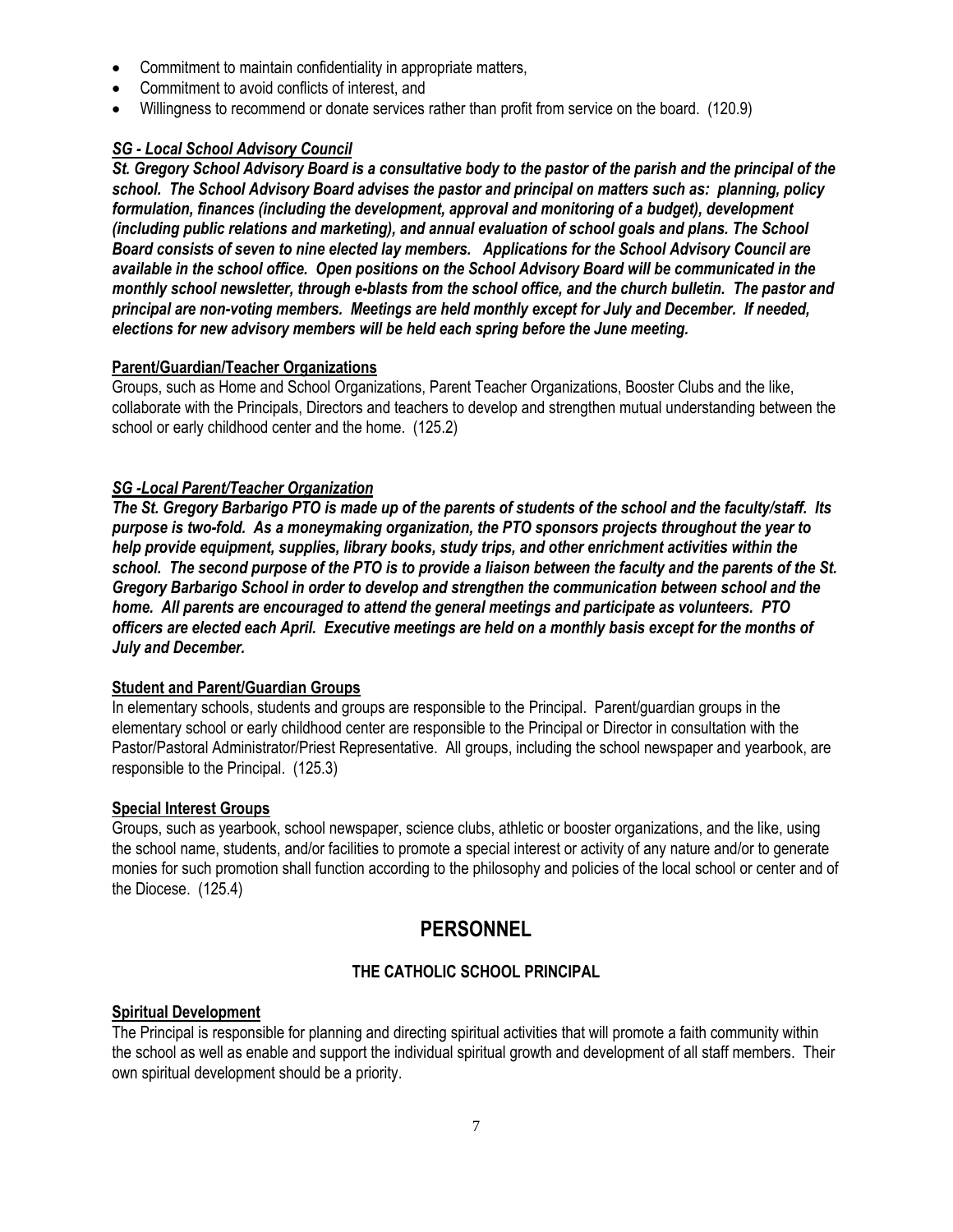- Commitment to maintain confidentiality in appropriate matters,
- Commitment to avoid conflicts of interest, and
- Willingness to recommend or donate services rather than profit from service on the board. (120.9)

***SG - Local School Advisory Council***

***St. Gregory School Advisory Board is a consultative body to the pastor of the parish and the principal of the school. The School Advisory Board advises the pastor and principal on matters such as: planning, policy formulation, finances (including the development, approval and monitoring of a budget), development (including public relations and marketing), and annual evaluation of school goals and plans. The School Board consists of seven to nine elected lay members. Applications for the School Advisory Council are available in the school office. Open positions on the School Advisory Board will be communicated in the monthly school newsletter, through e-blasts from the school office, and the church bulletin. The pastor and principal are non-voting members. Meetings are held monthly except for July and December. If needed, elections for new advisory members will be held each spring before the June meeting.***

**Parent/Guardian/Teacher Organizations**

Groups, such as Home and School Organizations, Parent Teacher Organizations, Booster Clubs and the like, collaborate with the Principals, Directors and teachers to develop and strengthen mutual understanding between the school or early childhood center and the home. (125.2)

***SG -Local Parent/Teacher Organization***

***The St. Gregory Barbarigo PTO is made up of the parents of students of the school and the faculty/staff. Its purpose is two-fold. As a moneymaking organization, the PTO sponsors projects throughout the year to help provide equipment, supplies, library books, study trips, and other enrichment activities within the school. The second purpose of the PTO is to provide a liaison between the faculty and the parents of the St. Gregory Barbarigo School in order to develop and strengthen the communication between school and the home. All parents are encouraged to attend the general meetings and participate as volunteers. PTO officers are elected each April. Executive meetings are held on a monthly basis except for the months of July and December.***

**Student and Parent/Guardian Groups**

In elementary schools, students and groups are responsible to the Principal. Parent/guardian groups in the elementary school or early childhood center are responsible to the Principal or Director in consultation with the Pastor/Pastoral Administrator/Priest Representative. All groups, including the school newspaper and yearbook, are responsible to the Principal. (125.3)

**Special Interest Groups**

Groups, such as yearbook, school newspaper, science clubs, athletic or booster organizations, and the like, using the school name, students, and/or facilities to promote a special interest or activity of any nature and/or to generate monies for such promotion shall function according to the philosophy and policies of the local school or center and of the Diocese. (125.4)

# PERSONNEL

## THE CATHOLIC SCHOOL PRINCIPAL

**Spiritual Development**

The Principal is responsible for planning and directing spiritual activities that will promote a faith community within the school as well as enable and support the individual spiritual growth and development of all staff members. Their own spiritual development should be a priority.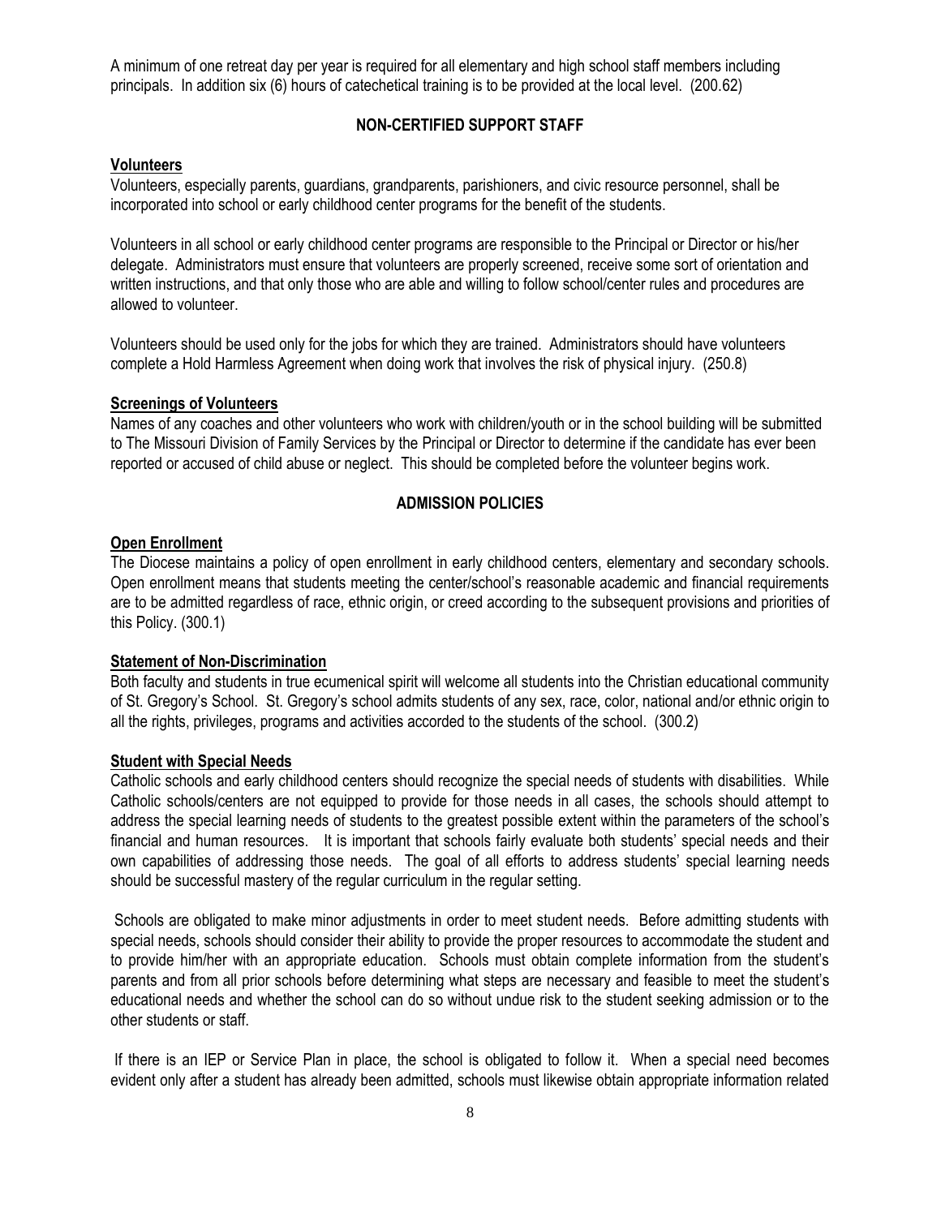A minimum of one retreat day per year is required for all elementary and high school staff members including principals. In addition six (6) hours of catechetical training is to be provided at the local level. (200.62)

## NON-CERTIFIED SUPPORT STAFF

### Volunteers

Volunteers, especially parents, guardians, grandparents, parishioners, and civic resource personnel, shall be incorporated into school or early childhood center programs for the benefit of the students.

Volunteers in all school or early childhood center programs are responsible to the Principal or Director or his/her delegate. Administrators must ensure that volunteers are properly screened, receive some sort of orientation and written instructions, and that only those who are able and willing to follow school/center rules and procedures are allowed to volunteer.

Volunteers should be used only for the jobs for which they are trained. Administrators should have volunteers complete a Hold Harmless Agreement when doing work that involves the risk of physical injury. (250.8)

### Screenings of Volunteers

Names of any coaches and other volunteers who work with children/youth or in the school building will be submitted to The Missouri Division of Family Services by the Principal or Director to determine if the candidate has ever been reported or accused of child abuse or neglect. This should be completed before the volunteer begins work.

## ADMISSION POLICIES

### Open Enrollment

The Diocese maintains a policy of open enrollment in early childhood centers, elementary and secondary schools. Open enrollment means that students meeting the center/school's reasonable academic and financial requirements are to be admitted regardless of race, ethnic origin, or creed according to the subsequent provisions and priorities of this Policy. (300.1)

### Statement of Non-Discrimination

Both faculty and students in true ecumenical spirit will welcome all students into the Christian educational community of St. Gregory's School. St. Gregory's school admits students of any sex, race, color, national and/or ethnic origin to all the rights, privileges, programs and activities accorded to the students of the school. (300.2)

### Student with Special Needs

Catholic schools and early childhood centers should recognize the special needs of students with disabilities. While Catholic schools/centers are not equipped to provide for those needs in all cases, the schools should attempt to address the special learning needs of students to the greatest possible extent within the parameters of the school's financial and human resources. It is important that schools fairly evaluate both students' special needs and their own capabilities of addressing those needs. The goal of all efforts to address students' special learning needs should be successful mastery of the regular curriculum in the regular setting.

Schools are obligated to make minor adjustments in order to meet student needs. Before admitting students with special needs, schools should consider their ability to provide the proper resources to accommodate the student and to provide him/her with an appropriate education. Schools must obtain complete information from the student's parents and from all prior schools before determining what steps are necessary and feasible to meet the student's educational needs and whether the school can do so without undue risk to the student seeking admission or to the other students or staff.

If there is an IEP or Service Plan in place, the school is obligated to follow it. When a special need becomes evident only after a student has already been admitted, schools must likewise obtain appropriate information related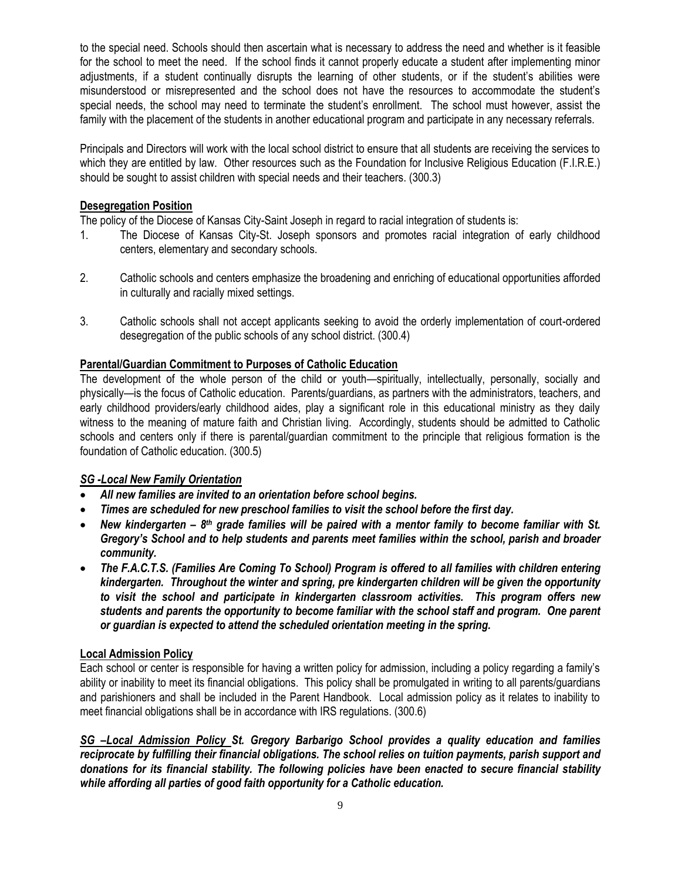to the special need. Schools should then ascertain what is necessary to address the need and whether is it feasible for the school to meet the need. If the school finds it cannot properly educate a student after implementing minor adjustments, if a student continually disrupts the learning of other students, or if the student's abilities were misunderstood or misrepresented and the school does not have the resources to accommodate the student's special needs, the school may need to terminate the student's enrollment. The school must however, assist the family with the placement of the students in another educational program and participate in any necessary referrals.

Principals and Directors will work with the local school district to ensure that all students are receiving the services to which they are entitled by law. Other resources such as the Foundation for Inclusive Religious Education (F.I.R.E.) should be sought to assist children with special needs and their teachers. (300.3)

**Desegregation Position**

The policy of the Diocese of Kansas City-Saint Joseph in regard to racial integration of students is:

1. The Diocese of Kansas City-St. Joseph sponsors and promotes racial integration of early childhood centers, elementary and secondary schools.

2. Catholic schools and centers emphasize the broadening and enriching of educational opportunities afforded in culturally and racially mixed settings.

3. Catholic schools shall not accept applicants seeking to avoid the orderly implementation of court-ordered desegregation of the public schools of any school district. (300.4)

**Parental/Guardian Commitment to Purposes of Catholic Education**

The development of the whole person of the child or youth—spiritually, intellectually, personally, socially and physically—is the focus of Catholic education. Parents/guardians, as partners with the administrators, teachers, and early childhood providers/early childhood aides, play a significant role in this educational ministry as they daily witness to the meaning of mature faith and Christian living. Accordingly, students should be admitted to Catholic schools and centers only if there is parental/guardian commitment to the principle that religious formation is the foundation of Catholic education. (300.5)

***SG -Local New Family Orientation***

- ***All new families are invited to an orientation before school begins.***
- ***Times are scheduled for new preschool families to visit the school before the first day.***
- ***New kindergarten – 8th grade families will be paired with a mentor family to become familiar with St. Gregory's School and to help students and parents meet families within the school, parish and broader community.***
- ***The F.A.C.T.S. (Families Are Coming To School) Program is offered to all families with children entering kindergarten. Throughout the winter and spring, pre kindergarten children will be given the opportunity to visit the school and participate in kindergarten classroom activities. This program offers new students and parents the opportunity to become familiar with the school staff and program. One parent or guardian is expected to attend the scheduled orientation meeting in the spring.***

**Local Admission Policy**

Each school or center is responsible for having a written policy for admission, including a policy regarding a family's ability or inability to meet its financial obligations. This policy shall be promulgated in writing to all parents/guardians and parishioners and shall be included in the Parent Handbook. Local admission policy as it relates to inability to meet financial obligations shall be in accordance with IRS regulations. (300.6)

***SG –Local Admission Policy St. Gregory Barbarigo School provides a quality education and families reciprocate by fulfilling their financial obligations. The school relies on tuition payments, parish support and donations for its financial stability. The following policies have been enacted to secure financial stability while affording all parties of good faith opportunity for a Catholic education.***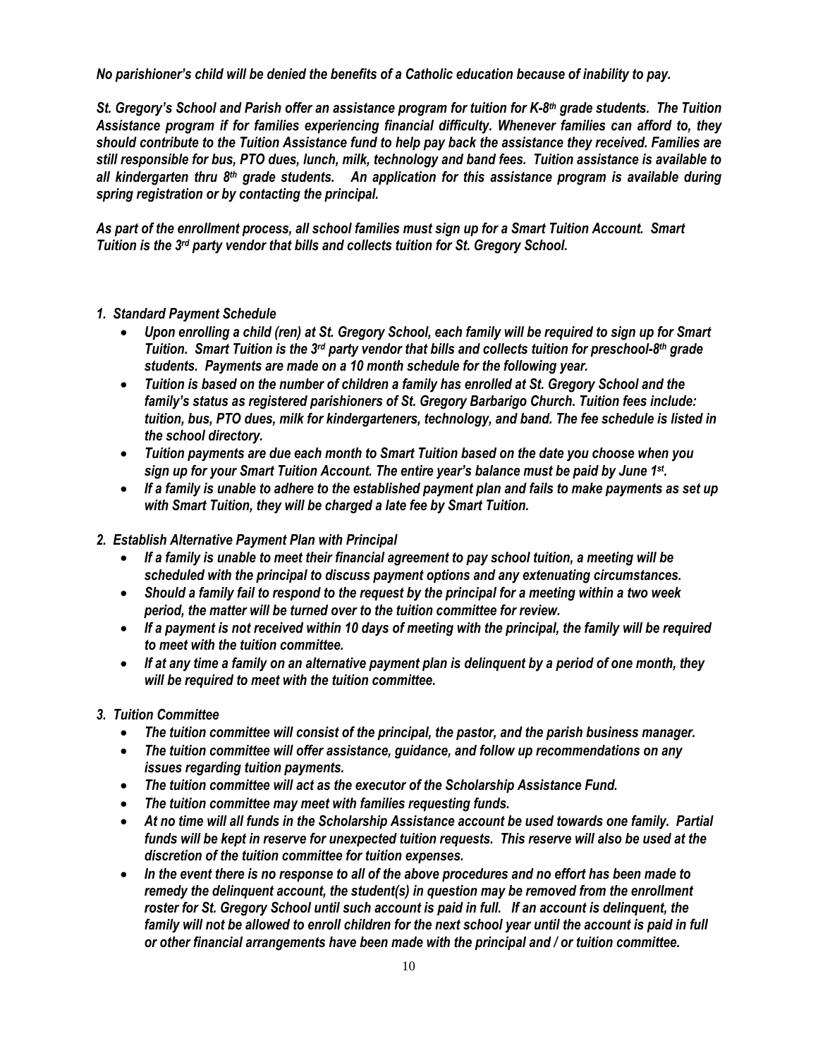*No parishioner's child will be denied the benefits of a Catholic education because of inability to pay.*

*St. Gregory's School and Parish offer an assistance program for tuition for K-8th grade students. The Tuition Assistance program if for families experiencing financial difficulty. Whenever families can afford to, they should contribute to the Tuition Assistance fund to help pay back the assistance they received. Families are still responsible for bus, PTO dues, lunch, milk, technology and band fees. Tuition assistance is available to all kindergarten thru 8th grade students. An application for this assistance program is available during spring registration or by contacting the principal.*

*As part of the enrollment process, all school families must sign up for a Smart Tuition Account. Smart Tuition is the 3rd party vendor that bills and collects tuition for St. Gregory School.*

1. ***Standard Payment Schedule***
   - *Upon enrolling a child (ren) at St. Gregory School, each family will be required to sign up for Smart Tuition. Smart Tuition is the 3rd party vendor that bills and collects tuition for preschool-8th grade students. Payments are made on a 10 month schedule for the following year.*
   - *Tuition is based on the number of children a family has enrolled at St. Gregory School and the family's status as registered parishioners of St. Gregory Barbarigo Church. Tuition fees include: tuition, bus, PTO dues, milk for kindergarteners, technology, and band. The fee schedule is listed in the school directory.*
   - *Tuition payments are due each month to Smart Tuition based on the date you choose when you sign up for your Smart Tuition Account. The entire year's balance must be paid by June 1st.*
   - *If a family is unable to adhere to the established payment plan and fails to make payments as set up with Smart Tuition, they will be charged a late fee by Smart Tuition.*

2. ***Establish Alternative Payment Plan with Principal***
   - *If a family is unable to meet their financial agreement to pay school tuition, a meeting will be scheduled with the principal to discuss payment options and any extenuating circumstances.*
   - *Should a family fail to respond to the request by the principal for a meeting within a two week period, the matter will be turned over to the tuition committee for review.*
   - *If a payment is not received within 10 days of meeting with the principal, the family will be required to meet with the tuition committee.*
   - *If at any time a family on an alternative payment plan is delinquent by a period of one month, they will be required to meet with the tuition committee.*

3. ***Tuition Committee***
   - *The tuition committee will consist of the principal, the pastor, and the parish business manager.*
   - *The tuition committee will offer assistance, guidance, and follow up recommendations on any issues regarding tuition payments.*
   - *The tuition committee will act as the executor of the Scholarship Assistance Fund.*
   - *The tuition committee may meet with families requesting funds.*
   - *At no time will all funds in the Scholarship Assistance account be used towards one family. Partial funds will be kept in reserve for unexpected tuition requests. This reserve will also be used at the discretion of the tuition committee for tuition expenses.*
   - *In the event there is no response to all of the above procedures and no effort has been made to remedy the delinquent account, the student(s) in question may be removed from the enrollment roster for St. Gregory School until such account is paid in full. If an account is delinquent, the family will not be allowed to enroll children for the next school year until the account is paid in full or other financial arrangements have been made with the principal and / or tuition committee.*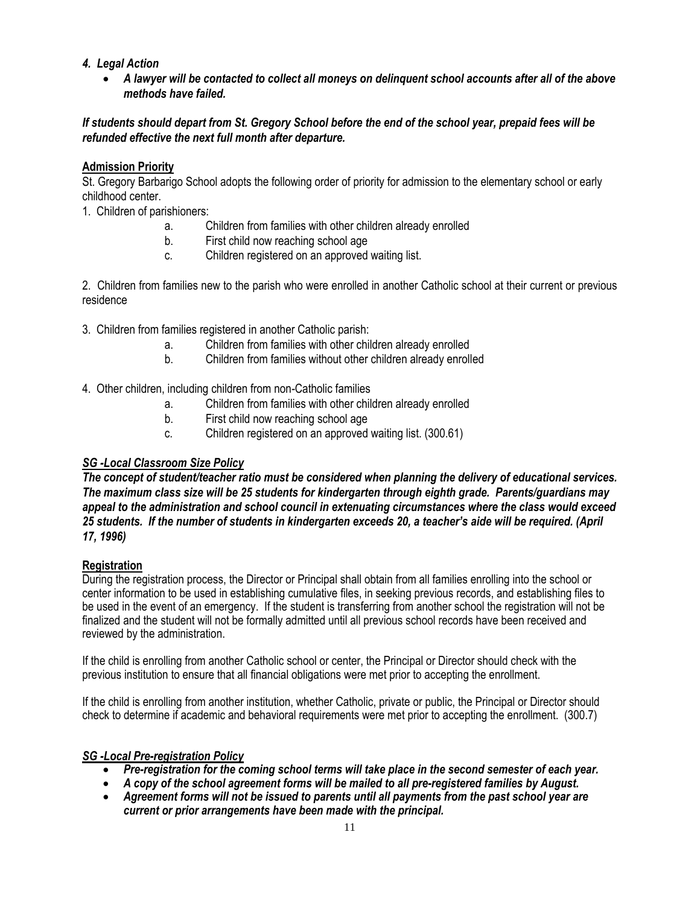***4. Legal Action***

- ***A lawyer will be contacted to collect all moneys on delinquent school accounts after all of the above methods have failed.***

***If students should depart from St. Gregory School before the end of the school year, prepaid fees will be refunded effective the next full month after departure.***

**Admission Priority**

St. Gregory Barbarigo School adopts the following order of priority for admission to the elementary school or early childhood center.

1. Children of parishioners:
   a. Children from families with other children already enrolled
   b. First child now reaching school age
   c. Children registered on an approved waiting list.

2. Children from families new to the parish who were enrolled in another Catholic school at their current or previous residence

3. Children from families registered in another Catholic parish:
   a. Children from families with other children already enrolled
   b. Children from families without other children already enrolled

4. Other children, including children from non-Catholic families
   a. Children from families with other children already enrolled
   b. First child now reaching school age
   c. Children registered on an approved waiting list. (300.61)

***SG -Local Classroom Size Policy***

***The concept of student/teacher ratio must be considered when planning the delivery of educational services. The maximum class size will be 25 students for kindergarten through eighth grade. Parents/guardians may appeal to the administration and school council in extenuating circumstances where the class would exceed 25 students. If the number of students in kindergarten exceeds 20, a teacher's aide will be required. (April 17, 1996)***

**Registration**

During the registration process, the Director or Principal shall obtain from all families enrolling into the school or center information to be used in establishing cumulative files, in seeking previous records, and establishing files to be used in the event of an emergency. If the student is transferring from another school the registration will not be finalized and the student will not be formally admitted until all previous school records have been received and reviewed by the administration.

If the child is enrolling from another Catholic school or center, the Principal or Director should check with the previous institution to ensure that all financial obligations were met prior to accepting the enrollment.

If the child is enrolling from another institution, whether Catholic, private or public, the Principal or Director should check to determine if academic and behavioral requirements were met prior to accepting the enrollment. (300.7)

***SG -Local Pre-registration Policy***

- ***Pre-registration for the coming school terms will take place in the second semester of each year.***
- ***A copy of the school agreement forms will be mailed to all pre-registered families by August.***
- ***Agreement forms will not be issued to parents until all payments from the past school year are current or prior arrangements have been made with the principal.***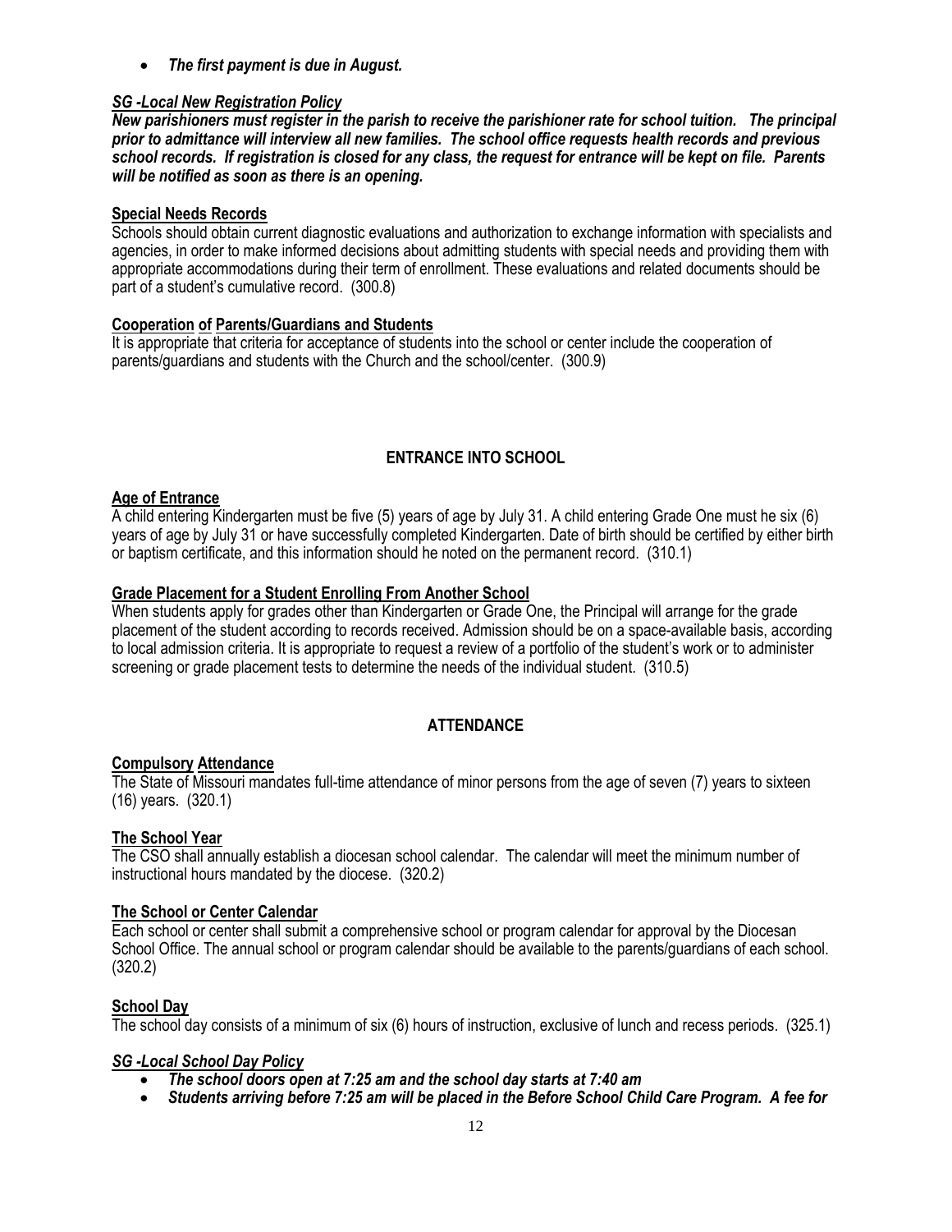- ***The first payment is due in August.***

***SG -Local New Registration Policy***

***New parishioners must register in the parish to receive the parishioner rate for school tuition. The principal prior to admittance will interview all new families. The school office requests health records and previous school records. If registration is closed for any class, the request for entrance will be kept on file. Parents will be notified as soon as there is an opening.***

**Special Needs Records**

Schools should obtain current diagnostic evaluations and authorization to exchange information with specialists and agencies, in order to make informed decisions about admitting students with special needs and providing them with appropriate accommodations during their term of enrollment. These evaluations and related documents should be part of a student's cumulative record. (300.8)

**Cooperation of Parents/Guardians and Students**

It is appropriate that criteria for acceptance of students into the school or center include the cooperation of parents/guardians and students with the Church and the school/center. (300.9)

## ENTRANCE INTO SCHOOL

**Age of Entrance**

A child entering Kindergarten must be five (5) years of age by July 31. A child entering Grade One must he six (6) years of age by July 31 or have successfully completed Kindergarten. Date of birth should be certified by either birth or baptism certificate, and this information should he noted on the permanent record. (310.1)

**Grade Placement for a Student Enrolling From Another School**

When students apply for grades other than Kindergarten or Grade One, the Principal will arrange for the grade placement of the student according to records received. Admission should be on a space-available basis, according to local admission criteria. It is appropriate to request a review of a portfolio of the student's work or to administer screening or grade placement tests to determine the needs of the individual student. (310.5)

## ATTENDANCE

**Compulsory Attendance**

The State of Missouri mandates full-time attendance of minor persons from the age of seven (7) years to sixteen (16) years. (320.1)

**The School Year**

The CSO shall annually establish a diocesan school calendar. The calendar will meet the minimum number of instructional hours mandated by the diocese. (320.2)

**The School or Center Calendar**

Each school or center shall submit a comprehensive school or program calendar for approval by the Diocesan School Office. The annual school or program calendar should be available to the parents/guardians of each school. (320.2)

**School Day**

The school day consists of a minimum of six (6) hours of instruction, exclusive of lunch and recess periods. (325.1)

***SG -Local School Day Policy***

- ***The school doors open at 7:25 am and the school day starts at 7:40 am***
- ***Students arriving before 7:25 am will be placed in the Before School Child Care Program. A fee for***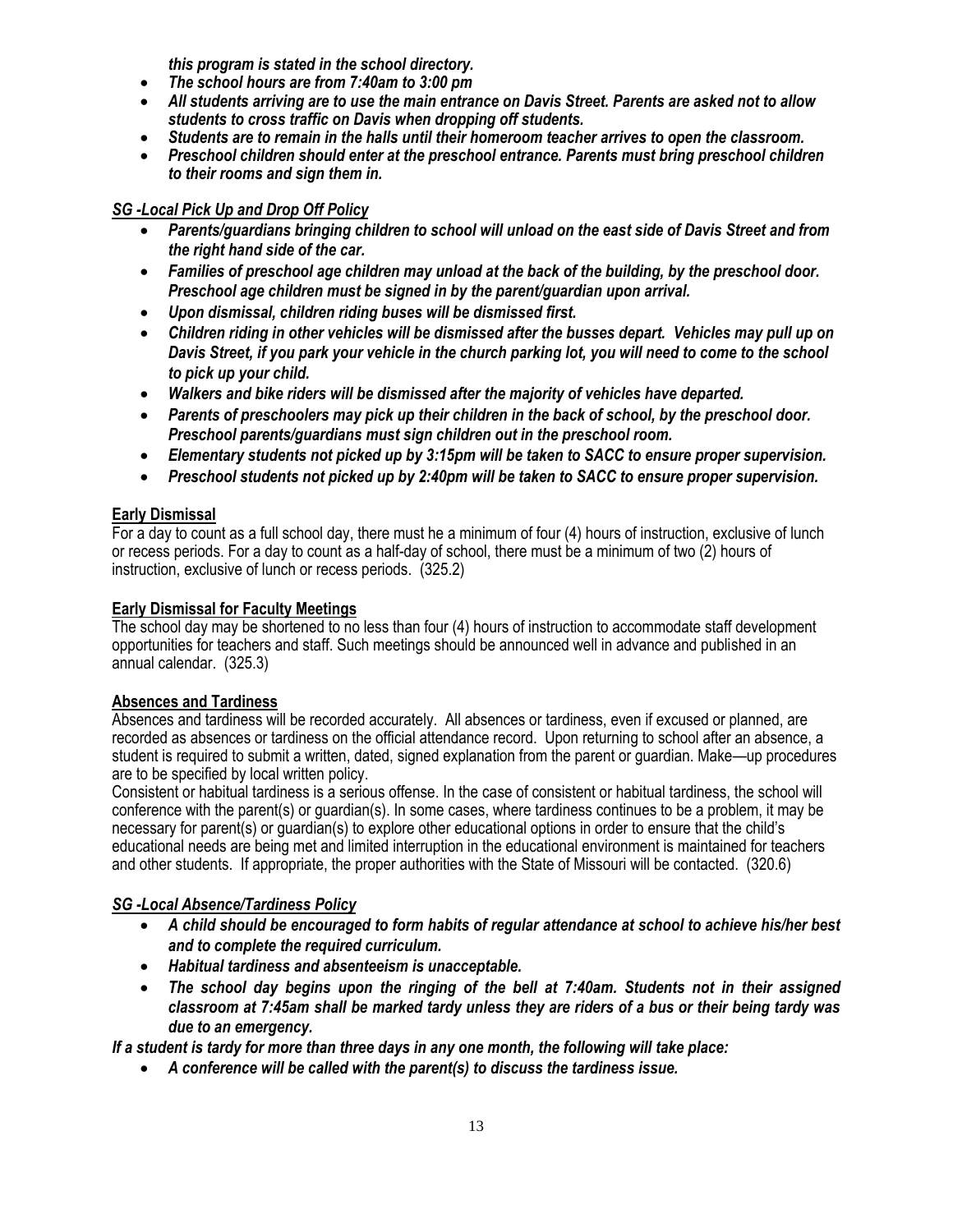***this program is stated in the school directory.***

- ***The school hours are from 7:40am to 3:00 pm***
- ***All students arriving are to use the main entrance on Davis Street. Parents are asked not to allow students to cross traffic on Davis when dropping off students.***
- ***Students are to remain in the halls until their homeroom teacher arrives to open the classroom.***
- ***Preschool children should enter at the preschool entrance. Parents must bring preschool children to their rooms and sign them in.***

***SG -Local Pick Up and Drop Off Policy***

- ***Parents/guardians bringing children to school will unload on the east side of Davis Street and from the right hand side of the car.***
- ***Families of preschool age children may unload at the back of the building, by the preschool door. Preschool age children must be signed in by the parent/guardian upon arrival.***
- ***Upon dismissal, children riding buses will be dismissed first.***
- ***Children riding in other vehicles will be dismissed after the busses depart. Vehicles may pull up on Davis Street, if you park your vehicle in the church parking lot, you will need to come to the school to pick up your child.***
- ***Walkers and bike riders will be dismissed after the majority of vehicles have departed.***
- ***Parents of preschoolers may pick up their children in the back of school, by the preschool door. Preschool parents/guardians must sign children out in the preschool room.***
- ***Elementary students not picked up by 3:15pm will be taken to SACC to ensure proper supervision.***
- ***Preschool students not picked up by 2:40pm will be taken to SACC to ensure proper supervision.***

**Early Dismissal**

For a day to count as a full school day, there must he a minimum of four (4) hours of instruction, exclusive of lunch or recess periods. For a day to count as a half-day of school, there must be a minimum of two (2) hours of instruction, exclusive of lunch or recess periods. (325.2)

**Early Dismissal for Faculty Meetings**

The school day may be shortened to no less than four (4) hours of instruction to accommodate staff development opportunities for teachers and staff. Such meetings should be announced well in advance and published in an annual calendar. (325.3)

**Absences and Tardiness**

Absences and tardiness will be recorded accurately. All absences or tardiness, even if excused or planned, are recorded as absences or tardiness on the official attendance record. Upon returning to school after an absence, a student is required to submit a written, dated, signed explanation from the parent or guardian. Make—up procedures are to be specified by local written policy.

Consistent or habitual tardiness is a serious offense. In the case of consistent or habitual tardiness, the school will conference with the parent(s) or guardian(s). In some cases, where tardiness continues to be a problem, it may be necessary for parent(s) or guardian(s) to explore other educational options in order to ensure that the child's educational needs are being met and limited interruption in the educational environment is maintained for teachers and other students. If appropriate, the proper authorities with the State of Missouri will be contacted. (320.6)

***SG -Local Absence/Tardiness Policy***

- ***A child should be encouraged to form habits of regular attendance at school to achieve his/her best and to complete the required curriculum.***
- ***Habitual tardiness and absenteeism is unacceptable.***
- ***The school day begins upon the ringing of the bell at 7:40am. Students not in their assigned classroom at 7:45am shall be marked tardy unless they are riders of a bus or their being tardy was due to an emergency.***

***If a student is tardy for more than three days in any one month, the following will take place:***

- ***A conference will be called with the parent(s) to discuss the tardiness issue.***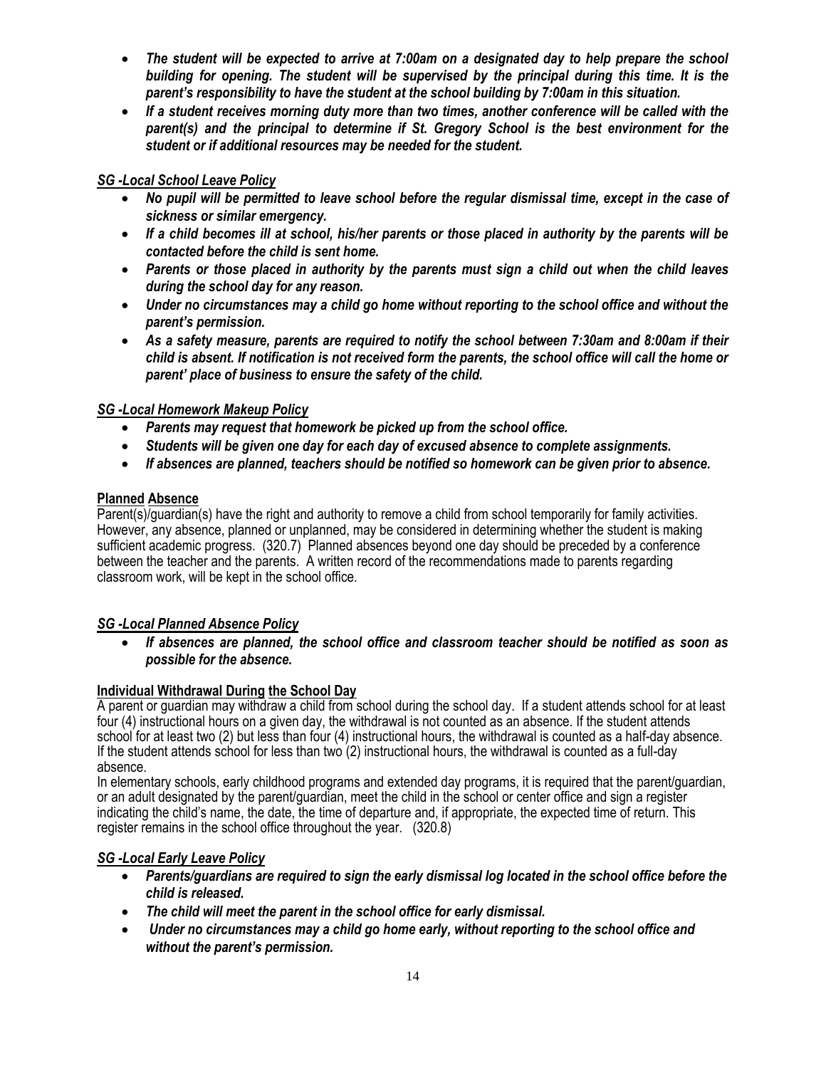- ***The student will be expected to arrive at 7:00am on a designated day to help prepare the school building for opening. The student will be supervised by the principal during this time. It is the parent's responsibility to have the student at the school building by 7:00am in this situation.***
- ***If a student receives morning duty more than two times, another conference will be called with the parent(s) and the principal to determine if St. Gregory School is the best environment for the student or if additional resources may be needed for the student.***

***SG -Local School Leave Policy***

- ***No pupil will be permitted to leave school before the regular dismissal time, except in the case of sickness or similar emergency.***
- ***If a child becomes ill at school, his/her parents or those placed in authority by the parents will be contacted before the child is sent home.***
- ***Parents or those placed in authority by the parents must sign a child out when the child leaves during the school day for any reason.***
- ***Under no circumstances may a child go home without reporting to the school office and without the parent's permission.***
- ***As a safety measure, parents are required to notify the school between 7:30am and 8:00am if their child is absent. If notification is not received form the parents, the school office will call the home or parent' place of business to ensure the safety of the child.***

***SG -Local Homework Makeup Policy***

- ***Parents may request that homework be picked up from the school office.***
- ***Students will be given one day for each day of excused absence to complete assignments.***
- ***If absences are planned, teachers should be notified so homework can be given prior to absence.***

**Planned Absence**

Parent(s)/guardian(s) have the right and authority to remove a child from school temporarily for family activities. However, any absence, planned or unplanned, may be considered in determining whether the student is making sufficient academic progress. (320.7) Planned absences beyond one day should be preceded by a conference between the teacher and the parents. A written record of the recommendations made to parents regarding classroom work, will be kept in the school office.

***SG -Local Planned Absence Policy***

- ***If absences are planned, the school office and classroom teacher should be notified as soon as possible for the absence.***

**Individual Withdrawal During the School Day**

A parent or guardian may withdraw a child from school during the school day. If a student attends school for at least four (4) instructional hours on a given day, the withdrawal is not counted as an absence. If the student attends school for at least two (2) but less than four (4) instructional hours, the withdrawal is counted as a half-day absence. If the student attends school for less than two (2) instructional hours, the withdrawal is counted as a full-day absence.

In elementary schools, early childhood programs and extended day programs, it is required that the parent/guardian, or an adult designated by the parent/guardian, meet the child in the school or center office and sign a register indicating the child's name, the date, the time of departure and, if appropriate, the expected time of return. This register remains in the school office throughout the year. (320.8)

***SG -Local Early Leave Policy***

- ***Parents/guardians are required to sign the early dismissal log located in the school office before the child is released.***
- ***The child will meet the parent in the school office for early dismissal.***
- ***Under no circumstances may a child go home early, without reporting to the school office and without the parent's permission.***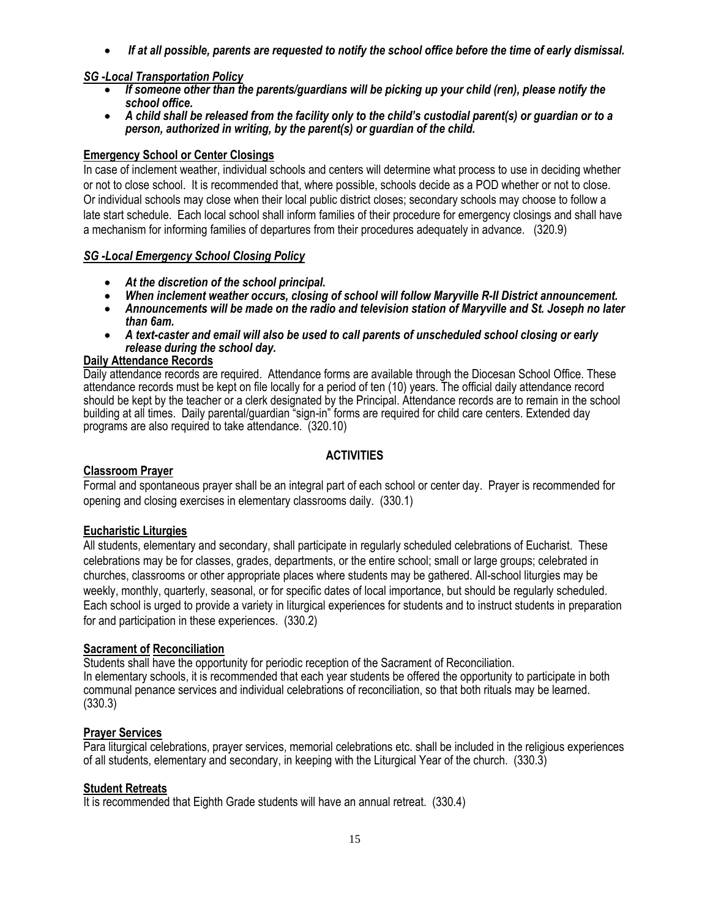- ***If at all possible, parents are requested to notify the school office before the time of early dismissal.***

***SG -Local Transportation Policy***

- ***If someone other than the parents/guardians will be picking up your child (ren), please notify the school office.***
- ***A child shall be released from the facility only to the child's custodial parent(s) or guardian or to a person, authorized in writing, by the parent(s) or guardian of the child.***

**Emergency School or Center Closings**

In case of inclement weather, individual schools and centers will determine what process to use in deciding whether or not to close school. It is recommended that, where possible, schools decide as a POD whether or not to close. Or individual schools may close when their local public district closes; secondary schools may choose to follow a late start schedule. Each local school shall inform families of their procedure for emergency closings and shall have a mechanism for informing families of departures from their procedures adequately in advance. (320.9)

***SG -Local Emergency School Closing Policy***

- ***At the discretion of the school principal.***
- ***When inclement weather occurs, closing of school will follow Maryville R-II District announcement.***
- ***Announcements will be made on the radio and television station of Maryville and St. Joseph no later than 6am.***
- ***A text-caster and email will also be used to call parents of unscheduled school closing or early release during the school day.***

**Daily Attendance Records**

Daily attendance records are required. Attendance forms are available through the Diocesan School Office. These attendance records must be kept on file locally for a period of ten (10) years. The official daily attendance record should be kept by the teacher or a clerk designated by the Principal. Attendance records are to remain in the school building at all times. Daily parental/guardian "sign-in" forms are required for child care centers. Extended day programs are also required to take attendance. (320.10)

## ACTIVITIES

**Classroom Prayer**

Formal and spontaneous prayer shall be an integral part of each school or center day. Prayer is recommended for opening and closing exercises in elementary classrooms daily. (330.1)

**Eucharistic Liturgies**

All students, elementary and secondary, shall participate in regularly scheduled celebrations of Eucharist. These celebrations may be for classes, grades, departments, or the entire school; small or large groups; celebrated in churches, classrooms or other appropriate places where students may be gathered. All-school liturgies may be weekly, monthly, quarterly, seasonal, or for specific dates of local importance, but should be regularly scheduled. Each school is urged to provide a variety in liturgical experiences for students and to instruct students in preparation for and participation in these experiences. (330.2)

**Sacrament of Reconciliation**

Students shall have the opportunity for periodic reception of the Sacrament of Reconciliation.
In elementary schools, it is recommended that each year students be offered the opportunity to participate in both communal penance services and individual celebrations of reconciliation, so that both rituals may be learned. (330.3)

**Prayer Services**

Para liturgical celebrations, prayer services, memorial celebrations etc. shall be included in the religious experiences of all students, elementary and secondary, in keeping with the Liturgical Year of the church. (330.3)

**Student Retreats**

It is recommended that Eighth Grade students will have an annual retreat. (330.4)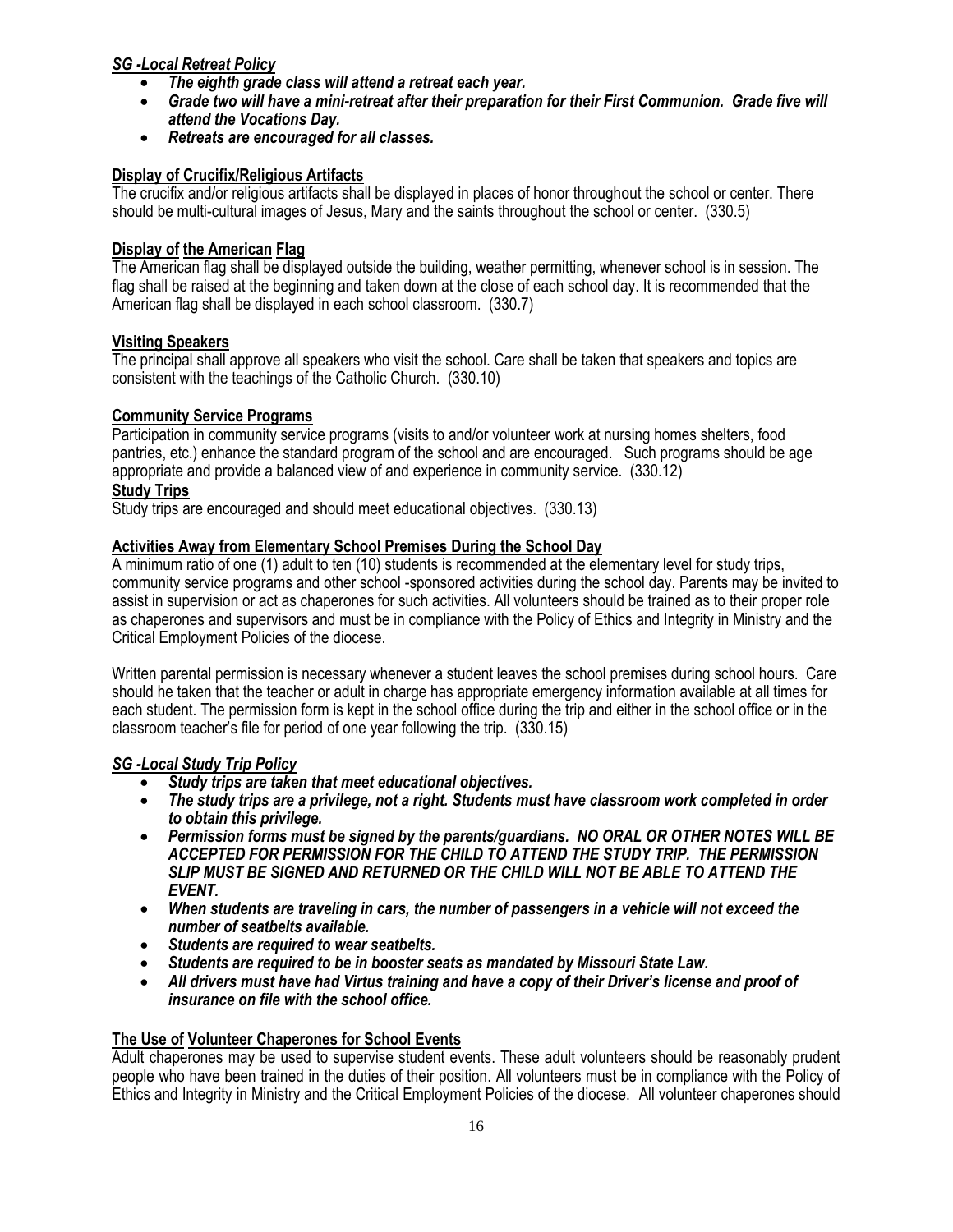***SG -Local Retreat Policy***

- ***The eighth grade class will attend a retreat each year.***
- ***Grade two will have a mini-retreat after their preparation for their First Communion. Grade five will attend the Vocations Day.***
- ***Retreats are encouraged for all classes.***

**Display of Crucifix/Religious Artifacts**

The crucifix and/or religious artifacts shall be displayed in places of honor throughout the school or center. There should be multi-cultural images of Jesus, Mary and the saints throughout the school or center. (330.5)

**Display of the American Flag**

The American flag shall be displayed outside the building, weather permitting, whenever school is in session. The flag shall be raised at the beginning and taken down at the close of each school day. It is recommended that the American flag shall be displayed in each school classroom. (330.7)

**Visiting Speakers**

The principal shall approve all speakers who visit the school. Care shall be taken that speakers and topics are consistent with the teachings of the Catholic Church. (330.10)

**Community Service Programs**

Participation in community service programs (visits to and/or volunteer work at nursing homes shelters, food pantries, etc.) enhance the standard program of the school and are encouraged. Such programs should be age appropriate and provide a balanced view of and experience in community service. (330.12)

**Study Trips**

Study trips are encouraged and should meet educational objectives. (330.13)

**Activities Away from Elementary School Premises During the School Day**

A minimum ratio of one (1) adult to ten (10) students is recommended at the elementary level for study trips, community service programs and other school -sponsored activities during the school day. Parents may be invited to assist in supervision or act as chaperones for such activities. All volunteers should be trained as to their proper role as chaperones and supervisors and must be in compliance with the Policy of Ethics and Integrity in Ministry and the Critical Employment Policies of the diocese.

Written parental permission is necessary whenever a student leaves the school premises during school hours. Care should he taken that the teacher or adult in charge has appropriate emergency information available at all times for each student. The permission form is kept in the school office during the trip and either in the school office or in the classroom teacher's file for period of one year following the trip. (330.15)

***SG -Local Study Trip Policy***

- ***Study trips are taken that meet educational objectives.***
- ***The study trips are a privilege, not a right. Students must have classroom work completed in order to obtain this privilege.***
- ***Permission forms must be signed by the parents/guardians. NO ORAL OR OTHER NOTES WILL BE ACCEPTED FOR PERMISSION FOR THE CHILD TO ATTEND THE STUDY TRIP. THE PERMISSION SLIP MUST BE SIGNED AND RETURNED OR THE CHILD WILL NOT BE ABLE TO ATTEND THE EVENT.***
- ***When students are traveling in cars, the number of passengers in a vehicle will not exceed the number of seatbelts available.***
- ***Students are required to wear seatbelts.***
- ***Students are required to be in booster seats as mandated by Missouri State Law.***
- ***All drivers must have had Virtus training and have a copy of their Driver's license and proof of insurance on file with the school office.***

**The Use of Volunteer Chaperones for School Events**

Adult chaperones may be used to supervise student events. These adult volunteers should be reasonably prudent people who have been trained in the duties of their position. All volunteers must be in compliance with the Policy of Ethics and Integrity in Ministry and the Critical Employment Policies of the diocese. All volunteer chaperones should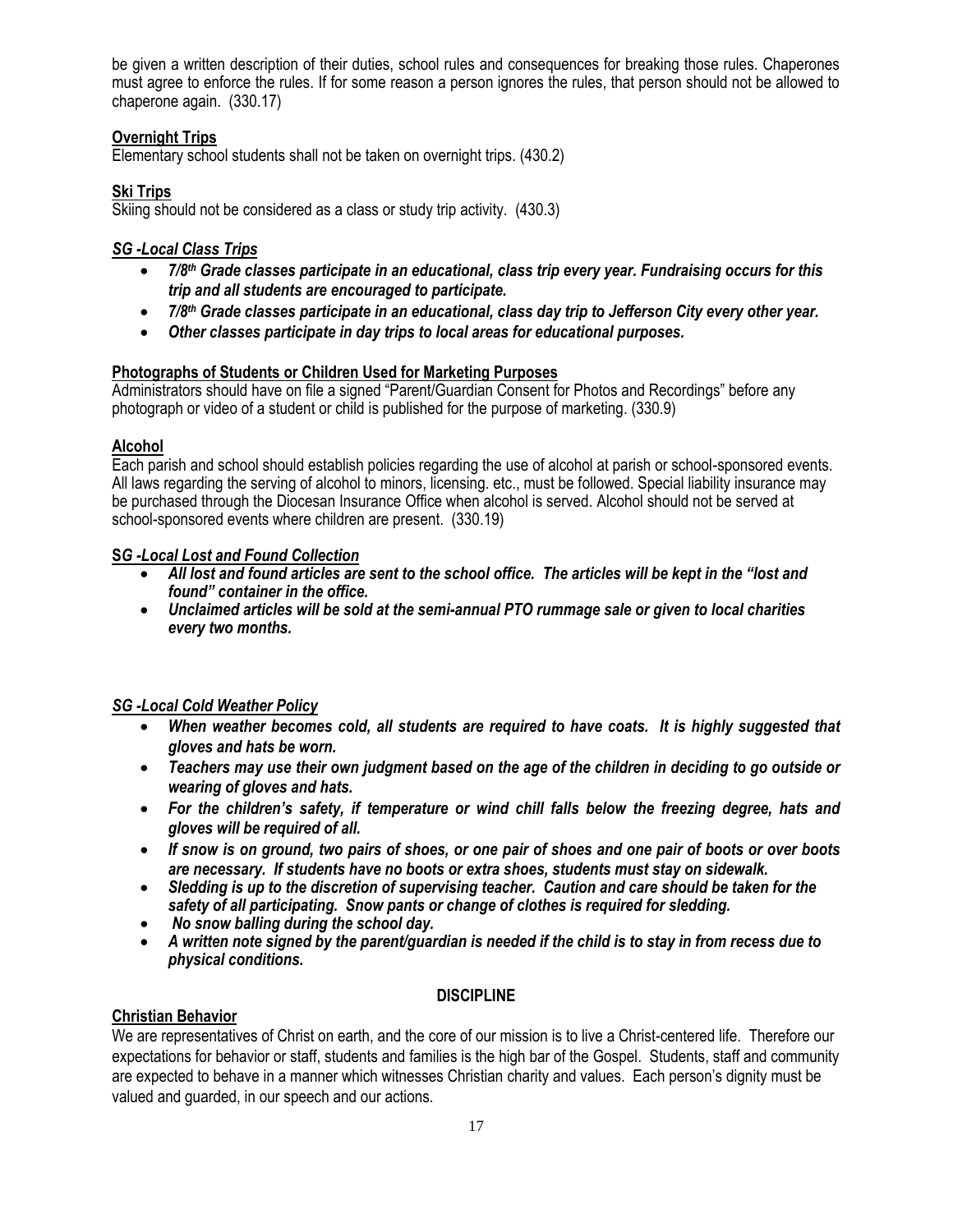be given a written description of their duties, school rules and consequences for breaking those rules. Chaperones must agree to enforce the rules. If for some reason a person ignores the rules, that person should not be allowed to chaperone again. (330.17)

**Overnight Trips**
Elementary school students shall not be taken on overnight trips. (430.2)

**Ski Trips**
Skiing should not be considered as a class or study trip activity. (430.3)

***SG -Local Class Trips***

- ***7/8th Grade classes participate in an educational, class trip every year. Fundraising occurs for this trip and all students are encouraged to participate.***
- ***7/8th Grade classes participate in an educational, class day trip to Jefferson City every other year.***
- ***Other classes participate in day trips to local areas for educational purposes.***

**Photographs of Students or Children Used for Marketing Purposes**
Administrators should have on file a signed "Parent/Guardian Consent for Photos and Recordings" before any photograph or video of a student or child is published for the purpose of marketing. (330.9)

**Alcohol**
Each parish and school should establish policies regarding the use of alcohol at parish or school-sponsored events. All laws regarding the serving of alcohol to minors, licensing. etc., must be followed. Special liability insurance may be purchased through the Diocesan Insurance Office when alcohol is served. Alcohol should not be served at school-sponsored events where children are present. (330.19)

**S*G -Local Lost and Found Collection***

- ***All lost and found articles are sent to the school office. The articles will be kept in the "lost and found" container in the office.***
- ***Unclaimed articles will be sold at the semi-annual PTO rummage sale or given to local charities every two months.***

***SG -Local Cold Weather Policy***

- ***When weather becomes cold, all students are required to have coats. It is highly suggested that gloves and hats be worn.***
- ***Teachers may use their own judgment based on the age of the children in deciding to go outside or wearing of gloves and hats.***
- ***For the children's safety, if temperature or wind chill falls below the freezing degree, hats and gloves will be required of all.***
- ***If snow is on ground, two pairs of shoes, or one pair of shoes and one pair of boots or over boots are necessary. If students have no boots or extra shoes, students must stay on sidewalk.***
- ***Sledding is up to the discretion of supervising teacher. Caution and care should be taken for the safety of all participating. Snow pants or change of clothes is required for sledding.***
- ***No snow balling during the school day.***
- ***A written note signed by the parent/guardian is needed if the child is to stay in from recess due to physical conditions.***

## DISCIPLINE

**Christian Behavior**
We are representatives of Christ on earth, and the core of our mission is to live a Christ-centered life. Therefore our expectations for behavior or staff, students and families is the high bar of the Gospel. Students, staff and community are expected to behave in a manner which witnesses Christian charity and values. Each person's dignity must be valued and guarded, in our speech and our actions.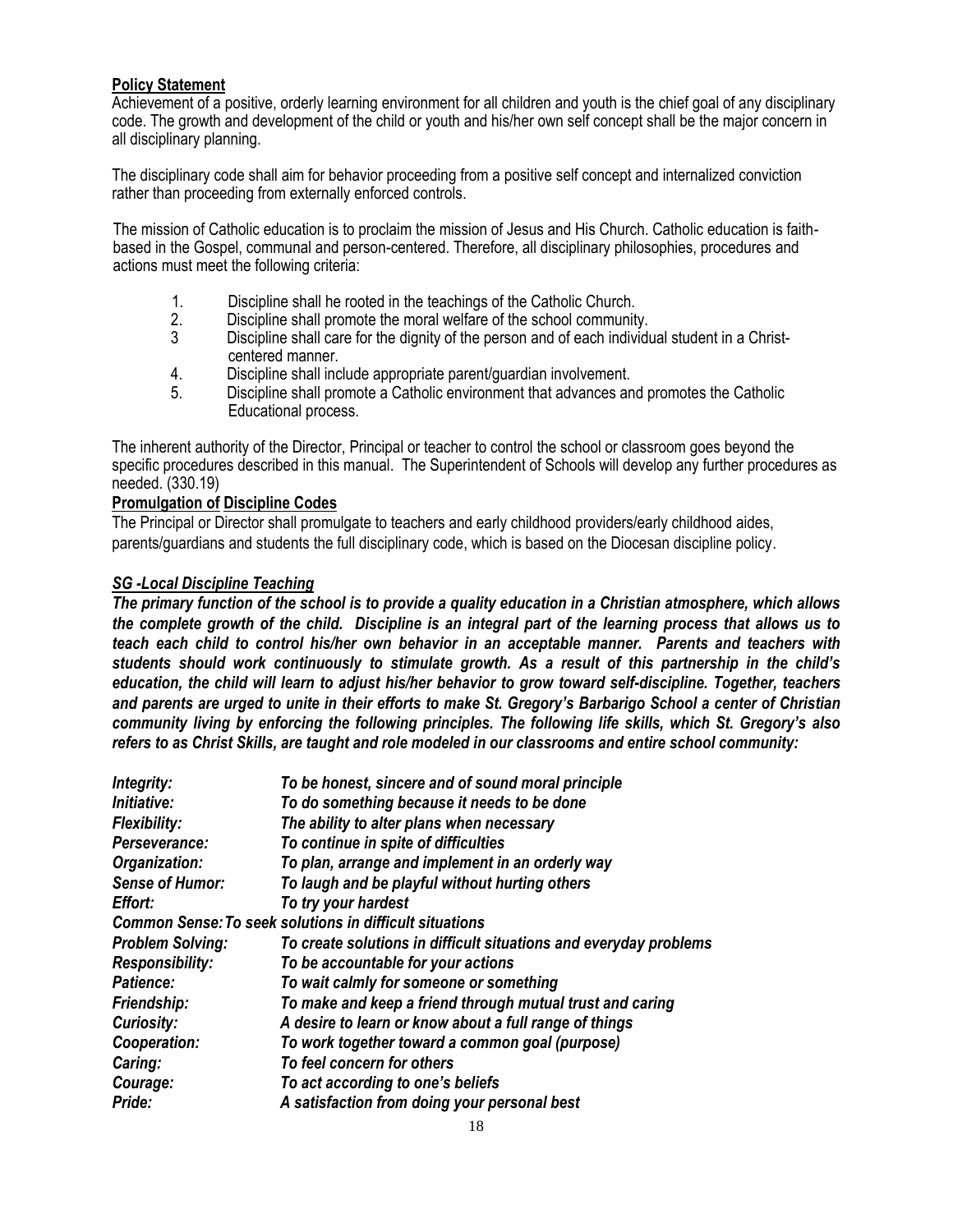**Policy Statement**

Achievement of a positive, orderly learning environment for all children and youth is the chief goal of any disciplinary code. The growth and development of the child or youth and his/her own self concept shall be the major concern in all disciplinary planning.

The disciplinary code shall aim for behavior proceeding from a positive self concept and internalized conviction rather than proceeding from externally enforced controls.

The mission of Catholic education is to proclaim the mission of Jesus and His Church. Catholic education is faith-based in the Gospel, communal and person-centered. Therefore, all disciplinary philosophies, procedures and actions must meet the following criteria:

1. Discipline shall he rooted in the teachings of the Catholic Church.
2. Discipline shall promote the moral welfare of the school community.
3. Discipline shall care for the dignity of the person and of each individual student in a Christ-centered manner.
4. Discipline shall include appropriate parent/guardian involvement.
5. Discipline shall promote a Catholic environment that advances and promotes the Catholic Educational process.

The inherent authority of the Director, Principal or teacher to control the school or classroom goes beyond the specific procedures described in this manual. The Superintendent of Schools will develop any further procedures as needed. (330.19)

**Promulgation of Discipline Codes**

The Principal or Director shall promulgate to teachers and early childhood providers/early childhood aides, parents/guardians and students the full disciplinary code, which is based on the Diocesan discipline policy.

***SG -Local Discipline Teaching***

***The primary function of the school is to provide a quality education in a Christian atmosphere, which allows the complete growth of the child. Discipline is an integral part of the learning process that allows us to teach each child to control his/her own behavior in an acceptable manner. Parents and teachers with students should work continuously to stimulate growth. As a result of this partnership in the child's education, the child will learn to adjust his/her behavior to grow toward self-discipline. Together, teachers and parents are urged to unite in their efforts to make St. Gregory's Barbarigo School a center of Christian community living by enforcing the following principles. The following life skills, which St. Gregory's also refers to as Christ Skills, are taught and role modeled in our classrooms and entire school community:***

***Integrity:*** ***To be honest, sincere and of sound moral principle***
***Initiative:*** ***To do something because it needs to be done***
***Flexibility:*** ***The ability to alter plans when necessary***
***Perseverance:*** ***To continue in spite of difficulties***
***Organization:*** ***To plan, arrange and implement in an orderly way***
***Sense of Humor:*** ***To laugh and be playful without hurting others***
***Effort:*** ***To try your hardest***
***Common Sense:*** ***To seek solutions in difficult situations***
***Problem Solving:*** ***To create solutions in difficult situations and everyday problems***
***Responsibility:*** ***To be accountable for your actions***
***Patience:*** ***To wait calmly for someone or something***
***Friendship:*** ***To make and keep a friend through mutual trust and caring***
***Curiosity:*** ***A desire to learn or know about a full range of things***
***Cooperation:*** ***To work together toward a common goal (purpose)***
***Caring:*** ***To feel concern for others***
***Courage:*** ***To act according to one's beliefs***
***Pride:*** ***A satisfaction from doing your personal best***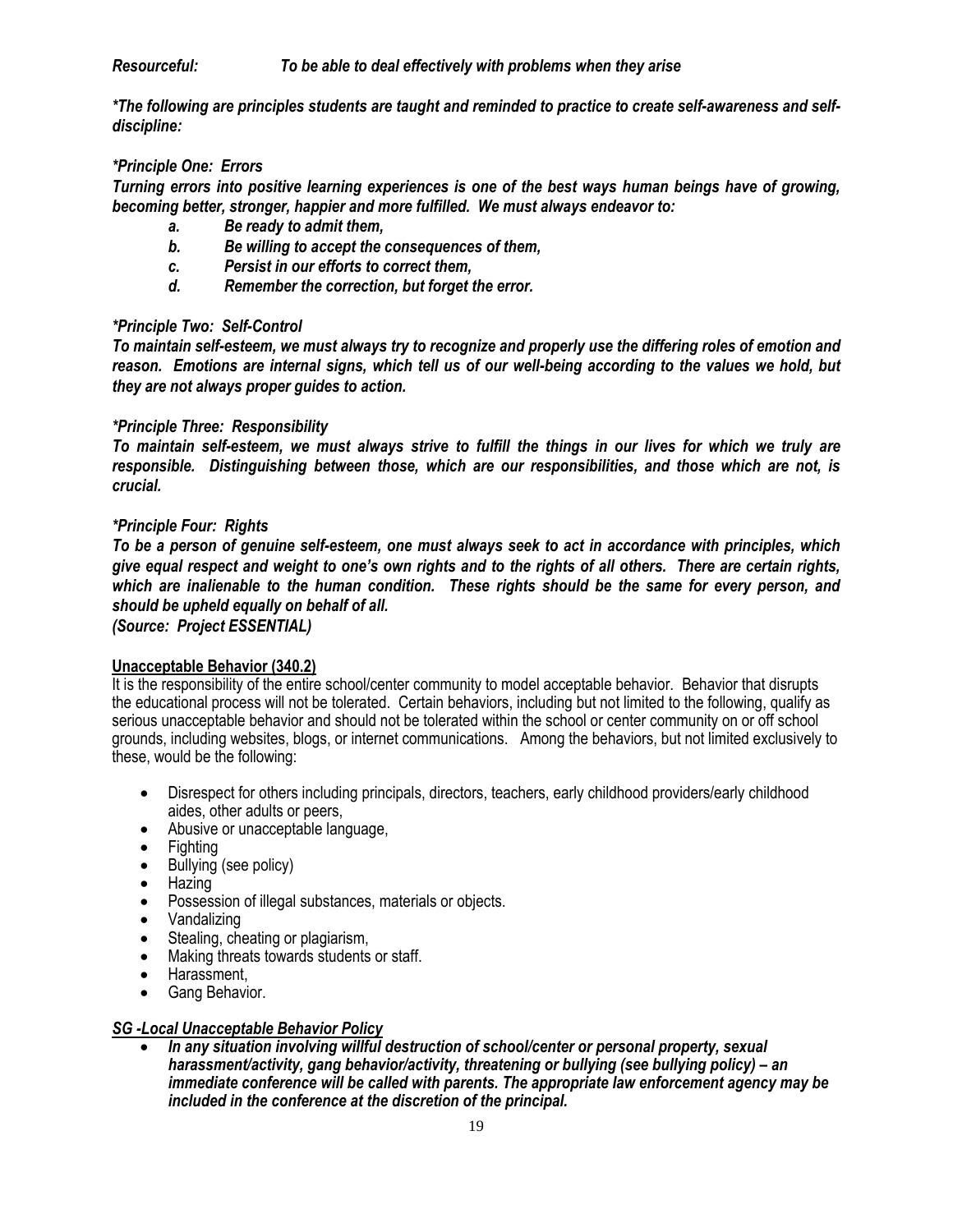***Resourceful:*** ***To be able to deal effectively with problems when they arise***

***\*The following are principles students are taught and reminded to practice to create self-awareness and self-discipline:***

***\*Principle One: Errors***

***Turning errors into positive learning experiences is one of the best ways human beings have of growing, becoming better, stronger, happier and more fulfilled. We must always endeavor to:***

- ***a. Be ready to admit them,***
- ***b. Be willing to accept the consequences of them,***
- ***c. Persist in our efforts to correct them,***
- ***d. Remember the correction, but forget the error.***

***\*Principle Two: Self-Control***

***To maintain self-esteem, we must always try to recognize and properly use the differing roles of emotion and reason. Emotions are internal signs, which tell us of our well-being according to the values we hold, but they are not always proper guides to action.***

***\*Principle Three: Responsibility***

***To maintain self-esteem, we must always strive to fulfill the things in our lives for which we truly are responsible. Distinguishing between those, which are our responsibilities, and those which are not, is crucial.***

***\*Principle Four: Rights***

***To be a person of genuine self-esteem, one must always seek to act in accordance with principles, which give equal respect and weight to one's own rights and to the rights of all others. There are certain rights, which are inalienable to the human condition. These rights should be the same for every person, and should be upheld equally on behalf of all.***

***(Source: Project ESSENTIAL)***

**Unacceptable Behavior (340.2)**

It is the responsibility of the entire school/center community to model acceptable behavior. Behavior that disrupts the educational process will not be tolerated. Certain behaviors, including but not limited to the following, qualify as serious unacceptable behavior and should not be tolerated within the school or center community on or off school grounds, including websites, blogs, or internet communications. Among the behaviors, but not limited exclusively to these, would be the following:

- Disrespect for others including principals, directors, teachers, early childhood providers/early childhood aides, other adults or peers,
- Abusive or unacceptable language,
- Fighting
- Bullying (see policy)
- Hazing
- Possession of illegal substances, materials or objects.
- Vandalizing
- Stealing, cheating or plagiarism,
- Making threats towards students or staff.
- Harassment,
- Gang Behavior.

***SG -Local Unacceptable Behavior Policy***

- ***In any situation involving willful destruction of school/center or personal property, sexual harassment/activity, gang behavior/activity, threatening or bullying (see bullying policy) – an immediate conference will be called with parents. The appropriate law enforcement agency may be included in the conference at the discretion of the principal.***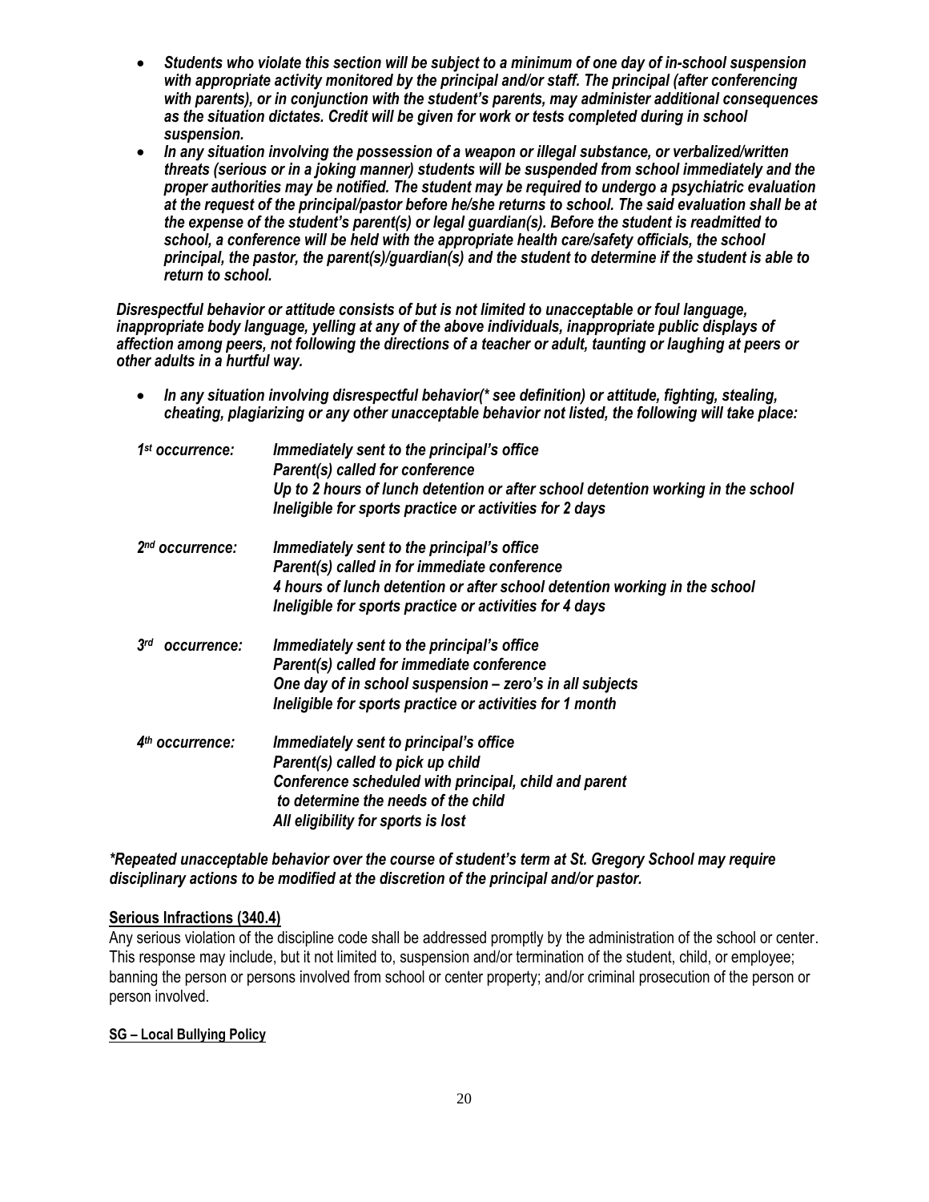- ***Students who violate this section will be subject to a minimum of one day of in-school suspension with appropriate activity monitored by the principal and/or staff. The principal (after conferencing with parents), or in conjunction with the student's parents, may administer additional consequences as the situation dictates. Credit will be given for work or tests completed during in school suspension.***
- ***In any situation involving the possession of a weapon or illegal substance, or verbalized/written threats (serious or in a joking manner) students will be suspended from school immediately and the proper authorities may be notified. The student may be required to undergo a psychiatric evaluation at the request of the principal/pastor before he/she returns to school. The said evaluation shall be at the expense of the student's parent(s) or legal guardian(s). Before the student is readmitted to school, a conference will be held with the appropriate health care/safety officials, the school principal, the pastor, the parent(s)/guardian(s) and the student to determine if the student is able to return to school.***

***Disrespectful behavior or attitude consists of but is not limited to unacceptable or foul language, inappropriate body language, yelling at any of the above individuals, inappropriate public displays of affection among peers, not following the directions of a teacher or adult, taunting or laughing at peers or other adults in a hurtful way.***

- ***In any situation involving disrespectful behavior(* see definition) or attitude, fighting, stealing, cheating, plagiarizing or any other unacceptable behavior not listed, the following will take place:***

| | |
|---|---|
| ***1st occurrence:*** | ***Immediately sent to the principal's office<br>Parent(s) called for conference<br>Up to 2 hours of lunch detention or after school detention working in the school<br>Ineligible for sports practice or activities for 2 days*** |
| ***2nd occurrence:*** | ***Immediately sent to the principal's office<br>Parent(s) called in for immediate conference<br>4 hours of lunch detention or after school detention working in the school<br>Ineligible for sports practice or activities for 4 days*** |
| ***3rd occurrence:*** | ***Immediately sent to the principal's office<br>Parent(s) called for immediate conference<br>One day of in school suspension – zero's in all subjects<br>Ineligible for sports practice or activities for 1 month*** |
| ***4th occurrence:*** | ***Immediately sent to principal's office<br>Parent(s) called to pick up child<br>Conference scheduled with principal, child and parent to determine the needs of the child<br>All eligibility for sports is lost*** |

***\*Repeated unacceptable behavior over the course of student's term at St. Gregory School may require disciplinary actions to be modified at the discretion of the principal and/or pastor.***

**Serious Infractions (340.4)**

Any serious violation of the discipline code shall be addressed promptly by the administration of the school or center. This response may include, but it not limited to, suspension and/or termination of the student, child, or employee; banning the person or persons involved from school or center property; and/or criminal prosecution of the person or person involved.

**SG – Local Bullying Policy**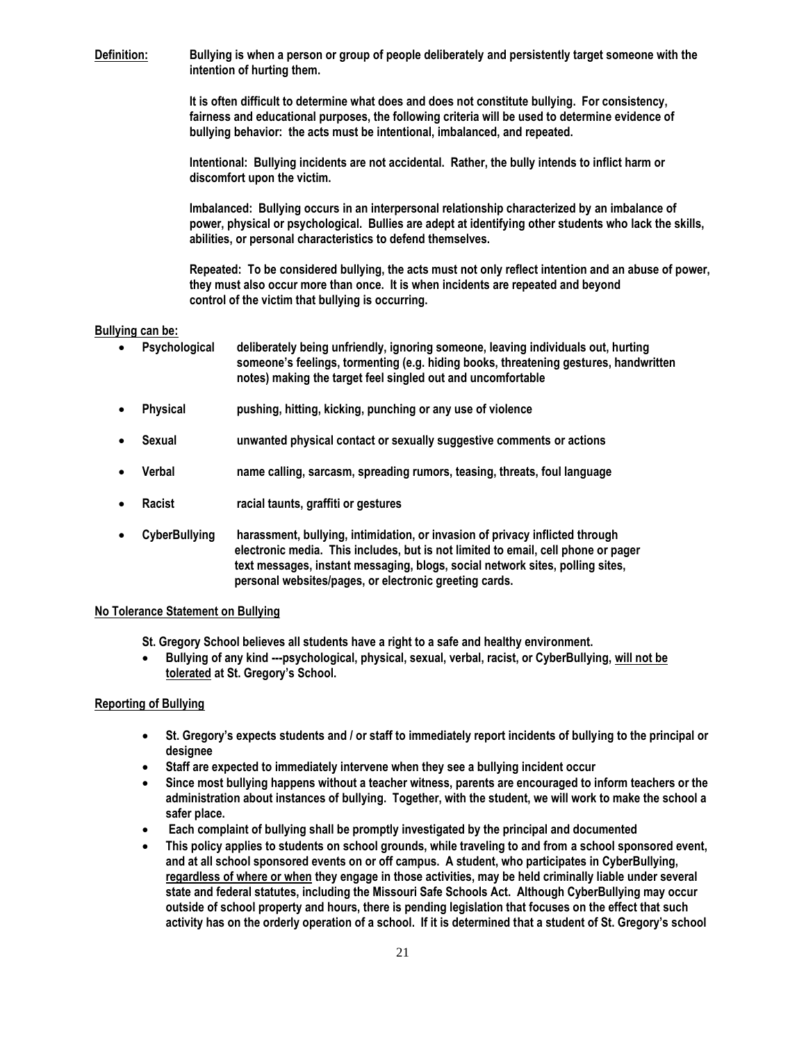**Definition:** **Bullying is when a person or group of people deliberately and persistently target someone with the intention of hurting them.**

**It is often difficult to determine what does and does not constitute bullying. For consistency, fairness and educational purposes, the following criteria will be used to determine evidence of bullying behavior: the acts must be intentional, imbalanced, and repeated.**

**Intentional: Bullying incidents are not accidental. Rather, the bully intends to inflict harm or discomfort upon the victim.**

**Imbalanced: Bullying occurs in an interpersonal relationship characterized by an imbalance of power, physical or psychological. Bullies are adept at identifying other students who lack the skills, abilities, or personal characteristics to defend themselves.**

**Repeated: To be considered bullying, the acts must not only reflect intention and an abuse of power, they must also occur more than once. It is when incidents are repeated and beyond control of the victim that bullying is occurring.**

**Bullying can be:**

- **Psychological** deliberately being unfriendly, ignoring someone, leaving individuals out, hurting someone's feelings, tormenting (e.g. hiding books, threatening gestures, handwritten notes) making the target feel singled out and uncomfortable
- **Physical** pushing, hitting, kicking, punching or any use of violence
- **Sexual** unwanted physical contact or sexually suggestive comments or actions
- **Verbal** name calling, sarcasm, spreading rumors, teasing, threats, foul language
- **Racist** racial taunts, graffiti or gestures
- **CyberBullying** harassment, bullying, intimidation, or invasion of privacy inflicted through electronic media. This includes, but is not limited to email, cell phone or pager text messages, instant messaging, blogs, social network sites, polling sites, personal websites/pages, or electronic greeting cards.

**No Tolerance Statement on Bullying**

**St. Gregory School believes all students have a right to a safe and healthy environment.**

- **Bullying of any kind ---psychological, physical, sexual, verbal, racist, or CyberBullying, will not be tolerated at St. Gregory's School.**

**Reporting of Bullying**

- **St. Gregory's expects students and / or staff to immediately report incidents of bullying to the principal or designee**
- **Staff are expected to immediately intervene when they see a bullying incident occur**
- **Since most bullying happens without a teacher witness, parents are encouraged to inform teachers or the administration about instances of bullying. Together, with the student, we will work to make the school a safer place.**
- **Each complaint of bullying shall be promptly investigated by the principal and documented**
- **This policy applies to students on school grounds, while traveling to and from a school sponsored event, and at all school sponsored events on or off campus. A student, who participates in CyberBullying, regardless of where or when they engage in those activities, may be held criminally liable under several state and federal statutes, including the Missouri Safe Schools Act. Although CyberBullying may occur outside of school property and hours, there is pending legislation that focuses on the effect that such activity has on the orderly operation of a school. If it is determined that a student of St. Gregory's school**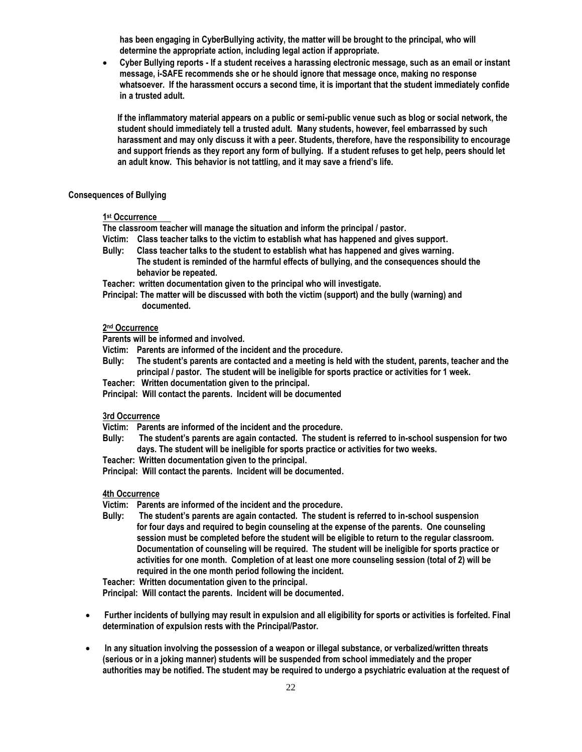has been engaging in CyberBullying activity, the matter will be brought to the principal, who will determine the appropriate action, including legal action if appropriate.

- **Cyber Bullying reports -** If a student receives a harassing electronic message, such as an email or instant message, i-SAFE recommends she or he should ignore that message once, making no response whatsoever. If the harassment occurs a second time, it is important that the student immediately confide in a trusted adult.

  If the inflammatory material appears on a public or semi-public venue such as blog or social network, the student should immediately tell a trusted adult. Many students, however, feel embarrassed by such harassment and may only discuss it with a peer. Students, therefore, have the responsibility to encourage and support friends as they report any form of bullying. If a student refuses to get help, peers should let an adult know. This behavior is not tattling, and it may save a friend's life.

**Consequences of Bullying**

**1st Occurrence**

The classroom teacher will manage the situation and inform the principal / pastor.

Victim: Class teacher talks to the victim to establish what has happened and gives support.

Bully: Class teacher talks to the student to establish what has happened and gives warning. The student is reminded of the harmful effects of bullying, and the consequences should the behavior be repeated.

Teacher: written documentation given to the principal who will investigate.

Principal: The matter will be discussed with both the victim (support) and the bully (warning) and documented.

**2nd Occurrence**

Parents will be informed and involved.

Victim: Parents are informed of the incident and the procedure.

Bully: The student's parents are contacted and a meeting is held with the student, parents, teacher and the principal / pastor. The student will be ineligible for sports practice or activities for 1 week.

Teacher: Written documentation given to the principal.

Principal: Will contact the parents. Incident will be documented

**3rd Occurrence**

Victim: Parents are informed of the incident and the procedure.

Bully: The student's parents are again contacted. The student is referred to in-school suspension for two days. The student will be ineligible for sports practice or activities for two weeks.

Teacher: Written documentation given to the principal.

Principal: Will contact the parents. Incident will be documented.

**4th Occurrence**

Victim: Parents are informed of the incident and the procedure.

Bully: The student's parents are again contacted. The student is referred to in-school suspension for four days and required to begin counseling at the expense of the parents. One counseling session must be completed before the student will be eligible to return to the regular classroom. Documentation of counseling will be required. The student will be ineligible for sports practice or activities for one month. Completion of at least one more counseling session (total of 2) will be required in the one month period following the incident.

Teacher: Written documentation given to the principal.

Principal: Will contact the parents. Incident will be documented.

- Further incidents of bullying may result in expulsion and all eligibility for sports or activities is forfeited. Final determination of expulsion rests with the Principal/Pastor.

- In any situation involving the possession of a weapon or illegal substance, or verbalized/written threats (serious or in a joking manner) students will be suspended from school immediately and the proper authorities may be notified. The student may be required to undergo a psychiatric evaluation at the request of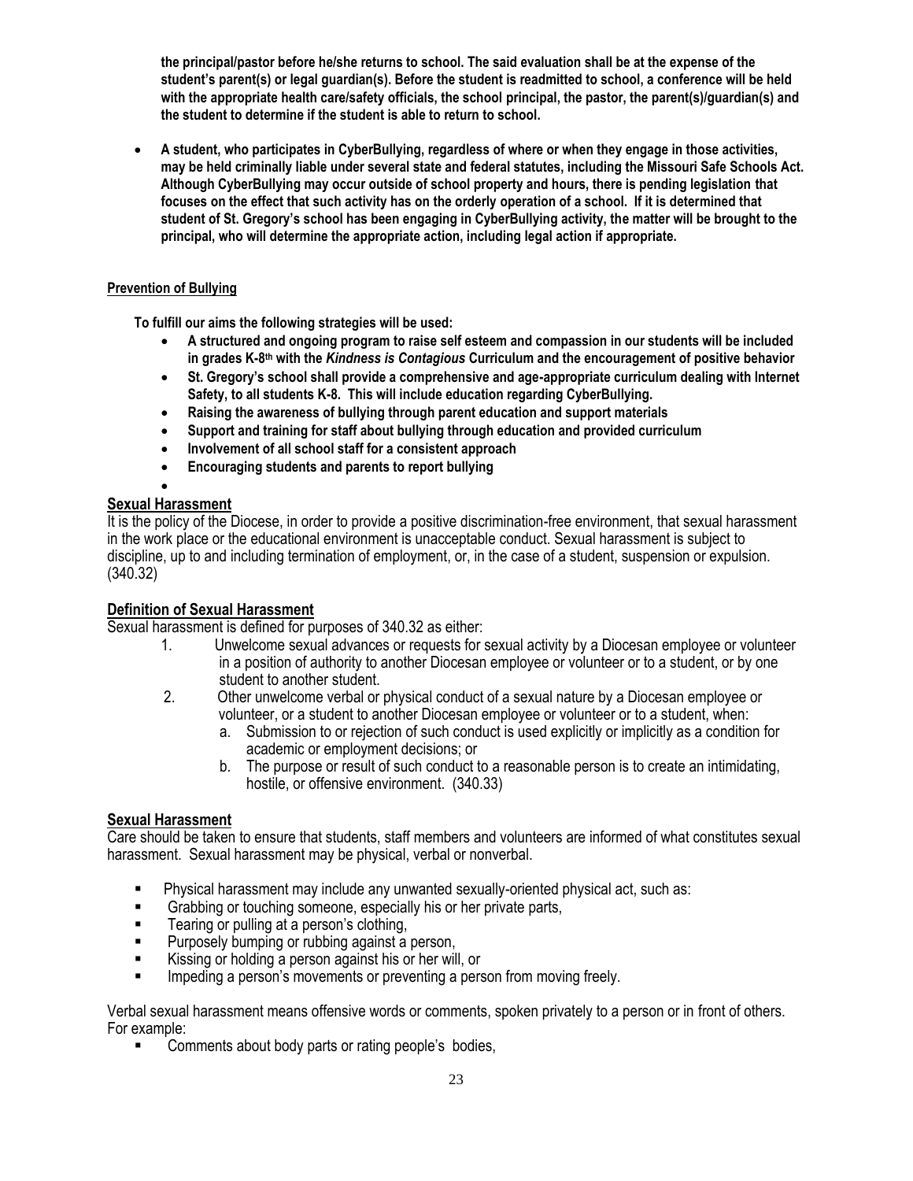**the principal/pastor before he/she returns to school. The said evaluation shall be at the expense of the student's parent(s) or legal guardian(s). Before the student is readmitted to school, a conference will be held with the appropriate health care/safety officials, the school principal, the pastor, the parent(s)/guardian(s) and the student to determine if the student is able to return to school.**

- **A student, who participates in CyberBullying, regardless of where or when they engage in those activities, may be held criminally liable under several state and federal statutes, including the Missouri Safe Schools Act. Although CyberBullying may occur outside of school property and hours, there is pending legislation that focuses on the effect that such activity has on the orderly operation of a school. If it is determined that student of St. Gregory's school has been engaging in CyberBullying activity, the matter will be brought to the principal, who will determine the appropriate action, including legal action if appropriate.**

**Prevention of Bullying**

**To fulfill our aims the following strategies will be used:**

- **A structured and ongoing program to raise self esteem and compassion in our students will be included in grades K-8th with the *Kindness is Contagious* Curriculum and the encouragement of positive behavior**
- **St. Gregory's school shall provide a comprehensive and age-appropriate curriculum dealing with Internet Safety, to all students K-8. This will include education regarding CyberBullying.**
- **Raising the awareness of bullying through parent education and support materials**
- **Support and training for staff about bullying through education and provided curriculum**
- **Involvement of all school staff for a consistent approach**
- **Encouraging students and parents to report bullying**

## Sexual Harassment

It is the policy of the Diocese, in order to provide a positive discrimination-free environment, that sexual harassment in the work place or the educational environment is unacceptable conduct. Sexual harassment is subject to discipline, up to and including termination of employment, or, in the case of a student, suspension or expulsion. (340.32)

## Definition of Sexual Harassment

Sexual harassment is defined for purposes of 340.32 as either:

1. Unwelcome sexual advances or requests for sexual activity by a Diocesan employee or volunteer in a position of authority to another Diocesan employee or volunteer or to a student, or by one student to another student.
2. Other unwelcome verbal or physical conduct of a sexual nature by a Diocesan employee or volunteer, or a student to another Diocesan employee or volunteer or to a student, when:
   a. Submission to or rejection of such conduct is used explicitly or implicitly as a condition for academic or employment decisions; or
   b. The purpose or result of such conduct to a reasonable person is to create an intimidating, hostile, or offensive environment. (340.33)

## Sexual Harassment

Care should be taken to ensure that students, staff members and volunteers are informed of what constitutes sexual harassment. Sexual harassment may be physical, verbal or nonverbal.

- Physical harassment may include any unwanted sexually-oriented physical act, such as:
- Grabbing or touching someone, especially his or her private parts,
- Tearing or pulling at a person's clothing,
- Purposely bumping or rubbing against a person,
- Kissing or holding a person against his or her will, or
- Impeding a person's movements or preventing a person from moving freely.

Verbal sexual harassment means offensive words or comments, spoken privately to a person or in front of others. For example:

- Comments about body parts or rating people's bodies,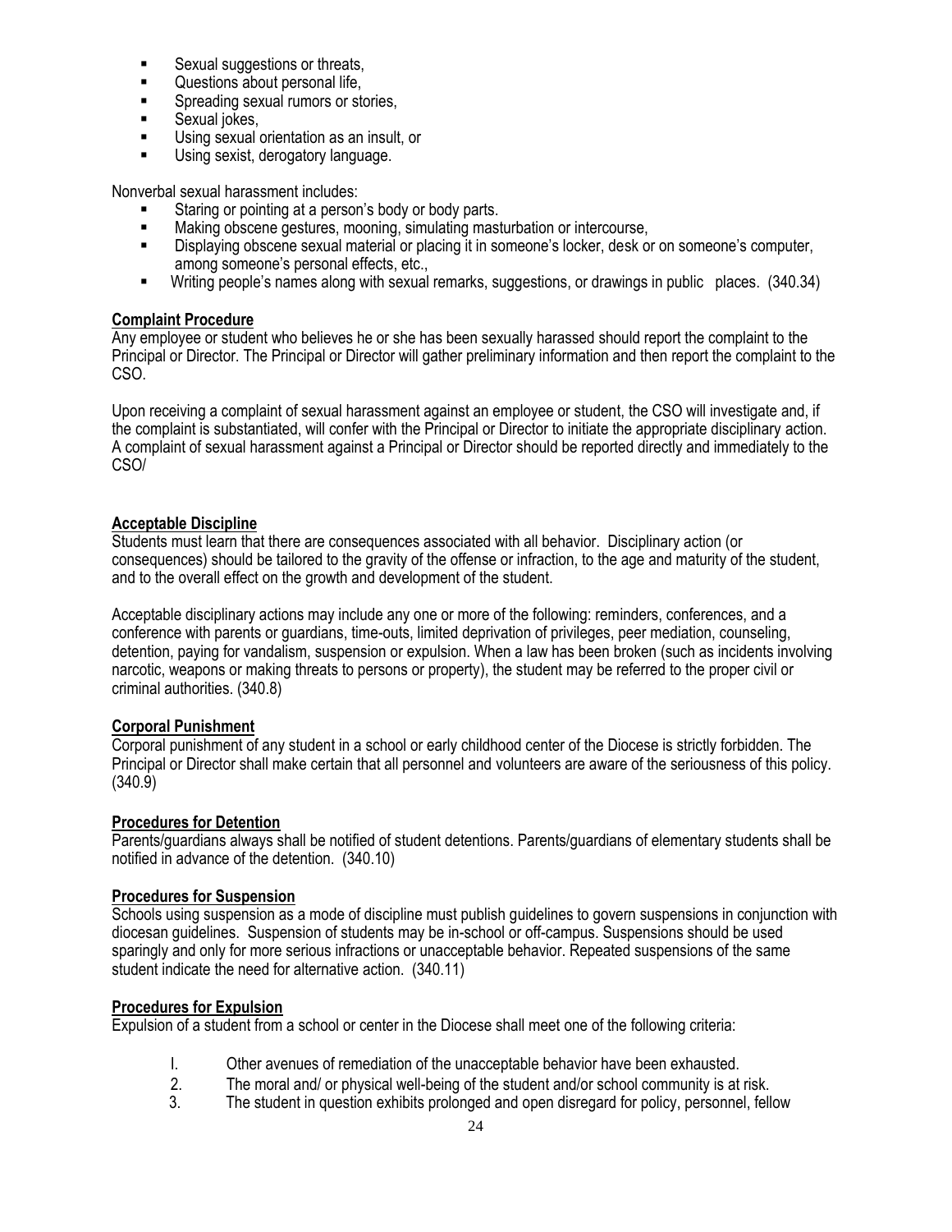- Sexual suggestions or threats,
- Questions about personal life,
- Spreading sexual rumors or stories,
- Sexual jokes,
- Using sexual orientation as an insult, or
- Using sexist, derogatory language.

Nonverbal sexual harassment includes:

- Staring or pointing at a person's body or body parts.
- Making obscene gestures, mooning, simulating masturbation or intercourse,
- Displaying obscene sexual material or placing it in someone's locker, desk or on someone's computer, among someone's personal effects, etc.,
- Writing people's names along with sexual remarks, suggestions, or drawings in public places. (340.34)

**Complaint Procedure**

Any employee or student who believes he or she has been sexually harassed should report the complaint to the Principal or Director. The Principal or Director will gather preliminary information and then report the complaint to the CSO.

Upon receiving a complaint of sexual harassment against an employee or student, the CSO will investigate and, if the complaint is substantiated, will confer with the Principal or Director to initiate the appropriate disciplinary action. A complaint of sexual harassment against a Principal or Director should be reported directly and immediately to the CSO/

**Acceptable Discipline**

Students must learn that there are consequences associated with all behavior. Disciplinary action (or consequences) should be tailored to the gravity of the offense or infraction, to the age and maturity of the student, and to the overall effect on the growth and development of the student.

Acceptable disciplinary actions may include any one or more of the following: reminders, conferences, and a conference with parents or guardians, time-outs, limited deprivation of privileges, peer mediation, counseling, detention, paying for vandalism, suspension or expulsion. When a law has been broken (such as incidents involving narcotic, weapons or making threats to persons or property), the student may be referred to the proper civil or criminal authorities. (340.8)

**Corporal Punishment**

Corporal punishment of any student in a school or early childhood center of the Diocese is strictly forbidden. The Principal or Director shall make certain that all personnel and volunteers are aware of the seriousness of this policy. (340.9)

**Procedures for Detention**

Parents/guardians always shall be notified of student detentions. Parents/guardians of elementary students shall be notified in advance of the detention. (340.10)

**Procedures for Suspension**

Schools using suspension as a mode of discipline must publish guidelines to govern suspensions in conjunction with diocesan guidelines. Suspension of students may be in-school or off-campus. Suspensions should be used sparingly and only for more serious infractions or unacceptable behavior. Repeated suspensions of the same student indicate the need for alternative action. (340.11)

**Procedures for Expulsion**

Expulsion of a student from a school or center in the Diocese shall meet one of the following criteria:

1. Other avenues of remediation of the unacceptable behavior have been exhausted.
2. The moral and/ or physical well-being of the student and/or school community is at risk.
3. The student in question exhibits prolonged and open disregard for policy, personnel, fellow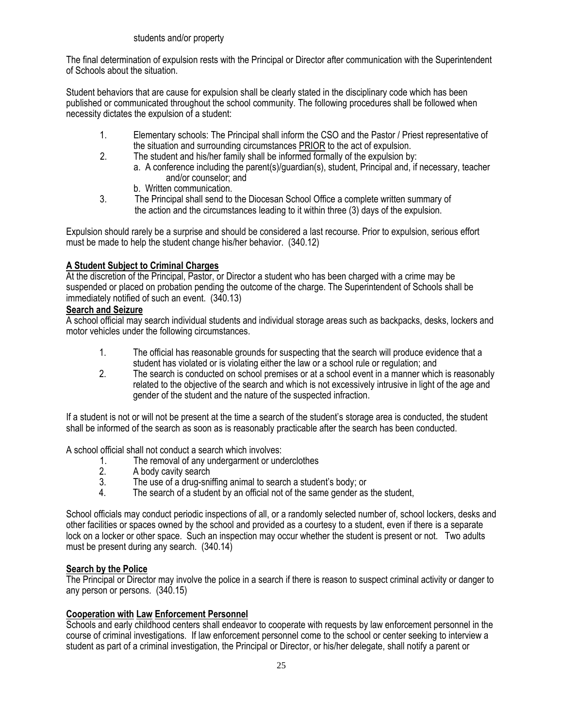students and/or property

The final determination of expulsion rests with the Principal or Director after communication with the Superintendent of Schools about the situation.

Student behaviors that are cause for expulsion shall be clearly stated in the disciplinary code which has been published or communicated throughout the school community. The following procedures shall be followed when necessity dictates the expulsion of a student:

1. Elementary schools: The Principal shall inform the CSO and the Pastor / Priest representative of the situation and surrounding circumstances PRIOR to the act of expulsion.
2. The student and his/her family shall be informed formally of the expulsion by:
   a. A conference including the parent(s)/guardian(s), student, Principal and, if necessary, teacher and/or counselor; and
   b. Written communication.
3. The Principal shall send to the Diocesan School Office a complete written summary of the action and the circumstances leading to it within three (3) days of the expulsion.

Expulsion should rarely be a surprise and should be considered a last recourse. Prior to expulsion, serious effort must be made to help the student change his/her behavior. (340.12)

**A Student Subject to Criminal Charges**

At the discretion of the Principal, Pastor, or Director a student who has been charged with a crime may be suspended or placed on probation pending the outcome of the charge. The Superintendent of Schools shall be immediately notified of such an event. (340.13)

**Search and Seizure**

A school official may search individual students and individual storage areas such as backpacks, desks, lockers and motor vehicles under the following circumstances.

1. The official has reasonable grounds for suspecting that the search will produce evidence that a student has violated or is violating either the law or a school rule or regulation; and
2. The search is conducted on school premises or at a school event in a manner which is reasonably related to the objective of the search and which is not excessively intrusive in light of the age and gender of the student and the nature of the suspected infraction.

If a student is not or will not be present at the time a search of the student's storage area is conducted, the student shall be informed of the search as soon as is reasonably practicable after the search has been conducted.

A school official shall not conduct a search which involves:

1. The removal of any undergarment or underclothes
2. A body cavity search
3. The use of a drug-sniffing animal to search a student's body; or
4. The search of a student by an official not of the same gender as the student,

School officials may conduct periodic inspections of all, or a randomly selected number of, school lockers, desks and other facilities or spaces owned by the school and provided as a courtesy to a student, even if there is a separate lock on a locker or other space. Such an inspection may occur whether the student is present or not. Two adults must be present during any search. (340.14)

**Search by the Police**

The Principal or Director may involve the police in a search if there is reason to suspect criminal activity or danger to any person or persons. (340.15)

**Cooperation with Law Enforcement Personnel**

Schools and early childhood centers shall endeavor to cooperate with requests by law enforcement personnel in the course of criminal investigations. If law enforcement personnel come to the school or center seeking to interview a student as part of a criminal investigation, the Principal or Director, or his/her delegate, shall notify a parent or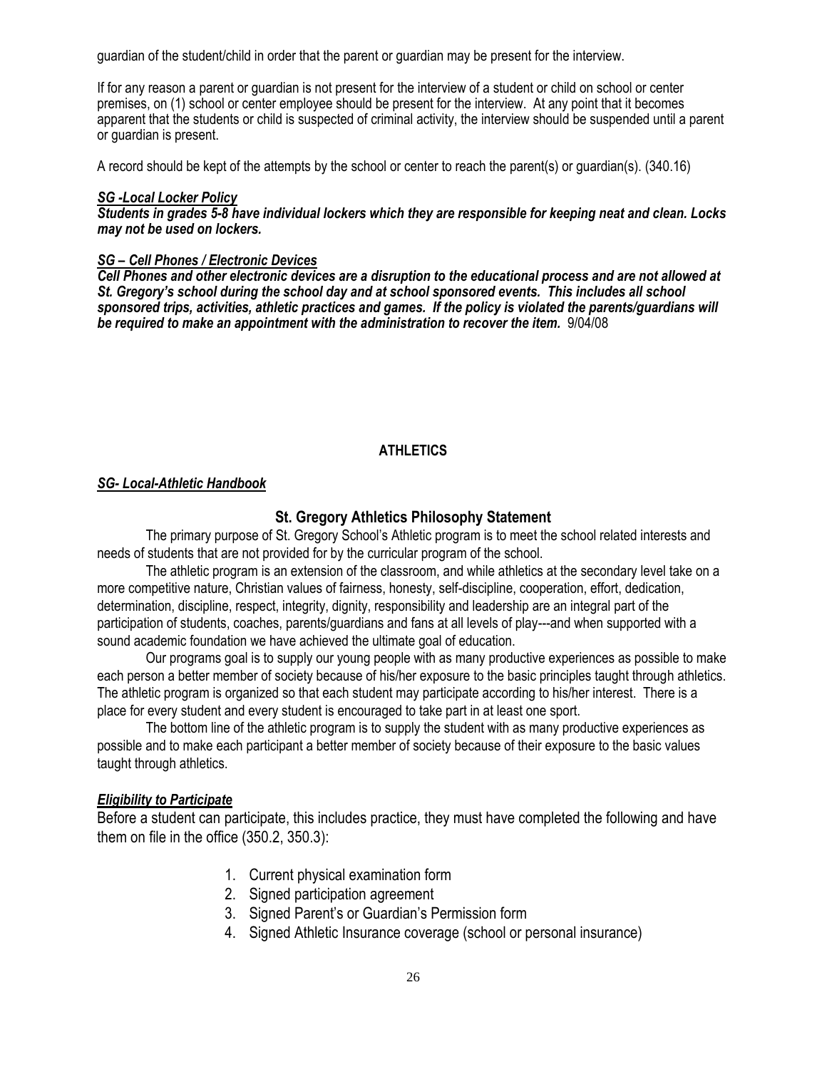guardian of the student/child in order that the parent or guardian may be present for the interview.

If for any reason a parent or guardian is not present for the interview of a student or child on school or center premises, on (1) school or center employee should be present for the interview. At any point that it becomes apparent that the students or child is suspected of criminal activity, the interview should be suspended until a parent or guardian is present.

A record should be kept of the attempts by the school or center to reach the parent(s) or guardian(s). (340.16)

***SG -Local Locker Policy***

***Students in grades 5-8 have individual lockers which they are responsible for keeping neat and clean. Locks may not be used on lockers.***

***SG – Cell Phones / Electronic Devices***

***Cell Phones and other electronic devices are a disruption to the educational process and are not allowed at St. Gregory's school during the school day and at school sponsored events. This includes all school sponsored trips, activities, athletic practices and games. If the policy is violated the parents/guardians will be required to make an appointment with the administration to recover the item.*** 9/04/08

## ATHLETICS

***SG- Local-Athletic Handbook***

### St. Gregory Athletics Philosophy Statement

The primary purpose of St. Gregory School's Athletic program is to meet the school related interests and needs of students that are not provided for by the curricular program of the school.

The athletic program is an extension of the classroom, and while athletics at the secondary level take on a more competitive nature, Christian values of fairness, honesty, self-discipline, cooperation, effort, dedication, determination, discipline, respect, integrity, dignity, responsibility and leadership are an integral part of the participation of students, coaches, parents/guardians and fans at all levels of play---and when supported with a sound academic foundation we have achieved the ultimate goal of education.

Our programs goal is to supply our young people with as many productive experiences as possible to make each person a better member of society because of his/her exposure to the basic principles taught through athletics. The athletic program is organized so that each student may participate according to his/her interest. There is a place for every student and every student is encouraged to take part in at least one sport.

The bottom line of the athletic program is to supply the student with as many productive experiences as possible and to make each participant a better member of society because of their exposure to the basic values taught through athletics.

***Eligibility to Participate***

Before a student can participate, this includes practice, they must have completed the following and have them on file in the office (350.2, 350.3):

1. Current physical examination form
2. Signed participation agreement
3. Signed Parent's or Guardian's Permission form
4. Signed Athletic Insurance coverage (school or personal insurance)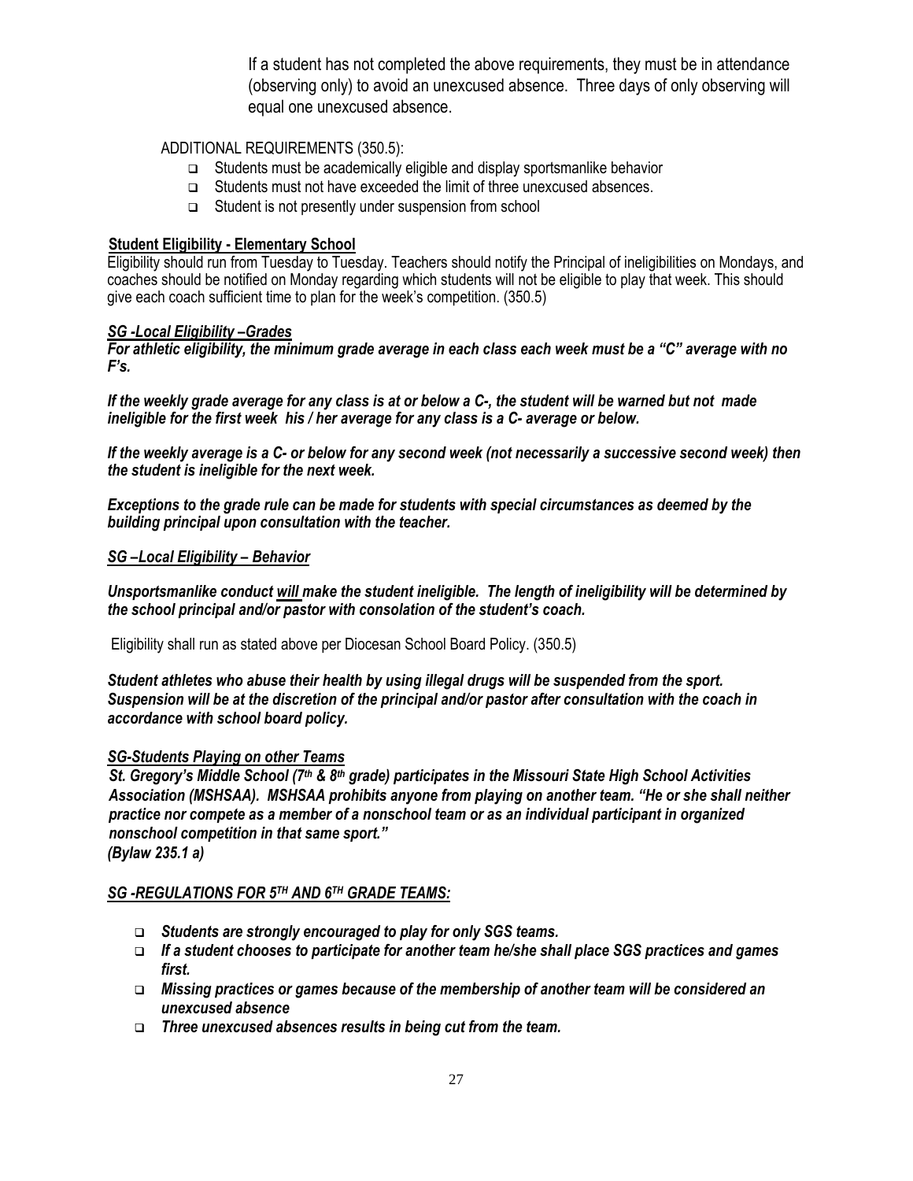If a student has not completed the above requirements, they must be in attendance (observing only) to avoid an unexcused absence. Three days of only observing will equal one unexcused absence.

ADDITIONAL REQUIREMENTS (350.5):

- Students must be academically eligible and display sportsmanlike behavior
- Students must not have exceeded the limit of three unexcused absences.
- Student is not presently under suspension from school

**Student Eligibility - Elementary School**

Eligibility should run from Tuesday to Tuesday. Teachers should notify the Principal of ineligibilities on Mondays, and coaches should be notified on Monday regarding which students will not be eligible to play that week. This should give each coach sufficient time to plan for the week's competition. (350.5)

***SG -Local Eligibility –Grades***

***For athletic eligibility, the minimum grade average in each class each week must be a "C" average with no F's.***

***If the weekly grade average for any class is at or below a C-, the student will be warned but not made ineligible for the first week his / her average for any class is a C- average or below.***

***If the weekly average is a C- or below for any second week (not necessarily a successive second week) then the student is ineligible for the next week.***

***Exceptions to the grade rule can be made for students with special circumstances as deemed by the building principal upon consultation with the teacher.***

***SG –Local Eligibility – Behavior***

***Unsportsmanlike conduct will make the student ineligible. The length of ineligibility will be determined by the school principal and/or pastor with consolation of the student's coach.***

Eligibility shall run as stated above per Diocesan School Board Policy. (350.5)

***Student athletes who abuse their health by using illegal drugs will be suspended from the sport. Suspension will be at the discretion of the principal and/or pastor after consultation with the coach in accordance with school board policy.***

***SG-Students Playing on other Teams***

***St. Gregory's Middle School (7th & 8th grade) participates in the Missouri State High School Activities Association (MSHSAA). MSHSAA prohibits anyone from playing on another team. "He or she shall neither practice nor compete as a member of a nonschool team or as an individual participant in organized nonschool competition in that same sport."***
***(Bylaw 235.1 a)***

***SG -REGULATIONS FOR 5TH AND 6TH GRADE TEAMS:***

- ***Students are strongly encouraged to play for only SGS teams.***
- ***If a student chooses to participate for another team he/she shall place SGS practices and games first.***
- ***Missing practices or games because of the membership of another team will be considered an unexcused absence***
- ***Three unexcused absences results in being cut from the team.***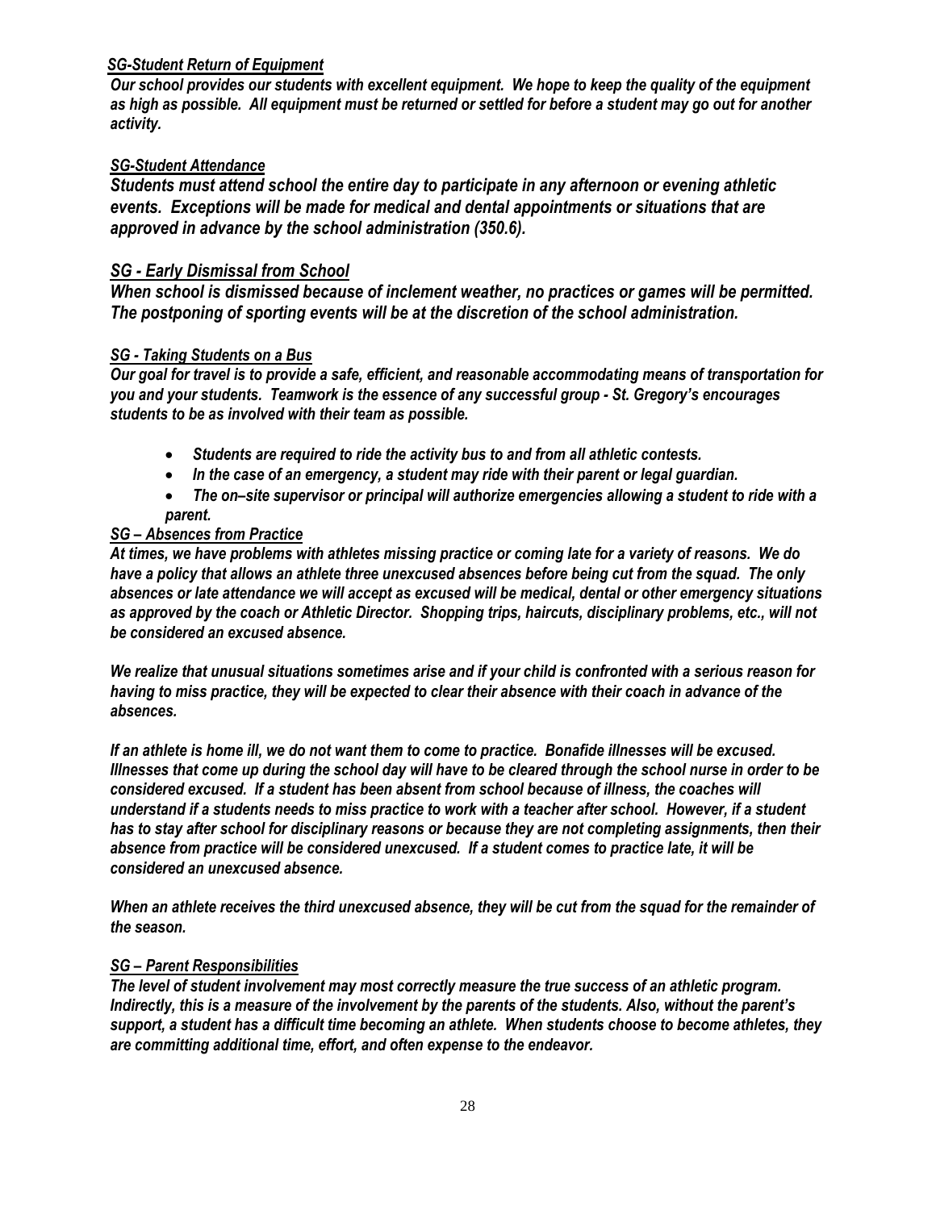### *SG-Student Return of Equipment*

***Our school provides our students with excellent equipment. We hope to keep the quality of the equipment as high as possible. All equipment must be returned or settled for before a student may go out for another activity.***

### *SG-Student Attendance*

***Students must attend school the entire day to participate in any afternoon or evening athletic events. Exceptions will be made for medical and dental appointments or situations that are approved in advance by the school administration (350.6).***

### *SG - Early Dismissal from School*

***When school is dismissed because of inclement weather, no practices or games will be permitted. The postponing of sporting events will be at the discretion of the school administration.***

### *SG - Taking Students on a Bus*

***Our goal for travel is to provide a safe, efficient, and reasonable accommodating means of transportation for you and your students. Teamwork is the essence of any successful group - St. Gregory's encourages students to be as involved with their team as possible.***

- ***Students are required to ride the activity bus to and from all athletic contests.***
- ***In the case of an emergency, a student may ride with their parent or legal guardian.***
- ***The on–site supervisor or principal will authorize emergencies allowing a student to ride with a parent.***

### *SG – Absences from Practice*

***At times, we have problems with athletes missing practice or coming late for a variety of reasons. We do have a policy that allows an athlete three unexcused absences before being cut from the squad. The only absences or late attendance we will accept as excused will be medical, dental or other emergency situations as approved by the coach or Athletic Director. Shopping trips, haircuts, disciplinary problems, etc., will not be considered an excused absence.***

***We realize that unusual situations sometimes arise and if your child is confronted with a serious reason for having to miss practice, they will be expected to clear their absence with their coach in advance of the absences.***

***If an athlete is home ill, we do not want them to come to practice. Bonafide illnesses will be excused. Illnesses that come up during the school day will have to be cleared through the school nurse in order to be considered excused. If a student has been absent from school because of illness, the coaches will understand if a students needs to miss practice to work with a teacher after school. However, if a student has to stay after school for disciplinary reasons or because they are not completing assignments, then their absence from practice will be considered unexcused. If a student comes to practice late, it will be considered an unexcused absence.***

***When an athlete receives the third unexcused absence, they will be cut from the squad for the remainder of the season.***

### *SG – Parent Responsibilities*

***The level of student involvement may most correctly measure the true success of an athletic program. Indirectly, this is a measure of the involvement by the parents of the students. Also, without the parent's support, a student has a difficult time becoming an athlete. When students choose to become athletes, they are committing additional time, effort, and often expense to the endeavor.***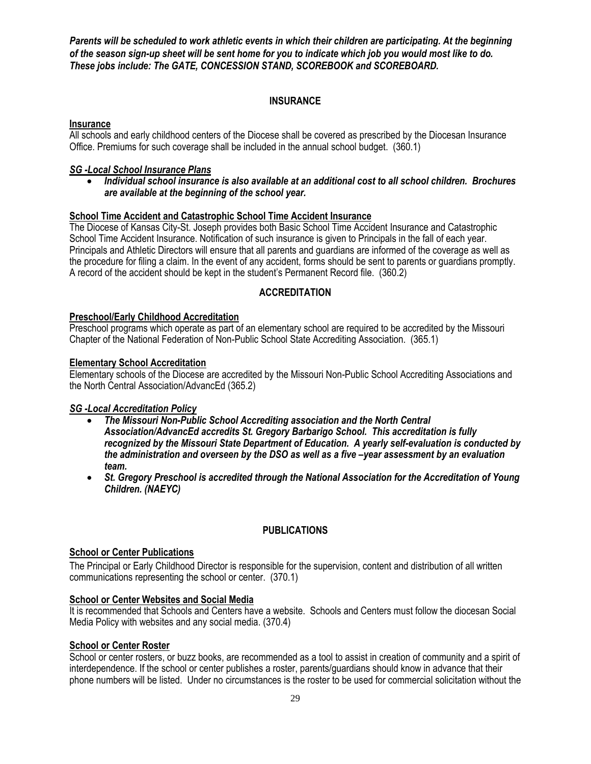***Parents will be scheduled to work athletic events in which their children are participating. At the beginning of the season sign-up sheet will be sent home for you to indicate which job you would most like to do. These jobs include: The GATE, CONCESSION STAND, SCOREBOOK and SCOREBOARD.***

## INSURANCE

**Insurance**

All schools and early childhood centers of the Diocese shall be covered as prescribed by the Diocesan Insurance Office. Premiums for such coverage shall be included in the annual school budget. (360.1)

***SG -Local School Insurance Plans***

- ***Individual school insurance is also available at an additional cost to all school children. Brochures are available at the beginning of the school year.***

**School Time Accident and Catastrophic School Time Accident Insurance**

The Diocese of Kansas City-St. Joseph provides both Basic School Time Accident Insurance and Catastrophic School Time Accident Insurance. Notification of such insurance is given to Principals in the fall of each year. Principals and Athletic Directors will ensure that all parents and guardians are informed of the coverage as well as the procedure for filing a claim. In the event of any accident, forms should be sent to parents or guardians promptly. A record of the accident should be kept in the student's Permanent Record file. (360.2)

## ACCREDITATION

**Preschool/Early Childhood Accreditation**

Preschool programs which operate as part of an elementary school are required to be accredited by the Missouri Chapter of the National Federation of Non-Public School State Accrediting Association. (365.1)

**Elementary School Accreditation**

Elementary schools of the Diocese are accredited by the Missouri Non-Public School Accrediting Associations and the North Central Association/AdvancEd (365.2)

***SG -Local Accreditation Policy***

- ***The Missouri Non-Public School Accrediting association and the North Central Association/AdvancEd accredits St. Gregory Barbarigo School. This accreditation is fully recognized by the Missouri State Department of Education. A yearly self-evaluation is conducted by the administration and overseen by the DSO as well as a five –year assessment by an evaluation team.***
- ***St. Gregory Preschool is accredited through the National Association for the Accreditation of Young Children. (NAEYC)***

## PUBLICATIONS

**School or Center Publications**

The Principal or Early Childhood Director is responsible for the supervision, content and distribution of all written communications representing the school or center. (370.1)

**School or Center Websites and Social Media**

It is recommended that Schools and Centers have a website. Schools and Centers must follow the diocesan Social Media Policy with websites and any social media. (370.4)

**School or Center Roster**

School or center rosters, or buzz books, are recommended as a tool to assist in creation of community and a spirit of interdependence. If the school or center publishes a roster, parents/guardians should know in advance that their phone numbers will be listed. Under no circumstances is the roster to be used for commercial solicitation without the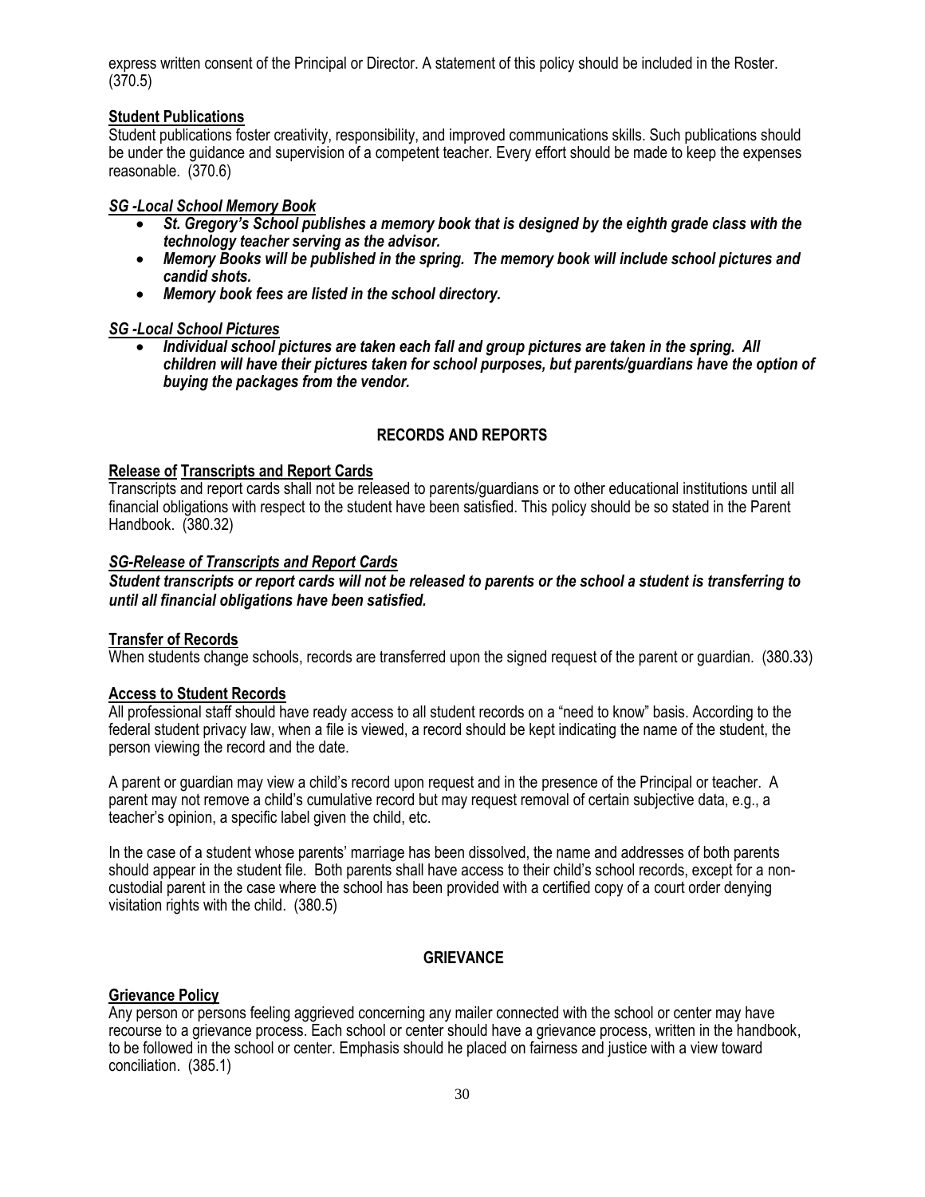express written consent of the Principal or Director. A statement of this policy should be included in the Roster. (370.5)

**Student Publications**

Student publications foster creativity, responsibility, and improved communications skills. Such publications should be under the guidance and supervision of a competent teacher. Every effort should be made to keep the expenses reasonable. (370.6)

***SG -Local School Memory Book***

- ***St. Gregory's School publishes a memory book that is designed by the eighth grade class with the technology teacher serving as the advisor.***
- ***Memory Books will be published in the spring. The memory book will include school pictures and candid shots.***
- ***Memory book fees are listed in the school directory.***

***SG -Local School Pictures***

- ***Individual school pictures are taken each fall and group pictures are taken in the spring. All children will have their pictures taken for school purposes, but parents/guardians have the option of buying the packages from the vendor.***

## RECORDS AND REPORTS

**Release of Transcripts and Report Cards**

Transcripts and report cards shall not be released to parents/guardians or to other educational institutions until all financial obligations with respect to the student have been satisfied. This policy should be so stated in the Parent Handbook. (380.32)

***SG-Release of Transcripts and Report Cards***

***Student transcripts or report cards will not be released to parents or the school a student is transferring to until all financial obligations have been satisfied.***

**Transfer of Records**

When students change schools, records are transferred upon the signed request of the parent or guardian. (380.33)

**Access to Student Records**

All professional staff should have ready access to all student records on a "need to know" basis. According to the federal student privacy law, when a file is viewed, a record should be kept indicating the name of the student, the person viewing the record and the date.

A parent or guardian may view a child's record upon request and in the presence of the Principal or teacher. A parent may not remove a child's cumulative record but may request removal of certain subjective data, e.g., a teacher's opinion, a specific label given the child, etc.

In the case of a student whose parents' marriage has been dissolved, the name and addresses of both parents should appear in the student file. Both parents shall have access to their child's school records, except for a non-custodial parent in the case where the school has been provided with a certified copy of a court order denying visitation rights with the child. (380.5)

## GRIEVANCE

**Grievance Policy**

Any person or persons feeling aggrieved concerning any mailer connected with the school or center may have recourse to a grievance process. Each school or center should have a grievance process, written in the handbook, to be followed in the school or center. Emphasis should he placed on fairness and justice with a view toward conciliation. (385.1)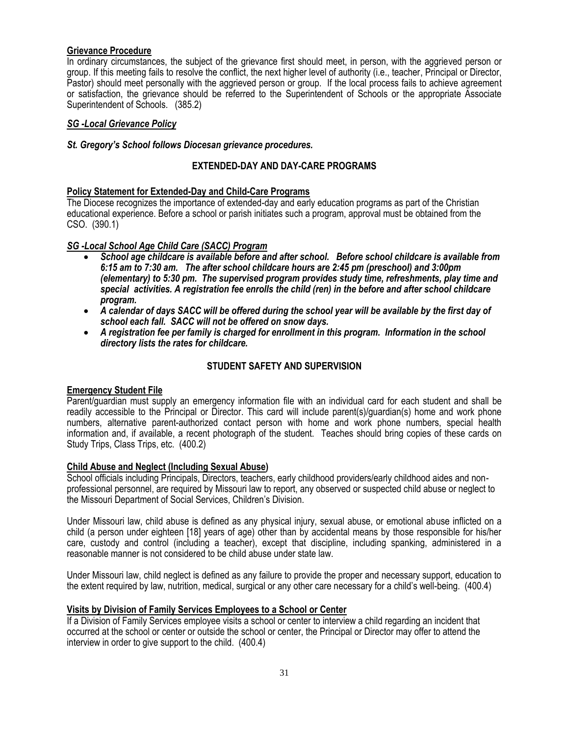**Grievance Procedure**

In ordinary circumstances, the subject of the grievance first should meet, in person, with the aggrieved person or group. If this meeting fails to resolve the conflict, the next higher level of authority (i.e., teacher, Principal or Director, Pastor) should meet personally with the aggrieved person or group. If the local process fails to achieve agreement or satisfaction, the grievance should be referred to the Superintendent of Schools or the appropriate Associate Superintendent of Schools. (385.2)

***SG -Local Grievance Policy***

***St. Gregory's School follows Diocesan grievance procedures.***

## EXTENDED-DAY AND DAY-CARE PROGRAMS

**Policy Statement for Extended-Day and Child-Care Programs**

The Diocese recognizes the importance of extended-day and early education programs as part of the Christian educational experience. Before a school or parish initiates such a program, approval must be obtained from the CSO. (390.1)

***SG -Local School Age Child Care (SACC) Program***

- ***School age childcare is available before and after school. Before school childcare is available from 6:15 am to 7:30 am. The after school childcare hours are 2:45 pm (preschool) and 3:00pm (elementary) to 5:30 pm. The supervised program provides study time, refreshments, play time and special activities. A registration fee enrolls the child (ren) in the before and after school childcare program.***
- ***A calendar of days SACC will be offered during the school year will be available by the first day of school each fall. SACC will not be offered on snow days.***
- ***A registration fee per family is charged for enrollment in this program. Information in the school directory lists the rates for childcare.***

## STUDENT SAFETY AND SUPERVISION

**Emergency Student File**

Parent/guardian must supply an emergency information file with an individual card for each student and shall be readily accessible to the Principal or Director. This card will include parent(s)/guardian(s) home and work phone numbers, alternative parent-authorized contact person with home and work phone numbers, special health information and, if available, a recent photograph of the student. Teaches should bring copies of these cards on Study Trips, Class Trips, etc. (400.2)

**Child Abuse and Neglect (Including Sexual Abuse)**

School officials including Principals, Directors, teachers, early childhood providers/early childhood aides and non-professional personnel, are required by Missouri law to report, any observed or suspected child abuse or neglect to the Missouri Department of Social Services, Children's Division.

Under Missouri law, child abuse is defined as any physical injury, sexual abuse, or emotional abuse inflicted on a child (a person under eighteen [18] years of age) other than by accidental means by those responsible for his/her care, custody and control (including a teacher), except that discipline, including spanking, administered in a reasonable manner is not considered to be child abuse under state law.

Under Missouri law, child neglect is defined as any failure to provide the proper and necessary support, education to the extent required by law, nutrition, medical, surgical or any other care necessary for a child's well-being. (400.4)

**Visits by Division of Family Services Employees to a School or Center**

If a Division of Family Services employee visits a school or center to interview a child regarding an incident that occurred at the school or center or outside the school or center, the Principal or Director may offer to attend the interview in order to give support to the child. (400.4)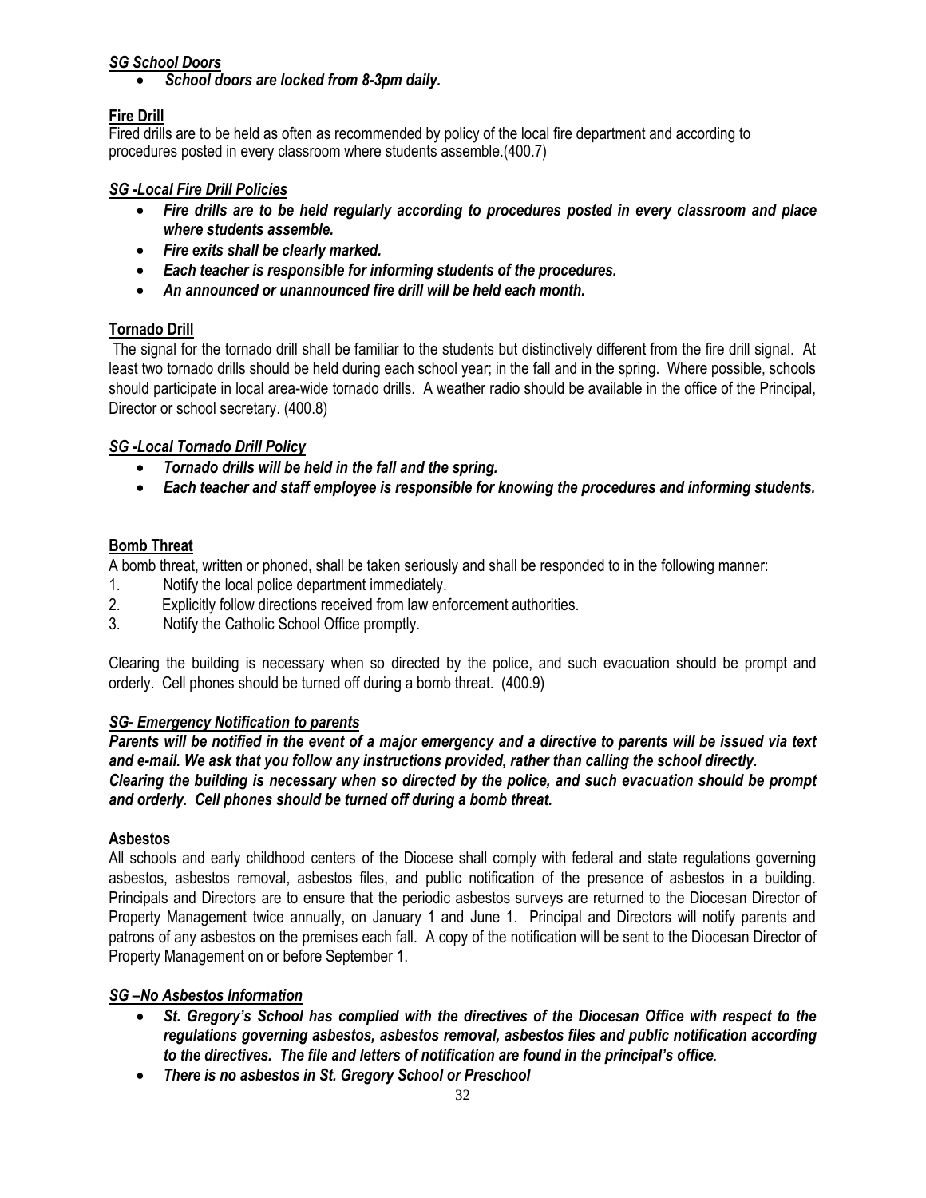***SG School Doors***

- ***School doors are locked from 8-3pm daily.***

**Fire Drill**

Fired drills are to be held as often as recommended by policy of the local fire department and according to procedures posted in every classroom where students assemble.(400.7)

***SG -Local Fire Drill Policies***

- ***Fire drills are to be held regularly according to procedures posted in every classroom and place where students assemble.***
- ***Fire exits shall be clearly marked.***
- ***Each teacher is responsible for informing students of the procedures.***
- ***An announced or unannounced fire drill will be held each month.***

**Tornado Drill**

The signal for the tornado drill shall be familiar to the students but distinctively different from the fire drill signal. At least two tornado drills should be held during each school year; in the fall and in the spring. Where possible, schools should participate in local area-wide tornado drills. A weather radio should be available in the office of the Principal, Director or school secretary. (400.8)

***SG -Local Tornado Drill Policy***

- ***Tornado drills will be held in the fall and the spring.***
- ***Each teacher and staff employee is responsible for knowing the procedures and informing students.***

**Bomb Threat**

A bomb threat, written or phoned, shall be taken seriously and shall be responded to in the following manner:

1. Notify the local police department immediately.
2. Explicitly follow directions received from law enforcement authorities.
3. Notify the Catholic School Office promptly.

Clearing the building is necessary when so directed by the police, and such evacuation should be prompt and orderly. Cell phones should be turned off during a bomb threat. (400.9)

***SG- Emergency Notification to parents***

***Parents will be notified in the event of a major emergency and a directive to parents will be issued via text and e-mail. We ask that you follow any instructions provided, rather than calling the school directly.***
***Clearing the building is necessary when so directed by the police, and such evacuation should be prompt and orderly. Cell phones should be turned off during a bomb threat.***

**Asbestos**

All schools and early childhood centers of the Diocese shall comply with federal and state regulations governing asbestos, asbestos removal, asbestos files, and public notification of the presence of asbestos in a building. Principals and Directors are to ensure that the periodic asbestos surveys are returned to the Diocesan Director of Property Management twice annually, on January 1 and June 1. Principal and Directors will notify parents and patrons of any asbestos on the premises each fall. A copy of the notification will be sent to the Diocesan Director of Property Management on or before September 1.

***SG –No Asbestos Information***

- ***St. Gregory's School has complied with the directives of the Diocesan Office with respect to the regulations governing asbestos, asbestos removal, asbestos files and public notification according to the directives. The file and letters of notification are found in the principal's office.***
- ***There is no asbestos in St. Gregory School or Preschool***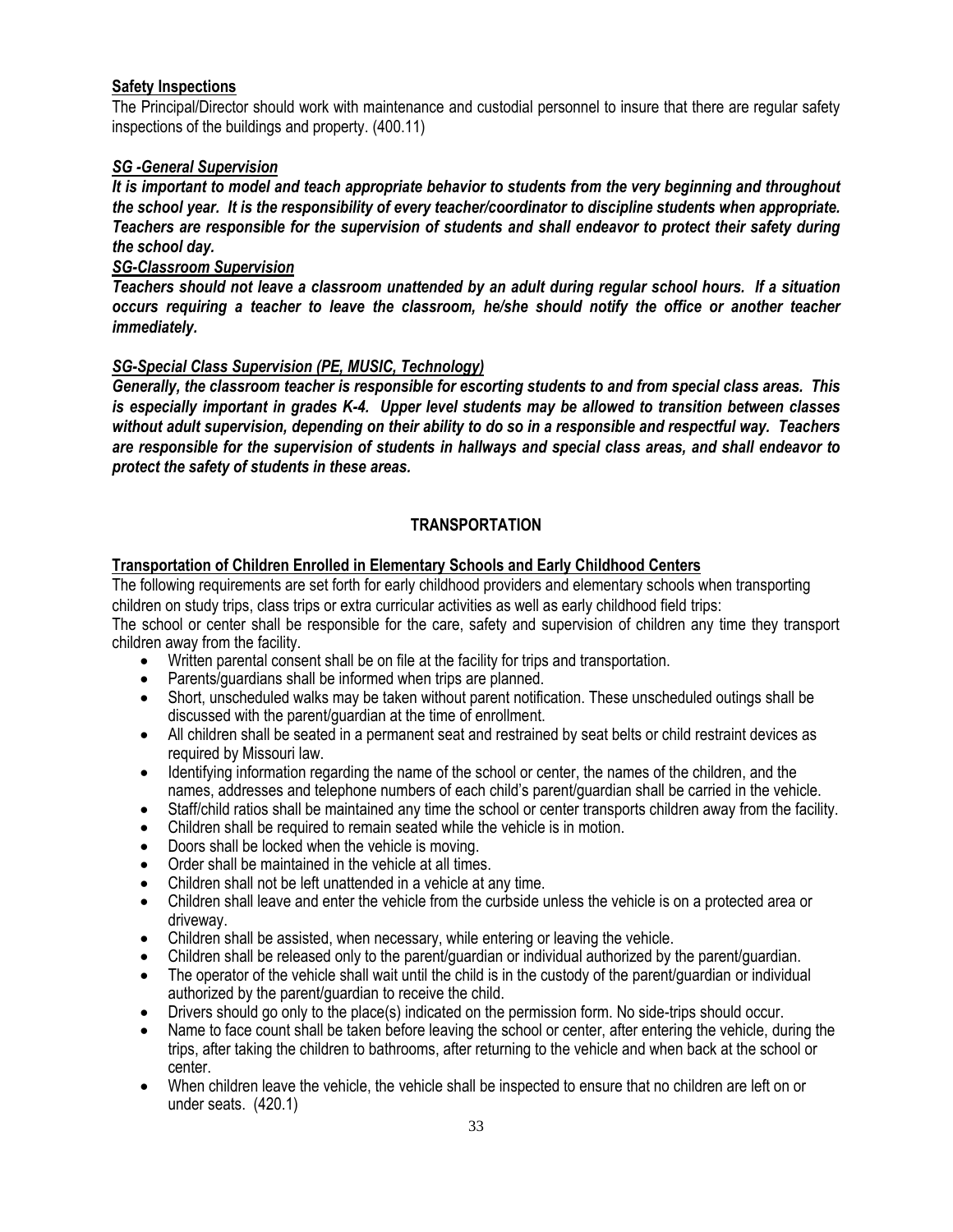**Safety Inspections**

The Principal/Director should work with maintenance and custodial personnel to insure that there are regular safety inspections of the buildings and property. (400.11)

***SG -General Supervision***

***It is important to model and teach appropriate behavior to students from the very beginning and throughout the school year. It is the responsibility of every teacher/coordinator to discipline students when appropriate. Teachers are responsible for the supervision of students and shall endeavor to protect their safety during the school day.***

***SG-Classroom Supervision***

***Teachers should not leave a classroom unattended by an adult during regular school hours. If a situation occurs requiring a teacher to leave the classroom, he/she should notify the office or another teacher immediately.***

***SG-Special Class Supervision (PE, MUSIC, Technology)***

***Generally, the classroom teacher is responsible for escorting students to and from special class areas. This is especially important in grades K-4. Upper level students may be allowed to transition between classes without adult supervision, depending on their ability to do so in a responsible and respectful way. Teachers are responsible for the supervision of students in hallways and special class areas, and shall endeavor to protect the safety of students in these areas.***

## TRANSPORTATION

**Transportation of Children Enrolled in Elementary Schools and Early Childhood Centers**

The following requirements are set forth for early childhood providers and elementary schools when transporting children on study trips, class trips or extra curricular activities as well as early childhood field trips:

The school or center shall be responsible for the care, safety and supervision of children any time they transport children away from the facility.

- Written parental consent shall be on file at the facility for trips and transportation.
- Parents/guardians shall be informed when trips are planned.
- Short, unscheduled walks may be taken without parent notification. These unscheduled outings shall be discussed with the parent/guardian at the time of enrollment.
- All children shall be seated in a permanent seat and restrained by seat belts or child restraint devices as required by Missouri law.
- Identifying information regarding the name of the school or center, the names of the children, and the names, addresses and telephone numbers of each child's parent/guardian shall be carried in the vehicle.
- Staff/child ratios shall be maintained any time the school or center transports children away from the facility.
- Children shall be required to remain seated while the vehicle is in motion.
- Doors shall be locked when the vehicle is moving.
- Order shall be maintained in the vehicle at all times.
- Children shall not be left unattended in a vehicle at any time.
- Children shall leave and enter the vehicle from the curbside unless the vehicle is on a protected area or driveway.
- Children shall be assisted, when necessary, while entering or leaving the vehicle.
- Children shall be released only to the parent/guardian or individual authorized by the parent/guardian.
- The operator of the vehicle shall wait until the child is in the custody of the parent/guardian or individual authorized by the parent/guardian to receive the child.
- Drivers should go only to the place(s) indicated on the permission form. No side-trips should occur.
- Name to face count shall be taken before leaving the school or center, after entering the vehicle, during the trips, after taking the children to bathrooms, after returning to the vehicle and when back at the school or center.
- When children leave the vehicle, the vehicle shall be inspected to ensure that no children are left on or under seats. (420.1)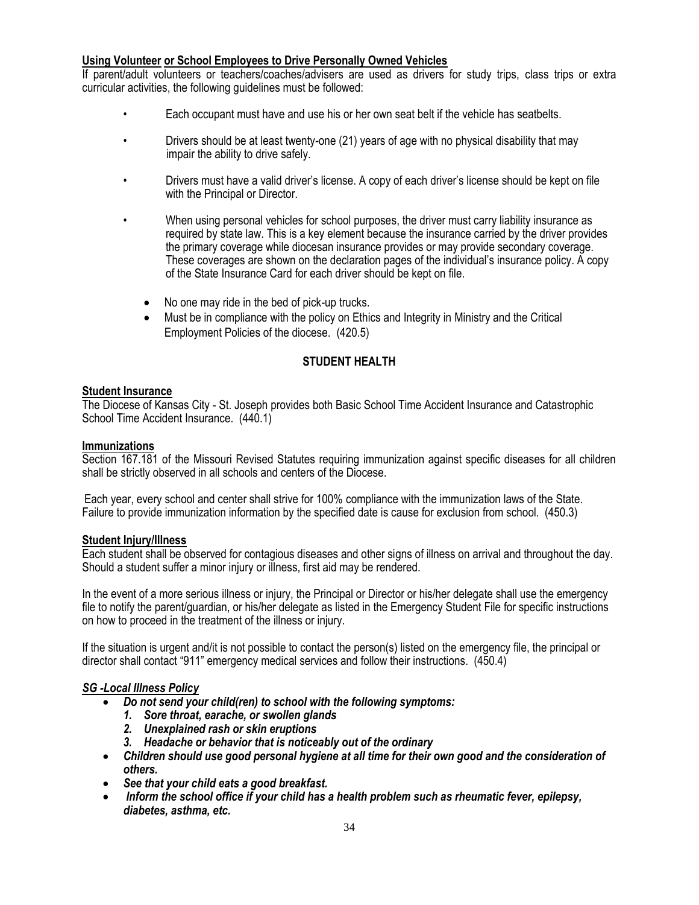**Using Volunteer or School Employees to Drive Personally Owned Vehicles**

If parent/adult volunteers or teachers/coaches/advisers are used as drivers for study trips, class trips or extra curricular activities, the following guidelines must be followed:

- Each occupant must have and use his or her own seat belt if the vehicle has seatbelts.
- Drivers should be at least twenty-one (21) years of age with no physical disability that may impair the ability to drive safely.
- Drivers must have a valid driver's license. A copy of each driver's license should be kept on file with the Principal or Director.
- When using personal vehicles for school purposes, the driver must carry liability insurance as required by state law. This is a key element because the insurance carried by the driver provides the primary coverage while diocesan insurance provides or may provide secondary coverage. These coverages are shown on the declaration pages of the individual's insurance policy. A copy of the State Insurance Card for each driver should be kept on file.
  - No one may ride in the bed of pick-up trucks.
  - Must be in compliance with the policy on Ethics and Integrity in Ministry and the Critical Employment Policies of the diocese. (420.5)

## STUDENT HEALTH

**Student Insurance**

The Diocese of Kansas City - St. Joseph provides both Basic School Time Accident Insurance and Catastrophic School Time Accident Insurance. (440.1)

**Immunizations**

Section 167.181 of the Missouri Revised Statutes requiring immunization against specific diseases for all children shall be strictly observed in all schools and centers of the Diocese.

Each year, every school and center shall strive for 100% compliance with the immunization laws of the State. Failure to provide immunization information by the specified date is cause for exclusion from school. (450.3)

**Student Injury/Illness**

Each student shall be observed for contagious diseases and other signs of illness on arrival and throughout the day. Should a student suffer a minor injury or illness, first aid may be rendered.

In the event of a more serious illness or injury, the Principal or Director or his/her delegate shall use the emergency file to notify the parent/guardian, or his/her delegate as listed in the Emergency Student File for specific instructions on how to proceed in the treatment of the illness or injury.

If the situation is urgent and/it is not possible to contact the person(s) listed on the emergency file, the principal or director shall contact "911" emergency medical services and follow their instructions. (450.4)

***SG -Local Illness Policy***

- ***Do not send your child(ren) to school with the following symptoms:***
  1. ***Sore throat, earache, or swollen glands***
  2. ***Unexplained rash or skin eruptions***
  3. ***Headache or behavior that is noticeably out of the ordinary***
- ***Children should use good personal hygiene at all time for their own good and the consideration of others.***
- ***See that your child eats a good breakfast.***
- ***Inform the school office if your child has a health problem such as rheumatic fever, epilepsy, diabetes, asthma, etc.***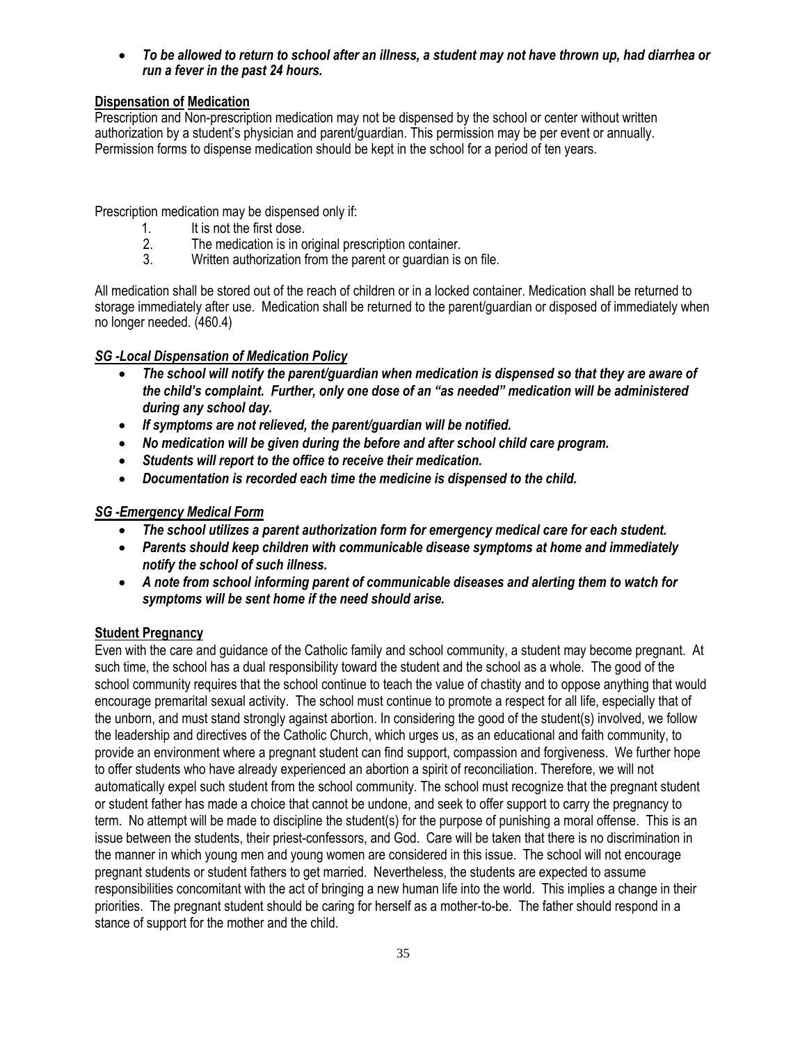- ***To be allowed to return to school after an illness, a student may not have thrown up, had diarrhea or run a fever in the past 24 hours.***

**Dispensation of Medication**

Prescription and Non-prescription medication may not be dispensed by the school or center without written authorization by a student's physician and parent/guardian. This permission may be per event or annually. Permission forms to dispense medication should be kept in the school for a period of ten years.

Prescription medication may be dispensed only if:

1. It is not the first dose.
2. The medication is in original prescription container.
3. Written authorization from the parent or guardian is on file.

All medication shall be stored out of the reach of children or in a locked container. Medication shall be returned to storage immediately after use. Medication shall be returned to the parent/guardian or disposed of immediately when no longer needed. (460.4)

***SG -Local Dispensation of Medication Policy***

- ***The school will notify the parent/guardian when medication is dispensed so that they are aware of the child's complaint. Further, only one dose of an "as needed" medication will be administered during any school day.***
- ***If symptoms are not relieved, the parent/guardian will be notified.***
- ***No medication will be given during the before and after school child care program.***
- ***Students will report to the office to receive their medication.***
- ***Documentation is recorded each time the medicine is dispensed to the child.***

***SG -Emergency Medical Form***

- ***The school utilizes a parent authorization form for emergency medical care for each student.***
- ***Parents should keep children with communicable disease symptoms at home and immediately notify the school of such illness.***
- ***A note from school informing parent of communicable diseases and alerting them to watch for symptoms will be sent home if the need should arise.***

**Student Pregnancy**

Even with the care and guidance of the Catholic family and school community, a student may become pregnant. At such time, the school has a dual responsibility toward the student and the school as a whole. The good of the school community requires that the school continue to teach the value of chastity and to oppose anything that would encourage premarital sexual activity. The school must continue to promote a respect for all life, especially that of the unborn, and must stand strongly against abortion. In considering the good of the student(s) involved, we follow the leadership and directives of the Catholic Church, which urges us, as an educational and faith community, to provide an environment where a pregnant student can find support, compassion and forgiveness. We further hope to offer students who have already experienced an abortion a spirit of reconciliation. Therefore, we will not automatically expel such student from the school community. The school must recognize that the pregnant student or student father has made a choice that cannot be undone, and seek to offer support to carry the pregnancy to term. No attempt will be made to discipline the student(s) for the purpose of punishing a moral offense. This is an issue between the students, their priest-confessors, and God. Care will be taken that there is no discrimination in the manner in which young men and young women are considered in this issue. The school will not encourage pregnant students or student fathers to get married. Nevertheless, the students are expected to assume responsibilities concomitant with the act of bringing a new human life into the world. This implies a change in their priorities. The pregnant student should be caring for herself as a mother-to-be. The father should respond in a stance of support for the mother and the child.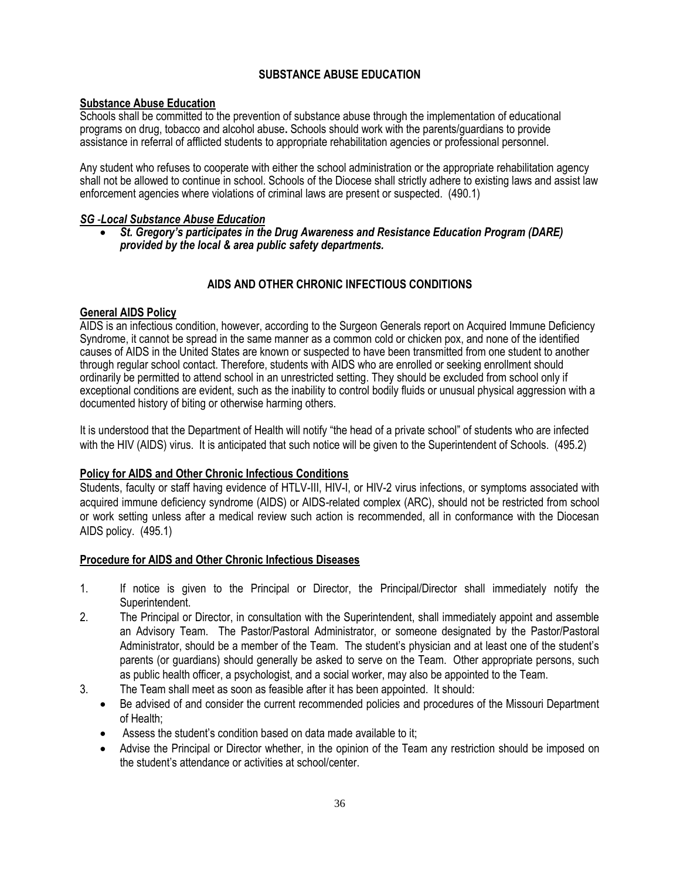## SUBSTANCE ABUSE EDUCATION

**Substance Abuse Education**

Schools shall be committed to the prevention of substance abuse through the implementation of educational programs on drug, tobacco and alcohol abuse**.** Schools should work with the parents/guardians to provide assistance in referral of afflicted students to appropriate rehabilitation agencies or professional personnel.

Any student who refuses to cooperate with either the school administration or the appropriate rehabilitation agency shall not be allowed to continue in school. Schools of the Diocese shall strictly adhere to existing laws and assist law enforcement agencies where violations of criminal laws are present or suspected. (490.1)

***SG -Local Substance Abuse Education***

- ***St. Gregory's participates in the Drug Awareness and Resistance Education Program (DARE) provided by the local & area public safety departments.***

## AIDS AND OTHER CHRONIC INFECTIOUS CONDITIONS

**General AIDS Policy**

AIDS is an infectious condition, however, according to the Surgeon Generals report on Acquired Immune Deficiency Syndrome, it cannot be spread in the same manner as a common cold or chicken pox, and none of the identified causes of AIDS in the United States are known or suspected to have been transmitted from one student to another through regular school contact. Therefore, students with AIDS who are enrolled or seeking enrollment should ordinarily be permitted to attend school in an unrestricted setting. They should be excluded from school only if exceptional conditions are evident, such as the inability to control bodily fluids or unusual physical aggression with a documented history of biting or otherwise harming others.

It is understood that the Department of Health will notify "the head of a private school" of students who are infected with the HIV (AIDS) virus. It is anticipated that such notice will be given to the Superintendent of Schools. (495.2)

**Policy for AIDS and Other Chronic Infectious Conditions**

Students, faculty or staff having evidence of HTLV-III, HIV-I, or HIV-2 virus infections, or symptoms associated with acquired immune deficiency syndrome (AIDS) or AIDS-related complex (ARC), should not be restricted from school or work setting unless after a medical review such action is recommended, all in conformance with the Diocesan AIDS policy. (495.1)

**Procedure for AIDS and Other Chronic Infectious Diseases**

1. If notice is given to the Principal or Director, the Principal/Director shall immediately notify the Superintendent.
2. The Principal or Director, in consultation with the Superintendent, shall immediately appoint and assemble an Advisory Team. The Pastor/Pastoral Administrator, or someone designated by the Pastor/Pastoral Administrator, should be a member of the Team. The student's physician and at least one of the student's parents (or guardians) should generally be asked to serve on the Team. Other appropriate persons, such as public health officer, a psychologist, and a social worker, may also be appointed to the Team.
3. The Team shall meet as soon as feasible after it has been appointed. It should:
   - Be advised of and consider the current recommended policies and procedures of the Missouri Department of Health;
   - Assess the student's condition based on data made available to it;
   - Advise the Principal or Director whether, in the opinion of the Team any restriction should be imposed on the student's attendance or activities at school/center.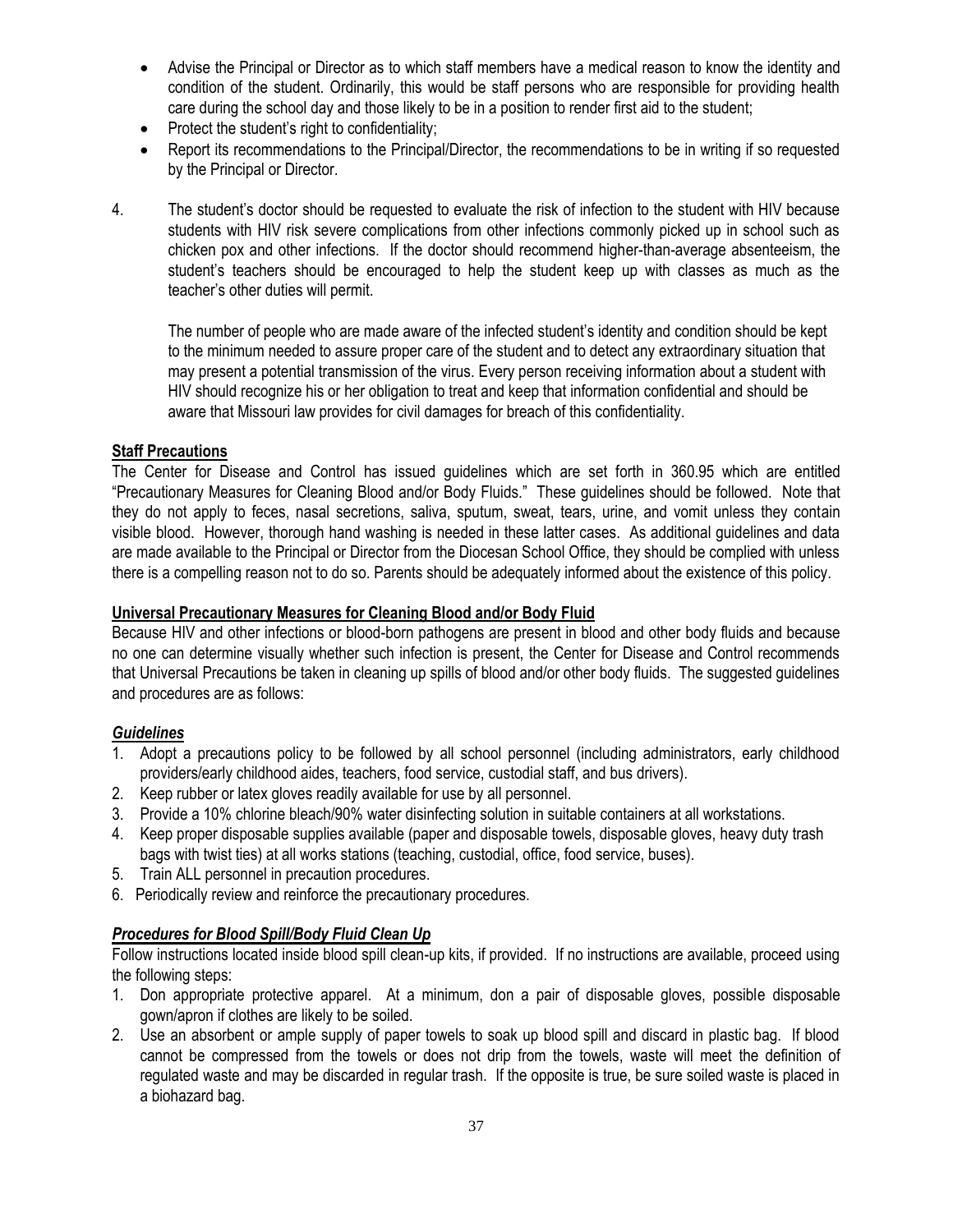- Advise the Principal or Director as to which staff members have a medical reason to know the identity and condition of the student. Ordinarily, this would be staff persons who are responsible for providing health care during the school day and those likely to be in a position to render first aid to the student;
- Protect the student's right to confidentiality;
- Report its recommendations to the Principal/Director, the recommendations to be in writing if so requested by the Principal or Director.

4. The student's doctor should be requested to evaluate the risk of infection to the student with HIV because students with HIV risk severe complications from other infections commonly picked up in school such as chicken pox and other infections. If the doctor should recommend higher-than-average absenteeism, the student's teachers should be encouraged to help the student keep up with classes as much as the teacher's other duties will permit.

   The number of people who are made aware of the infected student's identity and condition should be kept to the minimum needed to assure proper care of the student and to detect any extraordinary situation that may present a potential transmission of the virus. Every person receiving information about a student with HIV should recognize his or her obligation to treat and keep that information confidential and should be aware that Missouri law provides for civil damages for breach of this confidentiality.

**Staff Precautions**

The Center for Disease and Control has issued guidelines which are set forth in 360.95 which are entitled "Precautionary Measures for Cleaning Blood and/or Body Fluids." These guidelines should be followed. Note that they do not apply to feces, nasal secretions, saliva, sputum, sweat, tears, urine, and vomit unless they contain visible blood. However, thorough hand washing is needed in these latter cases. As additional guidelines and data are made available to the Principal or Director from the Diocesan School Office, they should be complied with unless there is a compelling reason not to do so. Parents should be adequately informed about the existence of this policy.

**Universal Precautionary Measures for Cleaning Blood and/or Body Fluid**

Because HIV and other infections or blood-born pathogens are present in blood and other body fluids and because no one can determine visually whether such infection is present, the Center for Disease and Control recommends that Universal Precautions be taken in cleaning up spills of blood and/or other body fluids. The suggested guidelines and procedures are as follows:

***Guidelines***

1. Adopt a precautions policy to be followed by all school personnel (including administrators, early childhood providers/early childhood aides, teachers, food service, custodial staff, and bus drivers).
2. Keep rubber or latex gloves readily available for use by all personnel.
3. Provide a 10% chlorine bleach/90% water disinfecting solution in suitable containers at all workstations.
4. Keep proper disposable supplies available (paper and disposable towels, disposable gloves, heavy duty trash bags with twist ties) at all works stations (teaching, custodial, office, food service, buses).
5. Train ALL personnel in precaution procedures.
6. Periodically review and reinforce the precautionary procedures.

***Procedures for Blood Spill/Body Fluid Clean Up***

Follow instructions located inside blood spill clean-up kits, if provided. If no instructions are available, proceed using the following steps:

1. Don appropriate protective apparel. At a minimum, don a pair of disposable gloves, possible disposable gown/apron if clothes are likely to be soiled.
2. Use an absorbent or ample supply of paper towels to soak up blood spill and discard in plastic bag. If blood cannot be compressed from the towels or does not drip from the towels, waste will meet the definition of regulated waste and may be discarded in regular trash. If the opposite is true, be sure soiled waste is placed in a biohazard bag.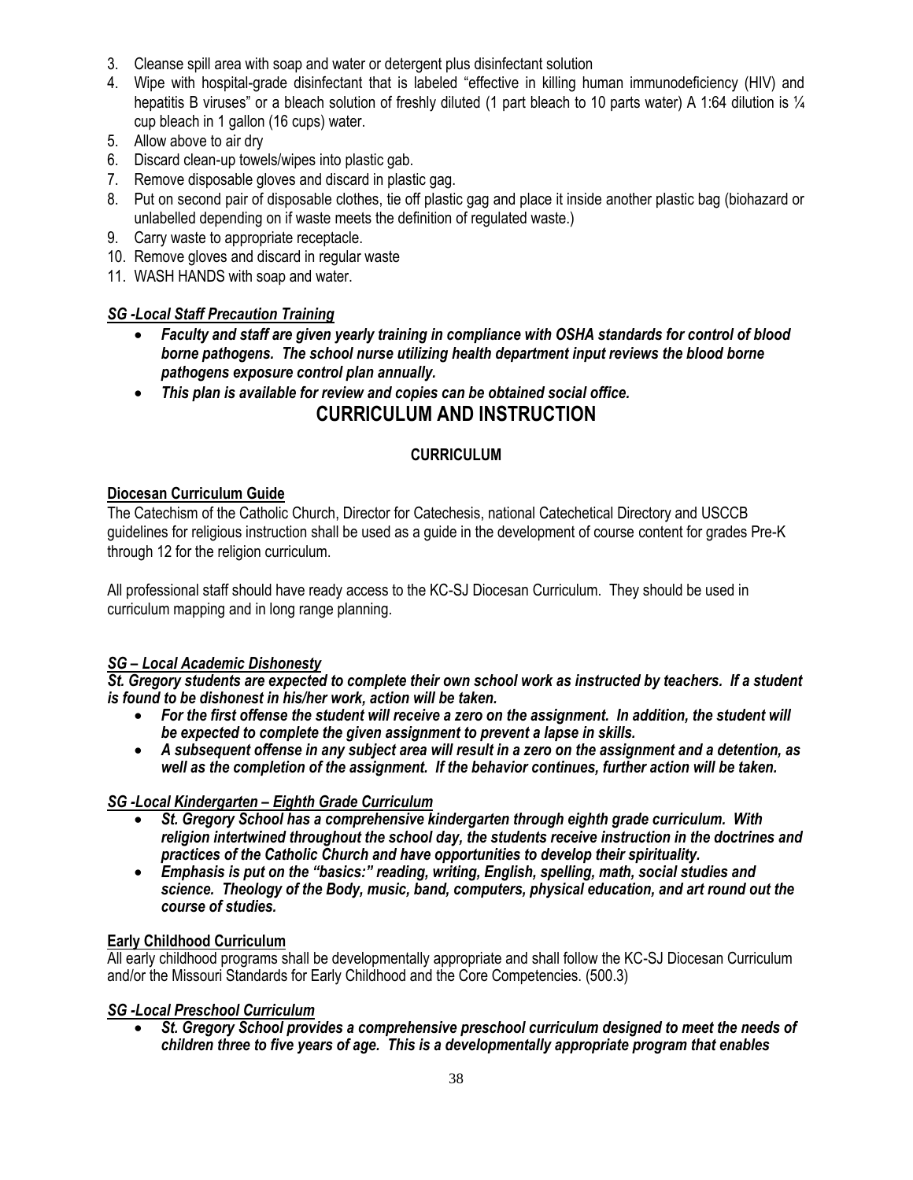3. Cleanse spill area with soap and water or detergent plus disinfectant solution
4. Wipe with hospital-grade disinfectant that is labeled "effective in killing human immunodeficiency (HIV) and hepatitis B viruses" or a bleach solution of freshly diluted (1 part bleach to 10 parts water) A 1:64 dilution is ¼ cup bleach in 1 gallon (16 cups) water.
5. Allow above to air dry
6. Discard clean-up towels/wipes into plastic gab.
7. Remove disposable gloves and discard in plastic gag.
8. Put on second pair of disposable clothes, tie off plastic gag and place it inside another plastic bag (biohazard or unlabelled depending on if waste meets the definition of regulated waste.)
9. Carry waste to appropriate receptacle.
10. Remove gloves and discard in regular waste
11. WASH HANDS with soap and water.

***<u>SG -Local Staff Precaution Training</u>***

- ***Faculty and staff are given yearly training in compliance with OSHA standards for control of blood borne pathogens. The school nurse utilizing health department input reviews the blood borne pathogens exposure control plan annually.***
- ***This plan is available for review and copies can be obtained social office.***

# CURRICULUM AND INSTRUCTION

## CURRICULUM

**<u>Diocesan Curriculum Guide</u>**

The Catechism of the Catholic Church, Director for Catechesis, national Catechetical Directory and USCCB guidelines for religious instruction shall be used as a guide in the development of course content for grades Pre-K through 12 for the religion curriculum.

All professional staff should have ready access to the KC-SJ Diocesan Curriculum. They should be used in curriculum mapping and in long range planning.

***<u>SG – Local Academic Dishonesty</u>***

***St. Gregory students are expected to complete their own school work as instructed by teachers. If a student is found to be dishonest in his/her work, action will be taken.***

- ***For the first offense the student will receive a zero on the assignment. In addition, the student will be expected to complete the given assignment to prevent a lapse in skills.***
- ***A subsequent offense in any subject area will result in a zero on the assignment and a detention, as well as the completion of the assignment. If the behavior continues, further action will be taken.***

***<u>SG -Local Kindergarten – Eighth Grade Curriculum</u>***

- ***St. Gregory School has a comprehensive kindergarten through eighth grade curriculum. With religion intertwined throughout the school day, the students receive instruction in the doctrines and practices of the Catholic Church and have opportunities to develop their spirituality.***
- ***Emphasis is put on the "basics:" reading, writing, English, spelling, math, social studies and science. Theology of the Body, music, band, computers, physical education, and art round out the course of studies.***

**<u>Early Childhood Curriculum</u>**

All early childhood programs shall be developmentally appropriate and shall follow the KC-SJ Diocesan Curriculum and/or the Missouri Standards for Early Childhood and the Core Competencies. (500.3)

***<u>SG -Local Preschool Curriculum</u>***

- ***St. Gregory School provides a comprehensive preschool curriculum designed to meet the needs of children three to five years of age. This is a developmentally appropriate program that enables***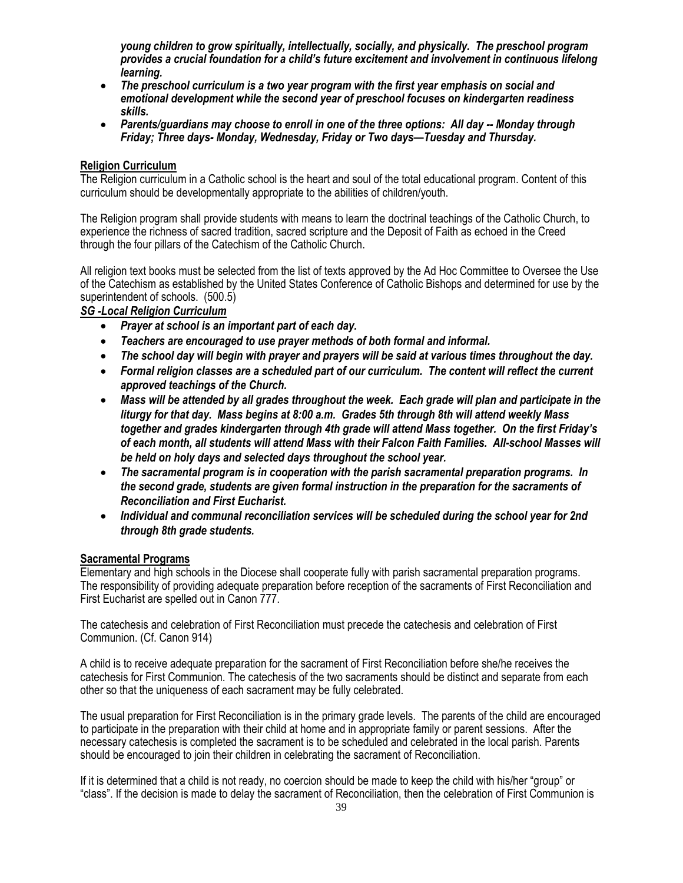*young children to grow spiritually, intellectually, socially, and physically. The preschool program provides a crucial foundation for a child's future excitement and involvement in continuous lifelong learning.*

- ***The preschool curriculum is a two year program with the first year emphasis on social and emotional development while the second year of preschool focuses on kindergarten readiness skills.***
- ***Parents/guardians may choose to enroll in one of the three options: All day -- Monday through Friday; Three days- Monday, Wednesday, Friday or Two days—Tuesday and Thursday.***

**Religion Curriculum**

The Religion curriculum in a Catholic school is the heart and soul of the total educational program. Content of this curriculum should be developmentally appropriate to the abilities of children/youth.

The Religion program shall provide students with means to learn the doctrinal teachings of the Catholic Church, to experience the richness of sacred tradition, sacred scripture and the Deposit of Faith as echoed in the Creed through the four pillars of the Catechism of the Catholic Church.

All religion text books must be selected from the list of texts approved by the Ad Hoc Committee to Oversee the Use of the Catechism as established by the United States Conference of Catholic Bishops and determined for use by the superintendent of schools. (500.5)

***SG -Local Religion Curriculum***

- ***Prayer at school is an important part of each day.***
- ***Teachers are encouraged to use prayer methods of both formal and informal.***
- ***The school day will begin with prayer and prayers will be said at various times throughout the day.***
- ***Formal religion classes are a scheduled part of our curriculum. The content will reflect the current approved teachings of the Church.***
- ***Mass will be attended by all grades throughout the week. Each grade will plan and participate in the liturgy for that day. Mass begins at 8:00 a.m. Grades 5th through 8th will attend weekly Mass together and grades kindergarten through 4th grade will attend Mass together. On the first Friday's of each month, all students will attend Mass with their Falcon Faith Families. All-school Masses will be held on holy days and selected days throughout the school year.***
- ***The sacramental program is in cooperation with the parish sacramental preparation programs. In the second grade, students are given formal instruction in the preparation for the sacraments of Reconciliation and First Eucharist.***
- ***Individual and communal reconciliation services will be scheduled during the school year for 2nd through 8th grade students.***

**Sacramental Programs**

Elementary and high schools in the Diocese shall cooperate fully with parish sacramental preparation programs. The responsibility of providing adequate preparation before reception of the sacraments of First Reconciliation and First Eucharist are spelled out in Canon 777.

The catechesis and celebration of First Reconciliation must precede the catechesis and celebration of First Communion. (Cf. Canon 914)

A child is to receive adequate preparation for the sacrament of First Reconciliation before she/he receives the catechesis for First Communion. The catechesis of the two sacraments should be distinct and separate from each other so that the uniqueness of each sacrament may be fully celebrated.

The usual preparation for First Reconciliation is in the primary grade levels. The parents of the child are encouraged to participate in the preparation with their child at home and in appropriate family or parent sessions. After the necessary catechesis is completed the sacrament is to be scheduled and celebrated in the local parish. Parents should be encouraged to join their children in celebrating the sacrament of Reconciliation.

If it is determined that a child is not ready, no coercion should be made to keep the child with his/her "group" or "class". If the decision is made to delay the sacrament of Reconciliation, then the celebration of First Communion is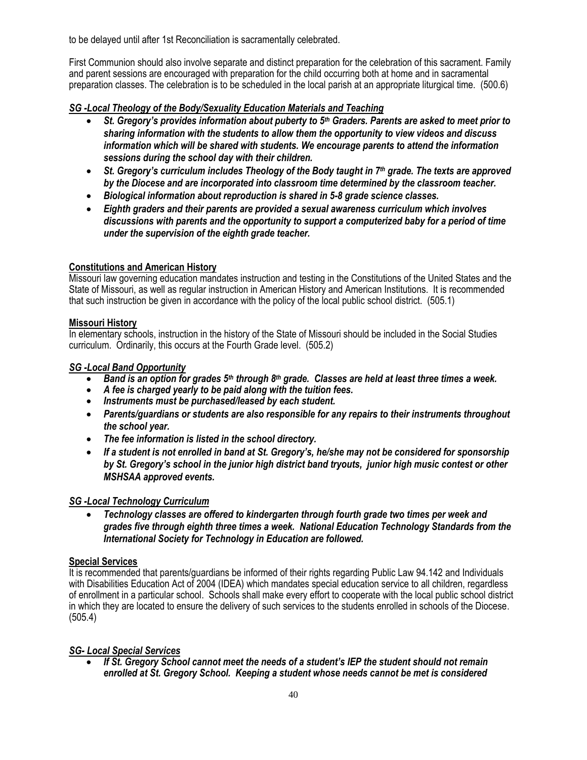to be delayed until after 1st Reconciliation is sacramentally celebrated.

First Communion should also involve separate and distinct preparation for the celebration of this sacrament. Family and parent sessions are encouraged with preparation for the child occurring both at home and in sacramental preparation classes. The celebration is to be scheduled in the local parish at an appropriate liturgical time. (500.6)

***<u>SG -Local Theology of the Body/Sexuality Education Materials and Teaching</u>***

- ***St. Gregory's provides information about puberty to 5th Graders. Parents are asked to meet prior to sharing information with the students to allow them the opportunity to view videos and discuss information which will be shared with students. We encourage parents to attend the information sessions during the school day with their children.***
- ***St. Gregory's curriculum includes Theology of the Body taught in 7th grade. The texts are approved by the Diocese and are incorporated into classroom time determined by the classroom teacher.***
- ***Biological information about reproduction is shared in 5-8 grade science classes.***
- ***Eighth graders and their parents are provided a sexual awareness curriculum which involves discussions with parents and the opportunity to support a computerized baby for a period of time under the supervision of the eighth grade teacher.***

**<u>Constitutions and American History</u>**

Missouri law governing education mandates instruction and testing in the Constitutions of the United States and the State of Missouri, as well as regular instruction in American History and American Institutions. It is recommended that such instruction be given in accordance with the policy of the local public school district. (505.1)

**<u>Missouri History</u>**

In elementary schools, instruction in the history of the State of Missouri should be included in the Social Studies curriculum. Ordinarily, this occurs at the Fourth Grade level. (505.2)

***<u>SG -Local Band Opportunity</u>***

- ***Band is an option for grades 5th through 8th grade. Classes are held at least three times a week.***
- ***A fee is charged yearly to be paid along with the tuition fees.***
- ***Instruments must be purchased/leased by each student.***
- ***Parents/guardians or students are also responsible for any repairs to their instruments throughout the school year.***
- ***The fee information is listed in the school directory.***
- ***If a student is not enrolled in band at St. Gregory's, he/she may not be considered for sponsorship by St. Gregory's school in the junior high district band tryouts, junior high music contest or other MSHSAA approved events.***

***<u>SG -Local Technology Curriculum</u>***

- ***Technology classes are offered to kindergarten through fourth grade two times per week and grades five through eighth three times a week. National Education Technology Standards from the International Society for Technology in Education are followed.***

**<u>Special Services</u>**

It is recommended that parents/guardians be informed of their rights regarding Public Law 94.142 and Individuals with Disabilities Education Act of 2004 (IDEA) which mandates special education service to all children, regardless of enrollment in a particular school. Schools shall make every effort to cooperate with the local public school district in which they are located to ensure the delivery of such services to the students enrolled in schools of the Diocese. (505.4)

***<u>SG- Local Special Services</u>***

- ***If St. Gregory School cannot meet the needs of a student's IEP the student should not remain enrolled at St. Gregory School. Keeping a student whose needs cannot be met is considered***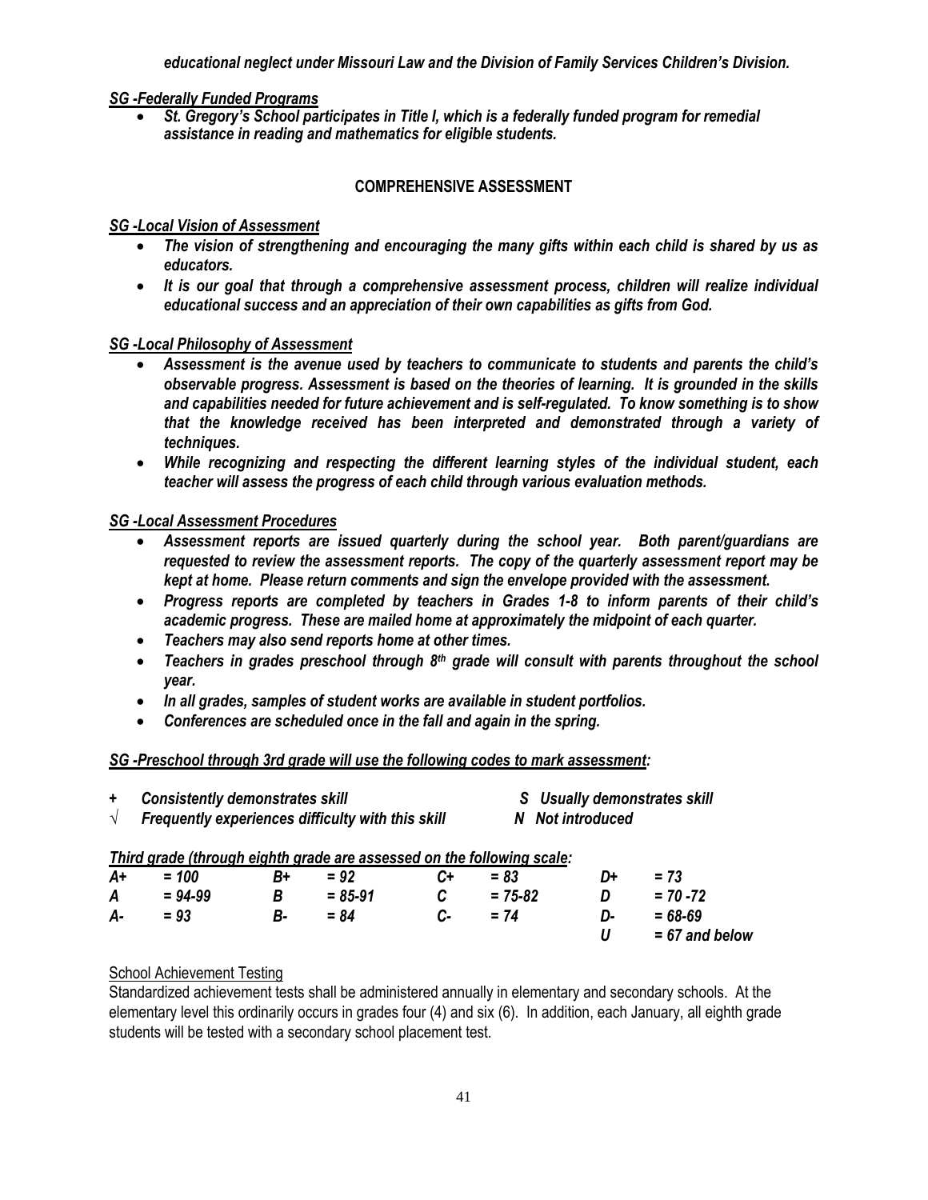***educational neglect under Missouri Law and the Division of Family Services Children's Division.***

***<u>SG -Federally Funded Programs</u>***

- ***St. Gregory's School participates in Title I, which is a federally funded program for remedial assistance in reading and mathematics for eligible students.***

## COMPREHENSIVE ASSESSMENT

***<u>SG -Local Vision of Assessment</u>***

- ***The vision of strengthening and encouraging the many gifts within each child is shared by us as educators.***
- ***It is our goal that through a comprehensive assessment process, children will realize individual educational success and an appreciation of their own capabilities as gifts from God.***

***<u>SG -Local Philosophy of Assessment</u>***

- ***Assessment is the avenue used by teachers to communicate to students and parents the child's observable progress. Assessment is based on the theories of learning. It is grounded in the skills and capabilities needed for future achievement and is self-regulated. To know something is to show that the knowledge received has been interpreted and demonstrated through a variety of techniques.***
- ***While recognizing and respecting the different learning styles of the individual student, each teacher will assess the progress of each child through various evaluation methods.***

***<u>SG -Local Assessment Procedures</u>***

- ***Assessment reports are issued quarterly during the school year. Both parent/guardians are requested to review the assessment reports. The copy of the quarterly assessment report may be kept at home. Please return comments and sign the envelope provided with the assessment.***
- ***Progress reports are completed by teachers in Grades 1-8 to inform parents of their child's academic progress. These are mailed home at approximately the midpoint of each quarter.***
- ***Teachers may also send reports home at other times.***
- ***Teachers in grades preschool through 8th grade will consult with parents throughout the school year.***
- ***In all grades, samples of student works are available in student portfolios.***
- ***Conferences are scheduled once in the fall and again in the spring.***

***<u>SG -Preschool through 3rd grade will use the following codes to mark assessment</u>:***

| | | | |
|---|---|---|---|
| ***+*** | ***Consistently demonstrates skill*** | ***S*** | ***Usually demonstrates skill*** |
| √ | ***Frequently experiences difficulty with this skill*** | ***N*** | ***Not introduced*** |

***<u>Third grade (through eighth grade are assessed on the following scale</u>:***

| | | | | | | | |
|---|---|---|---|---|---|---|---|
| ***A+*** | ***= 100*** | ***B+*** | ***= 92*** | ***C+*** | ***= 83*** | ***D+*** | ***= 73*** |
| ***A*** | ***= 94-99*** | ***B*** | ***= 85-91*** | ***C*** | ***= 75-82*** | ***D*** | ***= 70 -72*** |
| ***A-*** | ***= 93*** | ***B-*** | ***= 84*** | ***C-*** | ***= 74*** | ***D-*** | ***= 68-69*** |
| | | | | | | ***U*** | ***= 67 and below*** |

<u>School Achievement Testing</u>

Standardized achievement tests shall be administered annually in elementary and secondary schools. At the elementary level this ordinarily occurs in grades four (4) and six (6). In addition, each January, all eighth grade students will be tested with a secondary school placement test.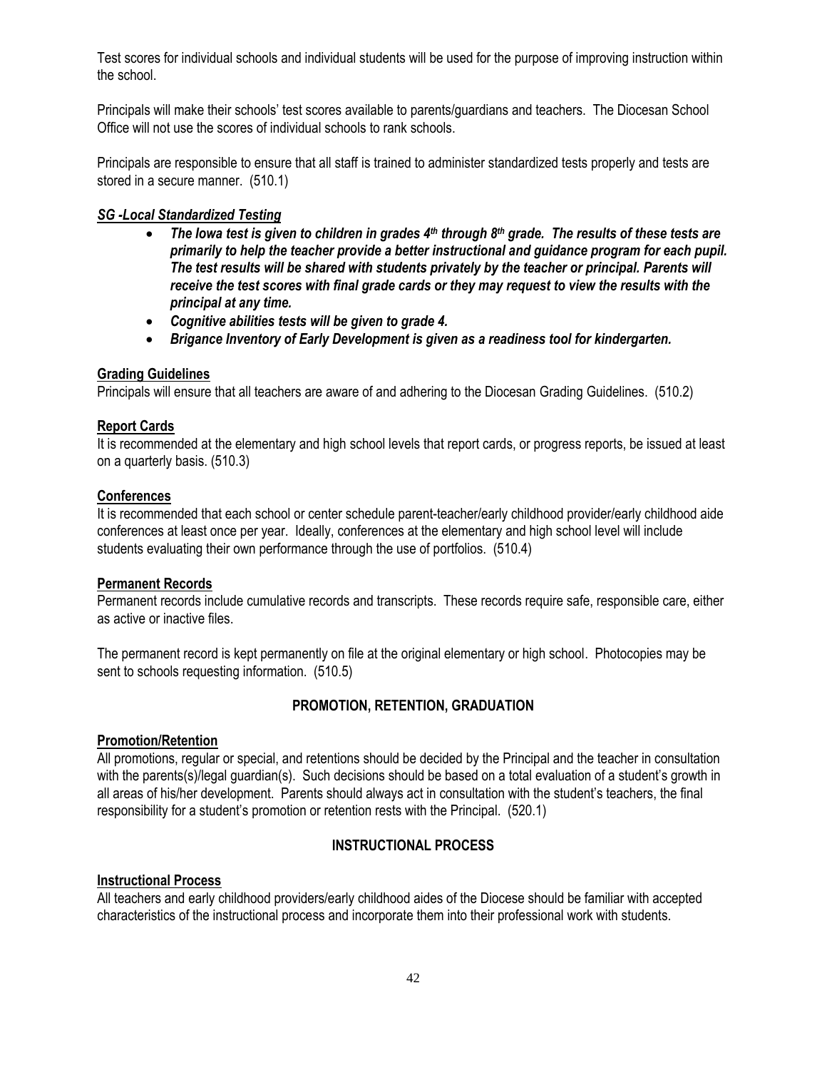Test scores for individual schools and individual students will be used for the purpose of improving instruction within the school.

Principals will make their schools' test scores available to parents/guardians and teachers. The Diocesan School Office will not use the scores of individual schools to rank schools.

Principals are responsible to ensure that all staff is trained to administer standardized tests properly and tests are stored in a secure manner. (510.1)

***SG -Local Standardized Testing***

- ***The Iowa test is given to children in grades 4th through 8th grade. The results of these tests are primarily to help the teacher provide a better instructional and guidance program for each pupil. The test results will be shared with students privately by the teacher or principal. Parents will receive the test scores with final grade cards or they may request to view the results with the principal at any time.***
- ***Cognitive abilities tests will be given to grade 4.***
- ***Brigance Inventory of Early Development is given as a readiness tool for kindergarten.***

**Grading Guidelines**

Principals will ensure that all teachers are aware of and adhering to the Diocesan Grading Guidelines. (510.2)

**Report Cards**

It is recommended at the elementary and high school levels that report cards, or progress reports, be issued at least on a quarterly basis. (510.3)

**Conferences**

It is recommended that each school or center schedule parent-teacher/early childhood provider/early childhood aide conferences at least once per year. Ideally, conferences at the elementary and high school level will include students evaluating their own performance through the use of portfolios. (510.4)

**Permanent Records**

Permanent records include cumulative records and transcripts. These records require safe, responsible care, either as active or inactive files.

The permanent record is kept permanently on file at the original elementary or high school. Photocopies may be sent to schools requesting information. (510.5)

## PROMOTION, RETENTION, GRADUATION

**Promotion/Retention**

All promotions, regular or special, and retentions should be decided by the Principal and the teacher in consultation with the parents(s)/legal guardian(s). Such decisions should be based on a total evaluation of a student's growth in all areas of his/her development. Parents should always act in consultation with the student's teachers, the final responsibility for a student's promotion or retention rests with the Principal. (520.1)

## INSTRUCTIONAL PROCESS

**Instructional Process**

All teachers and early childhood providers/early childhood aides of the Diocese should be familiar with accepted characteristics of the instructional process and incorporate them into their professional work with students.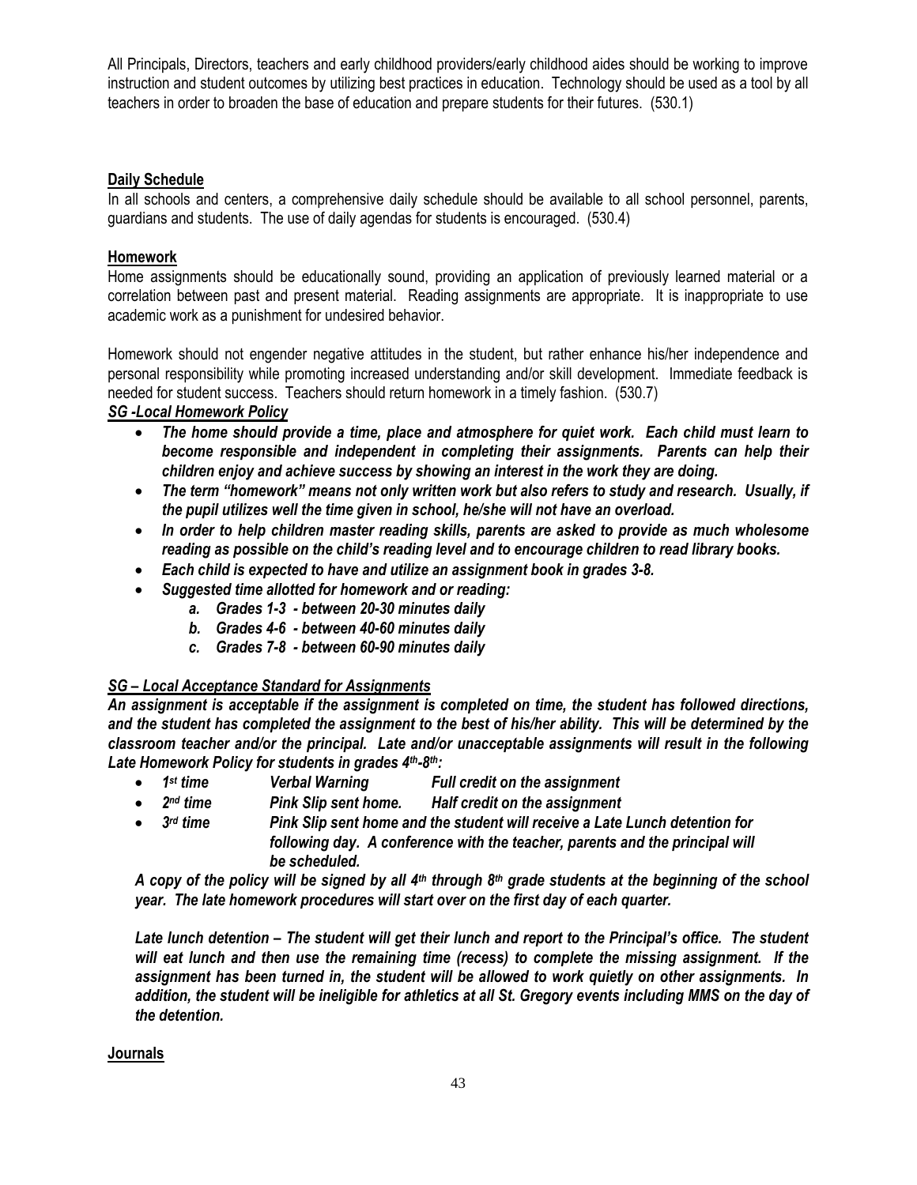All Principals, Directors, teachers and early childhood providers/early childhood aides should be working to improve instruction and student outcomes by utilizing best practices in education. Technology should be used as a tool by all teachers in order to broaden the base of education and prepare students for their futures. (530.1)

## Daily Schedule

In all schools and centers, a comprehensive daily schedule should be available to all school personnel, parents, guardians and students. The use of daily agendas for students is encouraged. (530.4)

## Homework

Home assignments should be educationally sound, providing an application of previously learned material or a correlation between past and present material. Reading assignments are appropriate. It is inappropriate to use academic work as a punishment for undesired behavior.

Homework should not engender negative attitudes in the student, but rather enhance his/her independence and personal responsibility while promoting increased understanding and/or skill development. Immediate feedback is needed for student success. Teachers should return homework in a timely fashion. (530.7)

### *SG -Local Homework Policy*

- ***The home should provide a time, place and atmosphere for quiet work. Each child must learn to become responsible and independent in completing their assignments. Parents can help their children enjoy and achieve success by showing an interest in the work they are doing.***
- ***The term "homework" means not only written work but also refers to study and research. Usually, if the pupil utilizes well the time given in school, he/she will not have an overload.***
- ***In order to help children master reading skills, parents are asked to provide as much wholesome reading as possible on the child's reading level and to encourage children to read library books.***
- ***Each child is expected to have and utilize an assignment book in grades 3-8.***
- ***Suggested time allotted for homework and or reading:***
  - a. ***Grades 1-3 - between 20-30 minutes daily***
  - b. ***Grades 4-6 - between 40-60 minutes daily***
  - c. ***Grades 7-8 - between 60-90 minutes daily***

### *SG – Local Acceptance Standard for Assignments*

***An assignment is acceptable if the assignment is completed on time, the student has followed directions, and the student has completed the assignment to the best of his/her ability. This will be determined by the classroom teacher and/or the principal. Late and/or unacceptable assignments will result in the following Late Homework Policy for students in grades 4th-8th:***

- ***1st time — Verbal Warning — Full credit on the assignment***
- ***2nd time — Pink Slip sent home. — Half credit on the assignment***
- ***3rd time — Pink Slip sent home and the student will receive a Late Lunch detention for following day. A conference with the teacher, parents and the principal will be scheduled.***

***A copy of the policy will be signed by all 4th through 8th grade students at the beginning of the school year. The late homework procedures will start over on the first day of each quarter.***

***Late lunch detention – The student will get their lunch and report to the Principal's office. The student will eat lunch and then use the remaining time (recess) to complete the missing assignment. If the assignment has been turned in, the student will be allowed to work quietly on other assignments. In addition, the student will be ineligible for athletics at all St. Gregory events including MMS on the day of the detention.***

## Journals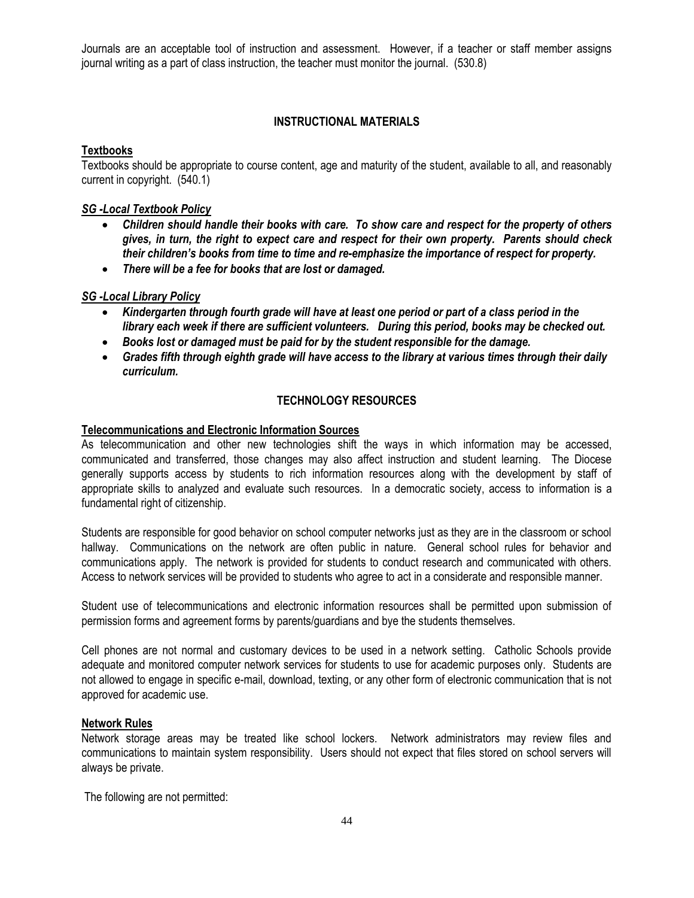Journals are an acceptable tool of instruction and assessment. However, if a teacher or staff member assigns journal writing as a part of class instruction, the teacher must monitor the journal. (530.8)

## INSTRUCTIONAL MATERIALS

### Textbooks

Textbooks should be appropriate to course content, age and maturity of the student, available to all, and reasonably current in copyright. (540.1)

### *SG -Local Textbook Policy*

- ***Children should handle their books with care. To show care and respect for the property of others gives, in turn, the right to expect care and respect for their own property. Parents should check their children's books from time to time and re-emphasize the importance of respect for property.***
- ***There will be a fee for books that are lost or damaged.***

### *SG -Local Library Policy*

- ***Kindergarten through fourth grade will have at least one period or part of a class period in the library each week if there are sufficient volunteers. During this period, books may be checked out.***
- ***Books lost or damaged must be paid for by the student responsible for the damage.***
- ***Grades fifth through eighth grade will have access to the library at various times through their daily curriculum.***

## TECHNOLOGY RESOURCES

### Telecommunications and Electronic Information Sources

As telecommunication and other new technologies shift the ways in which information may be accessed, communicated and transferred, those changes may also affect instruction and student learning. The Diocese generally supports access by students to rich information resources along with the development by staff of appropriate skills to analyzed and evaluate such resources. In a democratic society, access to information is a fundamental right of citizenship.

Students are responsible for good behavior on school computer networks just as they are in the classroom or school hallway. Communications on the network are often public in nature. General school rules for behavior and communications apply. The network is provided for students to conduct research and communicated with others. Access to network services will be provided to students who agree to act in a considerate and responsible manner.

Student use of telecommunications and electronic information resources shall be permitted upon submission of permission forms and agreement forms by parents/guardians and bye the students themselves.

Cell phones are not normal and customary devices to be used in a network setting. Catholic Schools provide adequate and monitored computer network services for students to use for academic purposes only. Students are not allowed to engage in specific e-mail, download, texting, or any other form of electronic communication that is not approved for academic use.

### Network Rules

Network storage areas may be treated like school lockers. Network administrators may review files and communications to maintain system responsibility. Users should not expect that files stored on school servers will always be private.

The following are not permitted: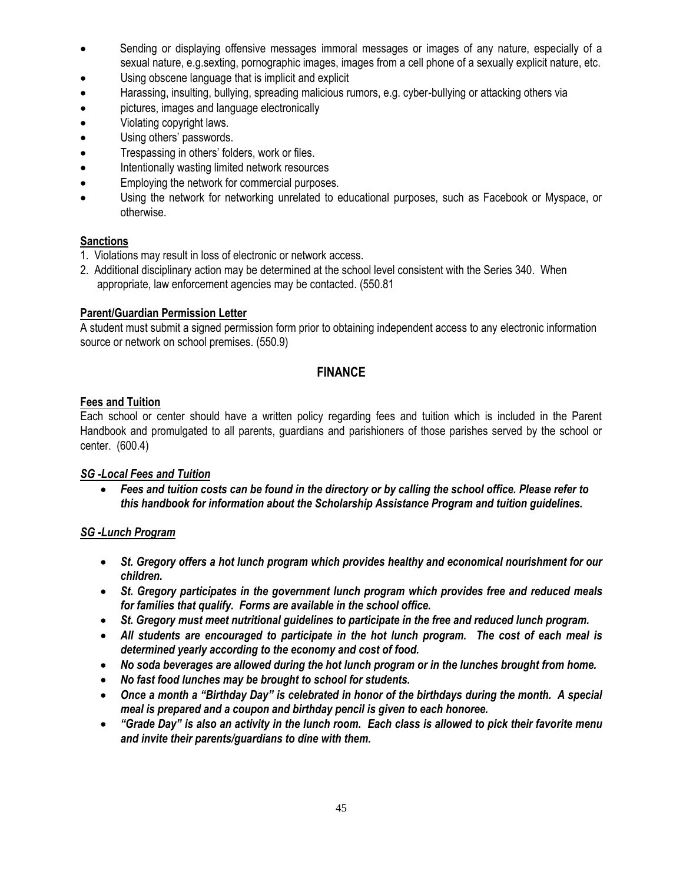- Sending or displaying offensive messages immoral messages or images of any nature, especially of a sexual nature, e.g.sexting, pornographic images, images from a cell phone of a sexually explicit nature, etc.
- Using obscene language that is implicit and explicit
- Harassing, insulting, bullying, spreading malicious rumors, e.g. cyber-bullying or attacking others via
- pictures, images and language electronically
- Violating copyright laws.
- Using others' passwords.
- Trespassing in others' folders, work or files.
- Intentionally wasting limited network resources
- Employing the network for commercial purposes.
- Using the network for networking unrelated to educational purposes, such as Facebook or Myspace, or otherwise.

**Sanctions**

1. Violations may result in loss of electronic or network access.
2. Additional disciplinary action may be determined at the school level consistent with the Series 340. When appropriate, law enforcement agencies may be contacted. (550.81

**Parent/Guardian Permission Letter**

A student must submit a signed permission form prior to obtaining independent access to any electronic information source or network on school premises. (550.9)

## FINANCE

**Fees and Tuition**

Each school or center should have a written policy regarding fees and tuition which is included in the Parent Handbook and promulgated to all parents, guardians and parishioners of those parishes served by the school or center. (600.4)

***SG -Local Fees and Tuition***

- ***Fees and tuition costs can be found in the directory or by calling the school office. Please refer to this handbook for information about the Scholarship Assistance Program and tuition guidelines.***

***SG -Lunch Program***

- ***St. Gregory offers a hot lunch program which provides healthy and economical nourishment for our children.***
- ***St. Gregory participates in the government lunch program which provides free and reduced meals for families that qualify. Forms are available in the school office.***
- ***St. Gregory must meet nutritional guidelines to participate in the free and reduced lunch program.***
- ***All students are encouraged to participate in the hot lunch program. The cost of each meal is determined yearly according to the economy and cost of food.***
- ***No soda beverages are allowed during the hot lunch program or in the lunches brought from home.***
- ***No fast food lunches may be brought to school for students.***
- ***Once a month a "Birthday Day" is celebrated in honor of the birthdays during the month. A special meal is prepared and a coupon and birthday pencil is given to each honoree.***
- ***"Grade Day" is also an activity in the lunch room. Each class is allowed to pick their favorite menu and invite their parents/guardians to dine with them.***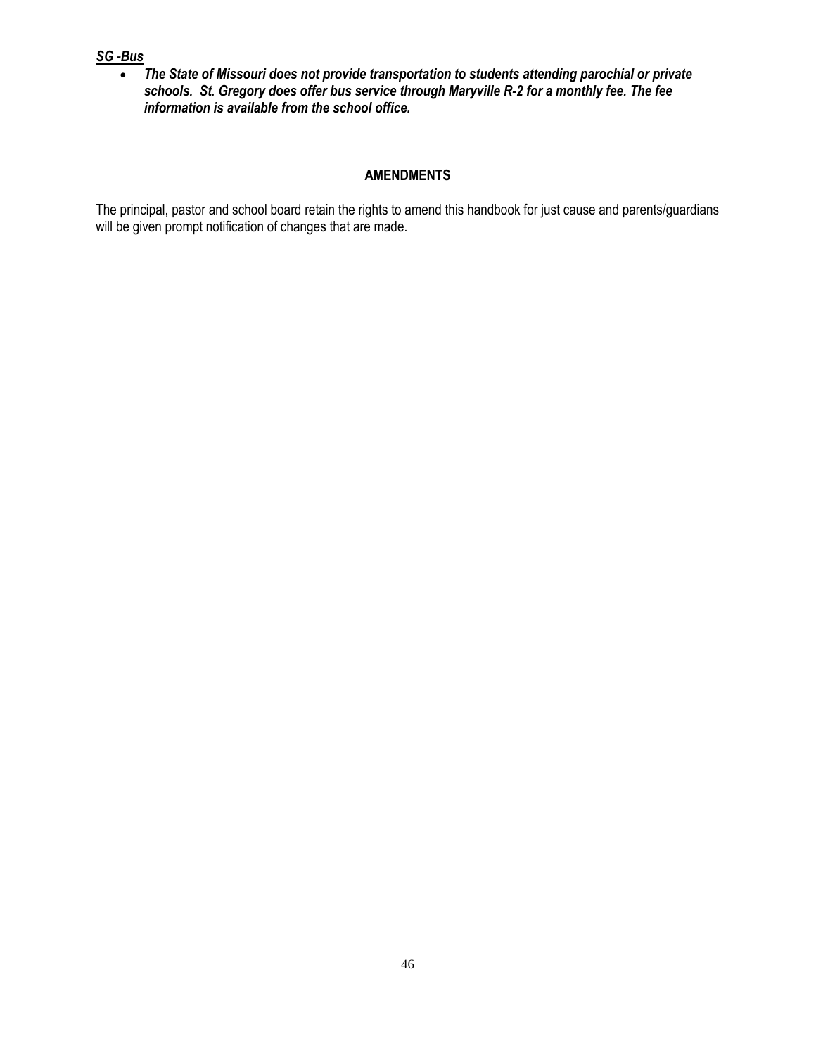***SG -Bus***

- ***The State of Missouri does not provide transportation to students attending parochial or private schools. St. Gregory does offer bus service through Maryville R-2 for a monthly fee. The fee information is available from the school office.***

## AMENDMENTS

The principal, pastor and school board retain the rights to amend this handbook for just cause and parents/guardians will be given prompt notification of changes that are made.